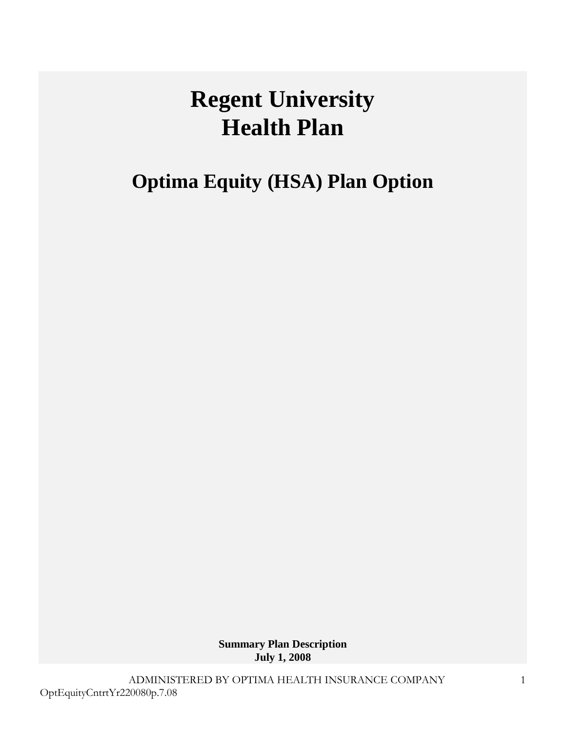# Regent University Health Plan

## Optima Equity (HSA) Plan Option

**Summary Plan Description**
**July 1, 2008**

ADMINISTERED BY OPTIMA HEALTH INSURANCE COMPANY

OptEquityCntrtYr220080p.7.08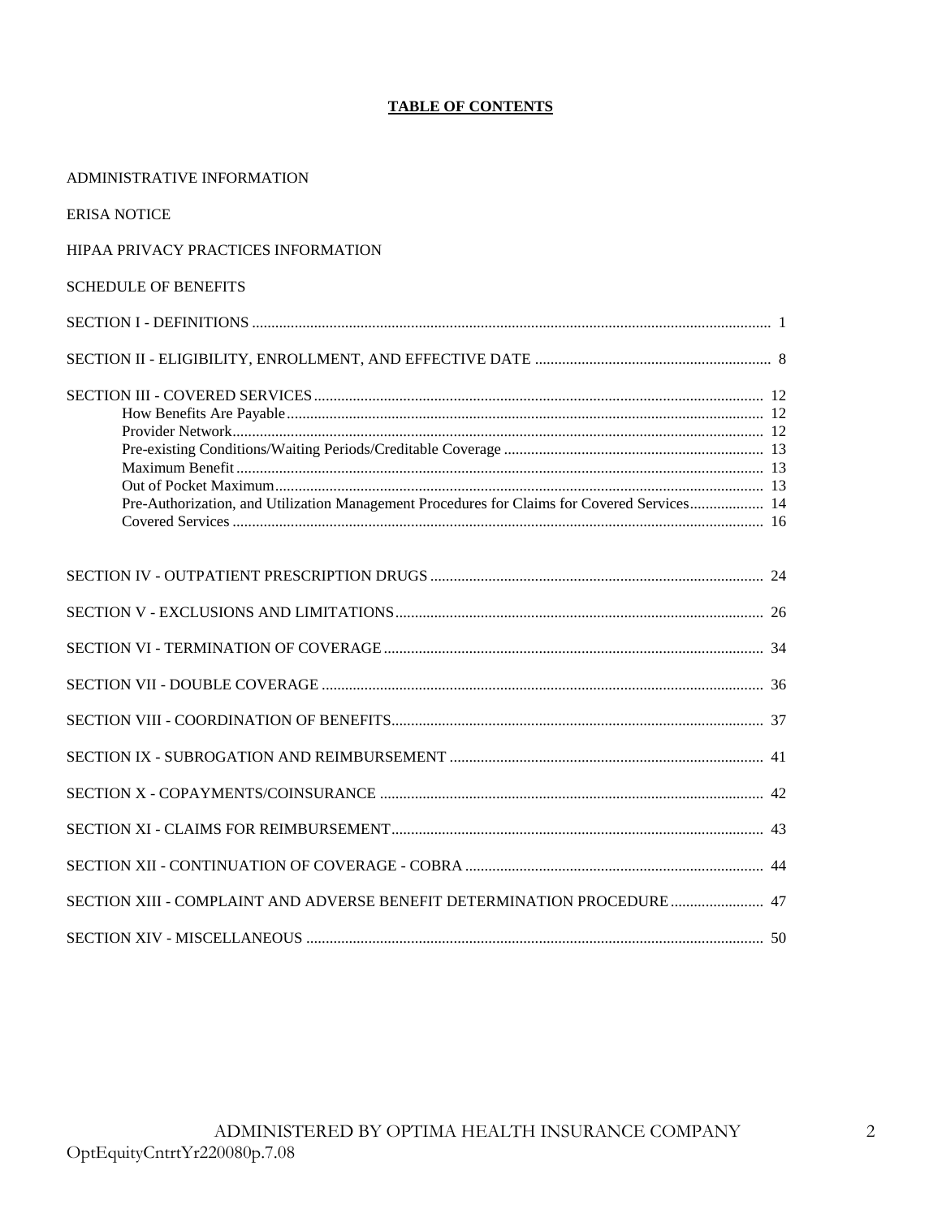# TABLE OF CONTENTS

ADMINISTRATIVE INFORMATION

ERISA NOTICE

HIPAA PRIVACY PRACTICES INFORMATION

SCHEDULE OF BENEFITS

SECTION I - DEFINITIONS ........................................................................................................................... 1

SECTION II - ELIGIBILITY, ENROLLMENT, AND EFFECTIVE DATE ............................................................ 8

SECTION III - COVERED SERVICES ............................................................................................................ 12
- How Benefits Are Payable ........................................................................................................................... 12
- Provider Network .......................................................................................................................................... 12
- Pre-existing Conditions/Waiting Periods/Creditable Coverage ........................................................... 13
- Maximum Benefit .......................................................................................................................................... 13
- Out of Pocket Maximum ............................................................................................................................... 13
- Pre-Authorization, and Utilization Management Procedures for Claims for Covered Services ................... 14
- Covered Services ........................................................................................................................................... 16

SECTION IV - OUTPATIENT PRESCRIPTION DRUGS ................................................................................ 24

SECTION V - EXCLUSIONS AND LIMITATIONS ........................................................................................ 26

SECTION VI - TERMINATION OF COVERAGE ........................................................................................... 34

SECTION VII - DOUBLE COVERAGE ........................................................................................................... 36

SECTION VIII - COORDINATION OF BENEFITS .......................................................................................... 37

SECTION IX - SUBROGATION AND REIMBURSEMENT ............................................................................ 41

SECTION X - COPAYMENTS/COINSURANCE ............................................................................................. 42

SECTION XI - CLAIMS FOR REIMBURSEMENT .......................................................................................... 43

SECTION XII - CONTINUATION OF COVERAGE - COBRA ........................................................................ 44

SECTION XIII - COMPLAINT AND ADVERSE BENEFIT DETERMINATION PROCEDURE ........................ 47

SECTION XIV - MISCELLANEOUS ............................................................................................................... 50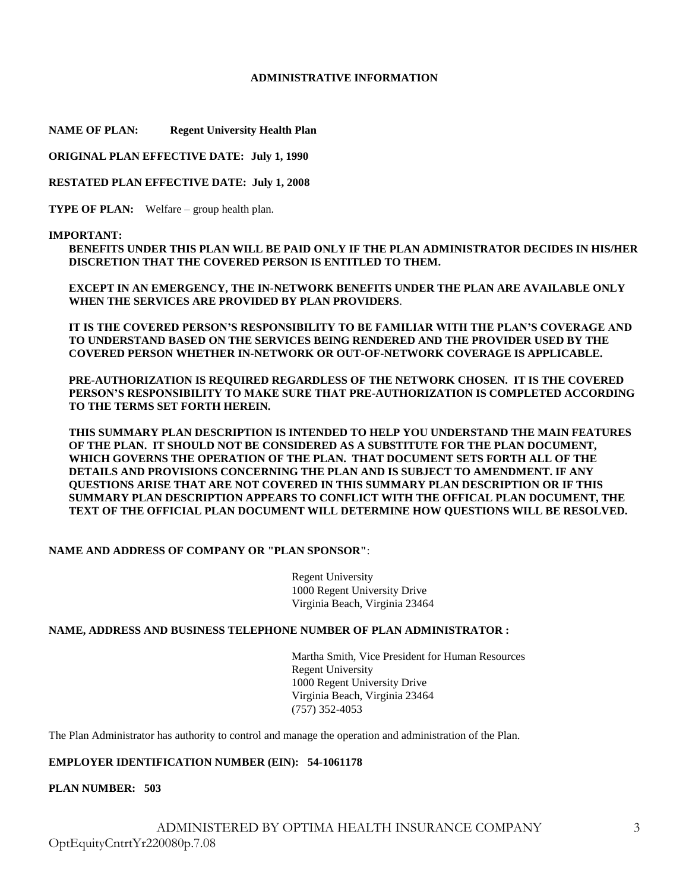## ADMINISTRATIVE INFORMATION

**NAME OF PLAN:** **Regent University Health Plan**

**ORIGINAL PLAN EFFECTIVE DATE: July 1, 1990**

**RESTATED PLAN EFFECTIVE DATE: July 1, 2008**

**TYPE OF PLAN:** Welfare – group health plan.

**IMPORTANT:**

**BENEFITS UNDER THIS PLAN WILL BE PAID ONLY IF THE PLAN ADMINISTRATOR DECIDES IN HIS/HER DISCRETION THAT THE COVERED PERSON IS ENTITLED TO THEM.**

**EXCEPT IN AN EMERGENCY, THE IN-NETWORK BENEFITS UNDER THE PLAN ARE AVAILABLE ONLY WHEN THE SERVICES ARE PROVIDED BY PLAN PROVIDERS**.

**IT IS THE COVERED PERSON'S RESPONSIBILITY TO BE FAMILIAR WITH THE PLAN'S COVERAGE AND TO UNDERSTAND BASED ON THE SERVICES BEING RENDERED AND THE PROVIDER USED BY THE COVERED PERSON WHETHER IN-NETWORK OR OUT-OF-NETWORK COVERAGE IS APPLICABLE.**

**PRE-AUTHORIZATION IS REQUIRED REGARDLESS OF THE NETWORK CHOSEN. IT IS THE COVERED PERSON'S RESPONSIBILITY TO MAKE SURE THAT PRE-AUTHORIZATION IS COMPLETED ACCORDING TO THE TERMS SET FORTH HEREIN.**

**THIS SUMMARY PLAN DESCRIPTION IS INTENDED TO HELP YOU UNDERSTAND THE MAIN FEATURES OF THE PLAN. IT SHOULD NOT BE CONSIDERED AS A SUBSTITUTE FOR THE PLAN DOCUMENT, WHICH GOVERNS THE OPERATION OF THE PLAN. THAT DOCUMENT SETS FORTH ALL OF THE DETAILS AND PROVISIONS CONCERNING THE PLAN AND IS SUBJECT TO AMENDMENT. IF ANY QUESTIONS ARISE THAT ARE NOT COVERED IN THIS SUMMARY PLAN DESCRIPTION OR IF THIS SUMMARY PLAN DESCRIPTION APPEARS TO CONFLICT WITH THE OFFICAL PLAN DOCUMENT, THE TEXT OF THE OFFICIAL PLAN DOCUMENT WILL DETERMINE HOW QUESTIONS WILL BE RESOLVED.**

**NAME AND ADDRESS OF COMPANY OR "PLAN SPONSOR"**:

Regent University
1000 Regent University Drive
Virginia Beach, Virginia 23464

**NAME, ADDRESS AND BUSINESS TELEPHONE NUMBER OF PLAN ADMINISTRATOR :**

Martha Smith, Vice President for Human Resources
Regent University
1000 Regent University Drive
Virginia Beach, Virginia 23464
(757) 352-4053

The Plan Administrator has authority to control and manage the operation and administration of the Plan.

**EMPLOYER IDENTIFICATION NUMBER (EIN): 54-1061178**

**PLAN NUMBER: 503**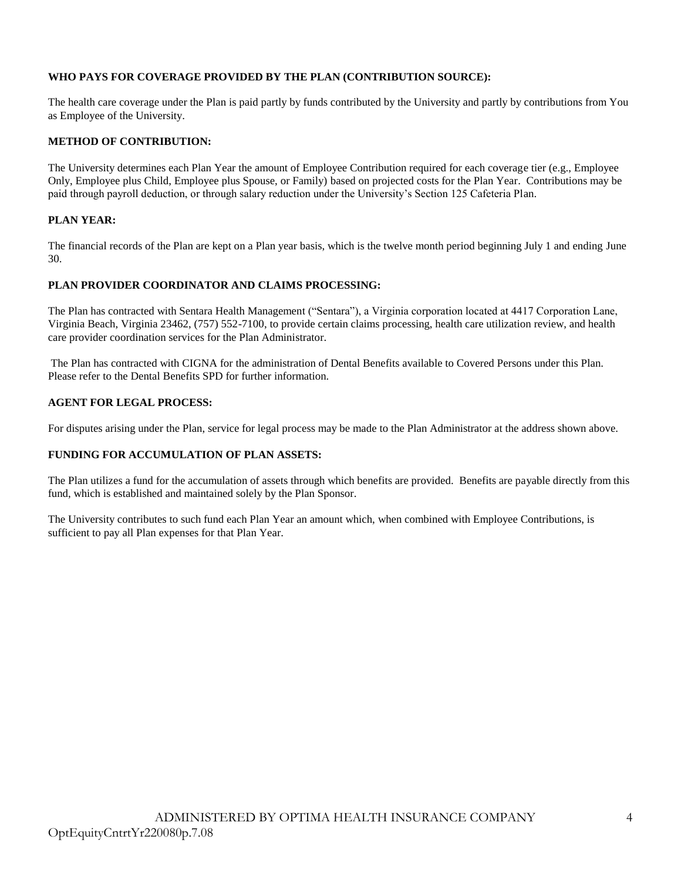**WHO PAYS FOR COVERAGE PROVIDED BY THE PLAN (CONTRIBUTION SOURCE):**

The health care coverage under the Plan is paid partly by funds contributed by the University and partly by contributions from You as Employee of the University.

**METHOD OF CONTRIBUTION:**

The University determines each Plan Year the amount of Employee Contribution required for each coverage tier (e.g., Employee Only, Employee plus Child, Employee plus Spouse, or Family) based on projected costs for the Plan Year. Contributions may be paid through payroll deduction, or through salary reduction under the University's Section 125 Cafeteria Plan.

**PLAN YEAR:**

The financial records of the Plan are kept on a Plan year basis, which is the twelve month period beginning July 1 and ending June 30.

**PLAN PROVIDER COORDINATOR AND CLAIMS PROCESSING:**

The Plan has contracted with Sentara Health Management ("Sentara"), a Virginia corporation located at 4417 Corporation Lane, Virginia Beach, Virginia 23462, (757) 552-7100, to provide certain claims processing, health care utilization review, and health care provider coordination services for the Plan Administrator.

The Plan has contracted with CIGNA for the administration of Dental Benefits available to Covered Persons under this Plan. Please refer to the Dental Benefits SPD for further information.

**AGENT FOR LEGAL PROCESS:**

For disputes arising under the Plan, service for legal process may be made to the Plan Administrator at the address shown above.

**FUNDING FOR ACCUMULATION OF PLAN ASSETS:**

The Plan utilizes a fund for the accumulation of assets through which benefits are provided. Benefits are payable directly from this fund, which is established and maintained solely by the Plan Sponsor.

The University contributes to such fund each Plan Year an amount which, when combined with Employee Contributions, is sufficient to pay all Plan expenses for that Plan Year.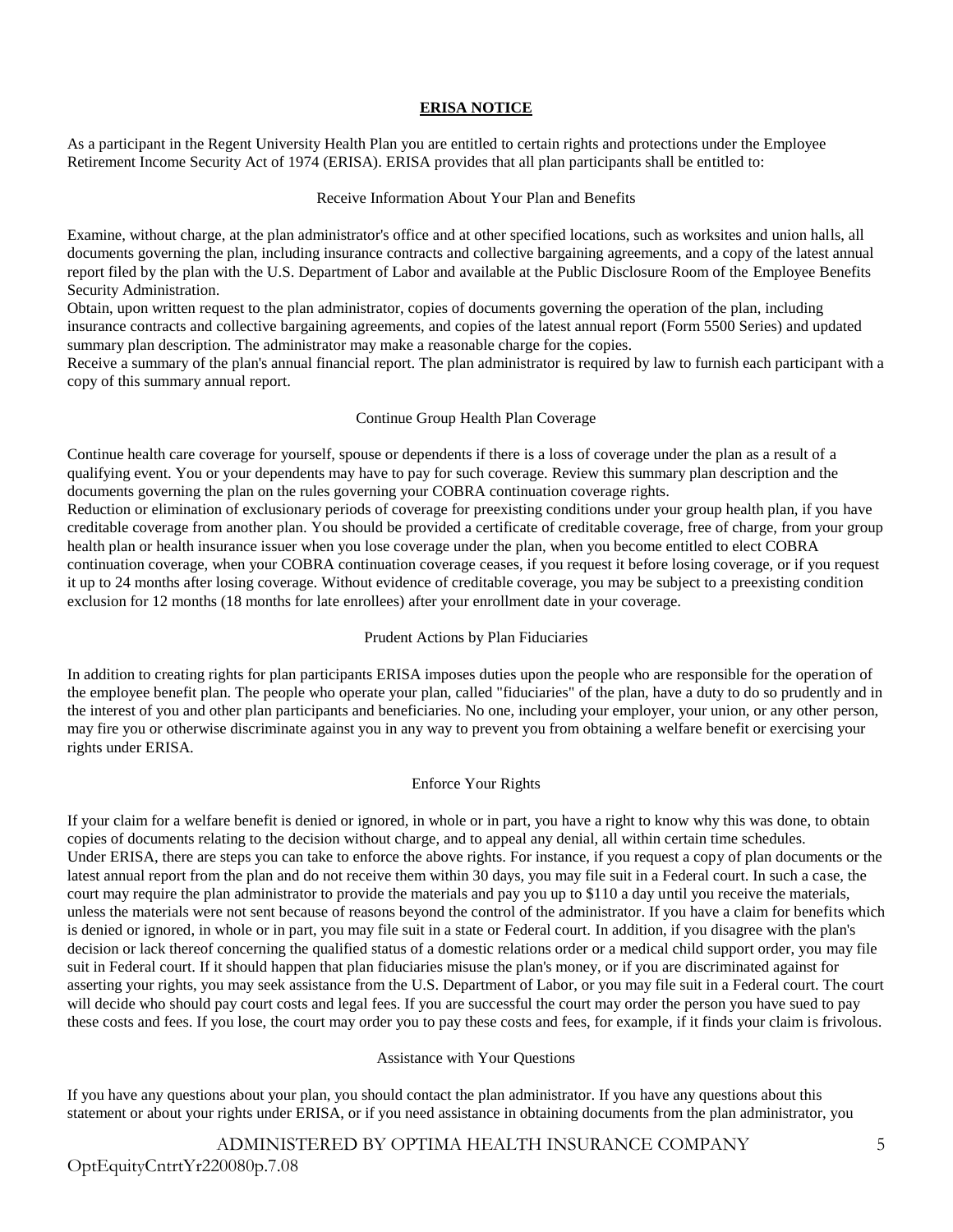## ERISA NOTICE

As a participant in the Regent University Health Plan you are entitled to certain rights and protections under the Employee Retirement Income Security Act of 1974 (ERISA). ERISA provides that all plan participants shall be entitled to:

### Receive Information About Your Plan and Benefits

Examine, without charge, at the plan administrator's office and at other specified locations, such as worksites and union halls, all documents governing the plan, including insurance contracts and collective bargaining agreements, and a copy of the latest annual report filed by the plan with the U.S. Department of Labor and available at the Public Disclosure Room of the Employee Benefits Security Administration.

Obtain, upon written request to the plan administrator, copies of documents governing the operation of the plan, including insurance contracts and collective bargaining agreements, and copies of the latest annual report (Form 5500 Series) and updated summary plan description. The administrator may make a reasonable charge for the copies.

Receive a summary of the plan's annual financial report. The plan administrator is required by law to furnish each participant with a copy of this summary annual report.

### Continue Group Health Plan Coverage

Continue health care coverage for yourself, spouse or dependents if there is a loss of coverage under the plan as a result of a qualifying event. You or your dependents may have to pay for such coverage. Review this summary plan description and the documents governing the plan on the rules governing your COBRA continuation coverage rights.

Reduction or elimination of exclusionary periods of coverage for preexisting conditions under your group health plan, if you have creditable coverage from another plan. You should be provided a certificate of creditable coverage, free of charge, from your group health plan or health insurance issuer when you lose coverage under the plan, when you become entitled to elect COBRA continuation coverage, when your COBRA continuation coverage ceases, if you request it before losing coverage, or if you request it up to 24 months after losing coverage. Without evidence of creditable coverage, you may be subject to a preexisting condition exclusion for 12 months (18 months for late enrollees) after your enrollment date in your coverage.

### Prudent Actions by Plan Fiduciaries

In addition to creating rights for plan participants ERISA imposes duties upon the people who are responsible for the operation of the employee benefit plan. The people who operate your plan, called "fiduciaries" of the plan, have a duty to do so prudently and in the interest of you and other plan participants and beneficiaries. No one, including your employer, your union, or any other person, may fire you or otherwise discriminate against you in any way to prevent you from obtaining a welfare benefit or exercising your rights under ERISA.

### Enforce Your Rights

If your claim for a welfare benefit is denied or ignored, in whole or in part, you have a right to know why this was done, to obtain copies of documents relating to the decision without charge, and to appeal any denial, all within certain time schedules.

Under ERISA, there are steps you can take to enforce the above rights. For instance, if you request a copy of plan documents or the latest annual report from the plan and do not receive them within 30 days, you may file suit in a Federal court. In such a case, the court may require the plan administrator to provide the materials and pay you up to $110 a day until you receive the materials, unless the materials were not sent because of reasons beyond the control of the administrator. If you have a claim for benefits which is denied or ignored, in whole or in part, you may file suit in a state or Federal court. In addition, if you disagree with the plan's decision or lack thereof concerning the qualified status of a domestic relations order or a medical child support order, you may file suit in Federal court. If it should happen that plan fiduciaries misuse the plan's money, or if you are discriminated against for asserting your rights, you may seek assistance from the U.S. Department of Labor, or you may file suit in a Federal court. The court will decide who should pay court costs and legal fees. If you are successful the court may order the person you have sued to pay these costs and fees. If you lose, the court may order you to pay these costs and fees, for example, if it finds your claim is frivolous.

### Assistance with Your Questions

If you have any questions about your plan, you should contact the plan administrator. If you have any questions about this statement or about your rights under ERISA, or if you need assistance in obtaining documents from the plan administrator, you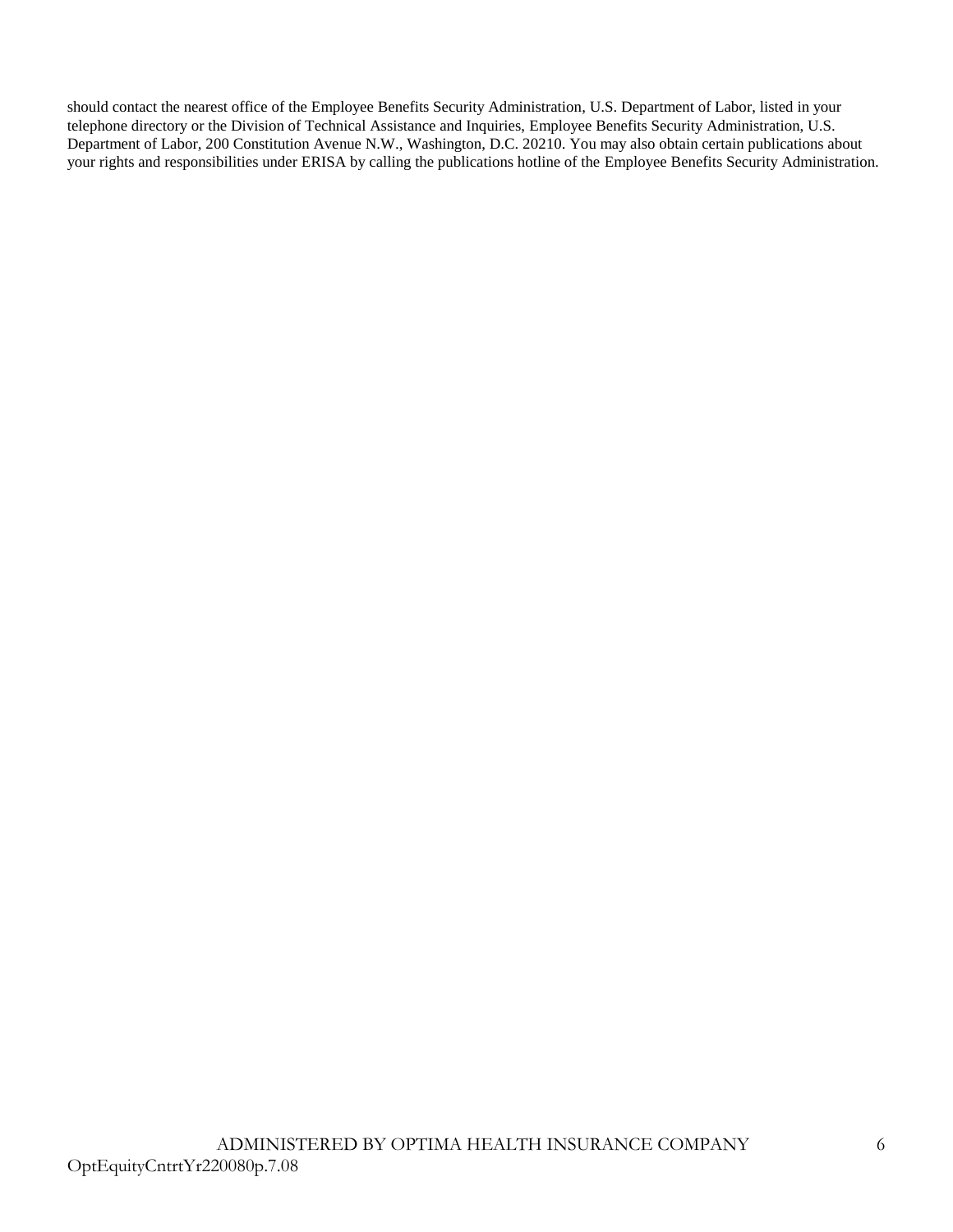should contact the nearest office of the Employee Benefits Security Administration, U.S. Department of Labor, listed in your telephone directory or the Division of Technical Assistance and Inquiries, Employee Benefits Security Administration, U.S. Department of Labor, 200 Constitution Avenue N.W., Washington, D.C. 20210. You may also obtain certain publications about your rights and responsibilities under ERISA by calling the publications hotline of the Employee Benefits Security Administration.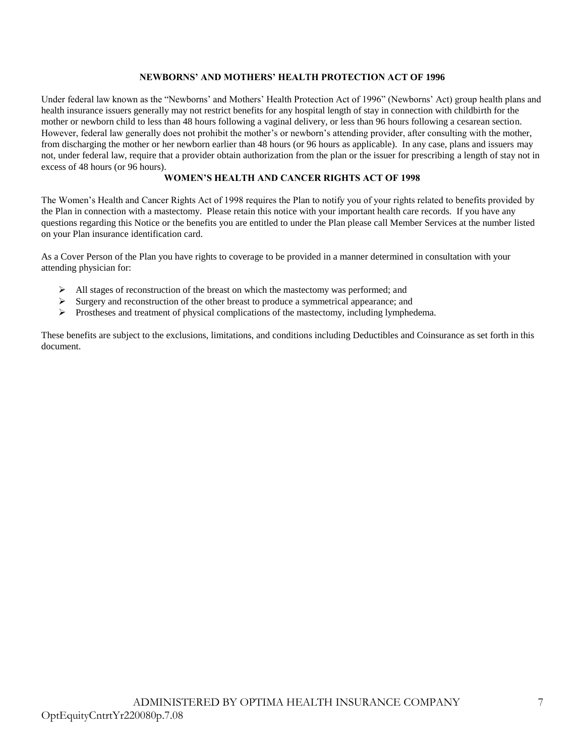## NEWBORNS' AND MOTHERS' HEALTH PROTECTION ACT OF 1996

Under federal law known as the "Newborns' and Mothers' Health Protection Act of 1996" (Newborns' Act) group health plans and health insurance issuers generally may not restrict benefits for any hospital length of stay in connection with childbirth for the mother or newborn child to less than 48 hours following a vaginal delivery, or less than 96 hours following a cesarean section. However, federal law generally does not prohibit the mother's or newborn's attending provider, after consulting with the mother, from discharging the mother or her newborn earlier than 48 hours (or 96 hours as applicable). In any case, plans and issuers may not, under federal law, require that a provider obtain authorization from the plan or the issuer for prescribing a length of stay not in excess of 48 hours (or 96 hours).

## WOMEN'S HEALTH AND CANCER RIGHTS ACT OF 1998

The Women's Health and Cancer Rights Act of 1998 requires the Plan to notify you of your rights related to benefits provided by the Plan in connection with a mastectomy. Please retain this notice with your important health care records. If you have any questions regarding this Notice or the benefits you are entitled to under the Plan please call Member Services at the number listed on your Plan insurance identification card.

As a Cover Person of the Plan you have rights to coverage to be provided in a manner determined in consultation with your attending physician for:

- All stages of reconstruction of the breast on which the mastectomy was performed; and
- Surgery and reconstruction of the other breast to produce a symmetrical appearance; and
- Prostheses and treatment of physical complications of the mastectomy, including lymphedema.

These benefits are subject to the exclusions, limitations, and conditions including Deductibles and Coinsurance as set forth in this document.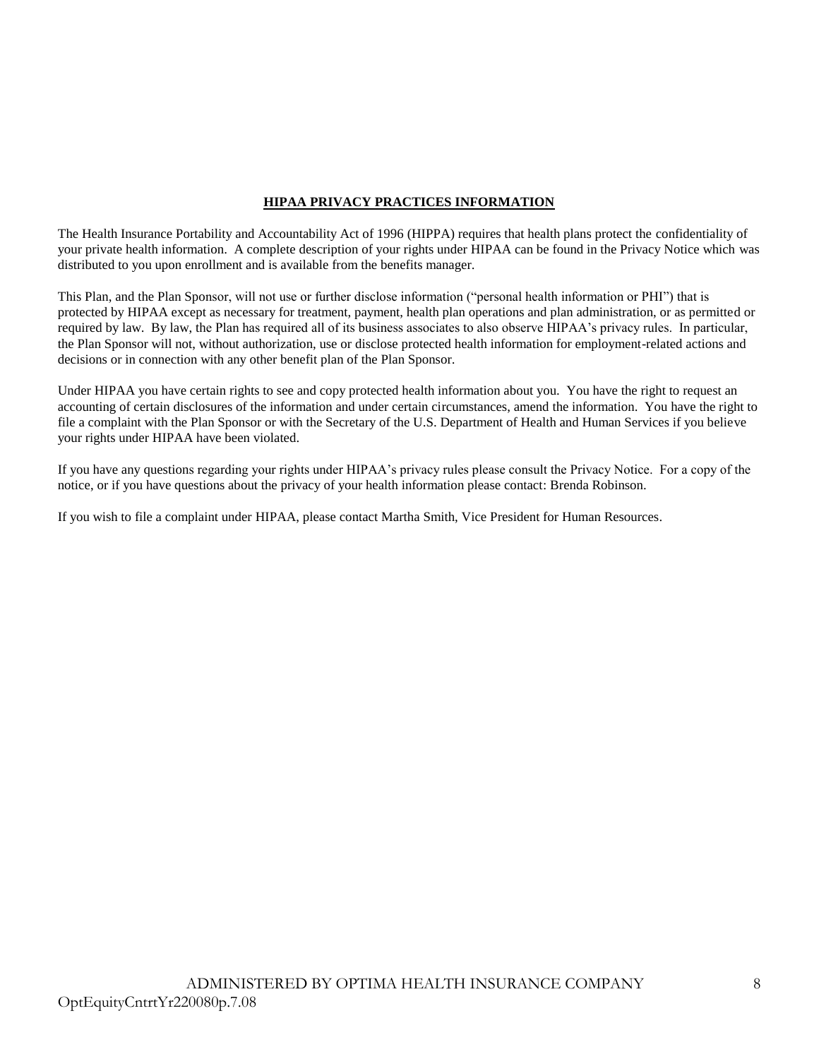## HIPAA PRIVACY PRACTICES INFORMATION

The Health Insurance Portability and Accountability Act of 1996 (HIPPA) requires that health plans protect the confidentiality of your private health information. A complete description of your rights under HIPAA can be found in the Privacy Notice which was distributed to you upon enrollment and is available from the benefits manager.

This Plan, and the Plan Sponsor, will not use or further disclose information ("personal health information or PHI") that is protected by HIPAA except as necessary for treatment, payment, health plan operations and plan administration, or as permitted or required by law. By law, the Plan has required all of its business associates to also observe HIPAA's privacy rules. In particular, the Plan Sponsor will not, without authorization, use or disclose protected health information for employment-related actions and decisions or in connection with any other benefit plan of the Plan Sponsor.

Under HIPAA you have certain rights to see and copy protected health information about you. You have the right to request an accounting of certain disclosures of the information and under certain circumstances, amend the information. You have the right to file a complaint with the Plan Sponsor or with the Secretary of the U.S. Department of Health and Human Services if you believe your rights under HIPAA have been violated.

If you have any questions regarding your rights under HIPAA's privacy rules please consult the Privacy Notice. For a copy of the notice, or if you have questions about the privacy of your health information please contact: Brenda Robinson.

If you wish to file a complaint under HIPAA, please contact Martha Smith, Vice President for Human Resources.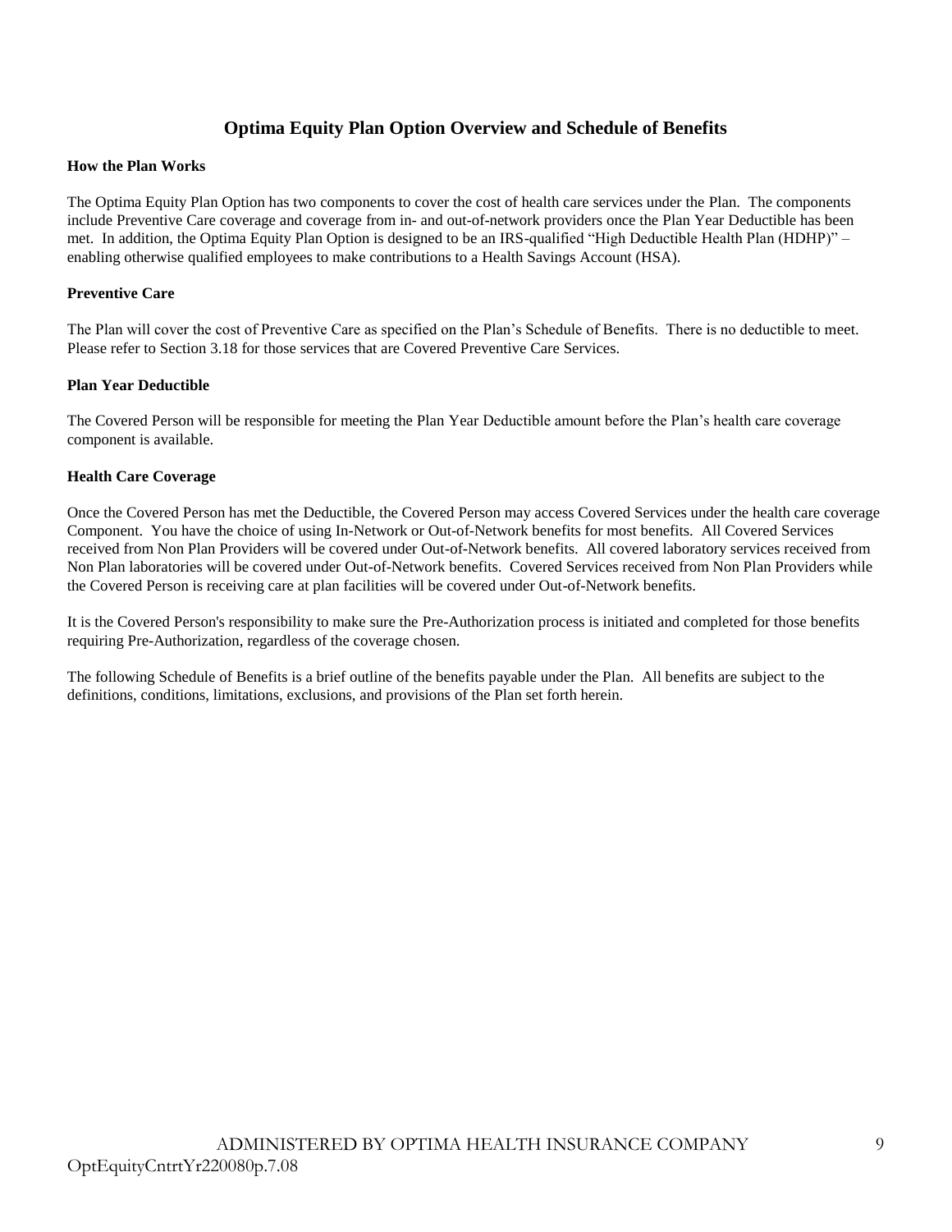## Optima Equity Plan Option Overview and Schedule of Benefits

**How the Plan Works**

The Optima Equity Plan Option has two components to cover the cost of health care services under the Plan. The components include Preventive Care coverage and coverage from in- and out-of-network providers once the Plan Year Deductible has been met. In addition, the Optima Equity Plan Option is designed to be an IRS-qualified "High Deductible Health Plan (HDHP)" – enabling otherwise qualified employees to make contributions to a Health Savings Account (HSA).

**Preventive Care**

The Plan will cover the cost of Preventive Care as specified on the Plan's Schedule of Benefits. There is no deductible to meet. Please refer to Section 3.18 for those services that are Covered Preventive Care Services.

**Plan Year Deductible**

The Covered Person will be responsible for meeting the Plan Year Deductible amount before the Plan's health care coverage component is available.

**Health Care Coverage**

Once the Covered Person has met the Deductible, the Covered Person may access Covered Services under the health care coverage Component. You have the choice of using In-Network or Out-of-Network benefits for most benefits. All Covered Services received from Non Plan Providers will be covered under Out-of-Network benefits. All covered laboratory services received from Non Plan laboratories will be covered under Out-of-Network benefits. Covered Services received from Non Plan Providers while the Covered Person is receiving care at plan facilities will be covered under Out-of-Network benefits.

It is the Covered Person's responsibility to make sure the Pre-Authorization process is initiated and completed for those benefits requiring Pre-Authorization, regardless of the coverage chosen.

The following Schedule of Benefits is a brief outline of the benefits payable under the Plan. All benefits are subject to the definitions, conditions, limitations, exclusions, and provisions of the Plan set forth herein.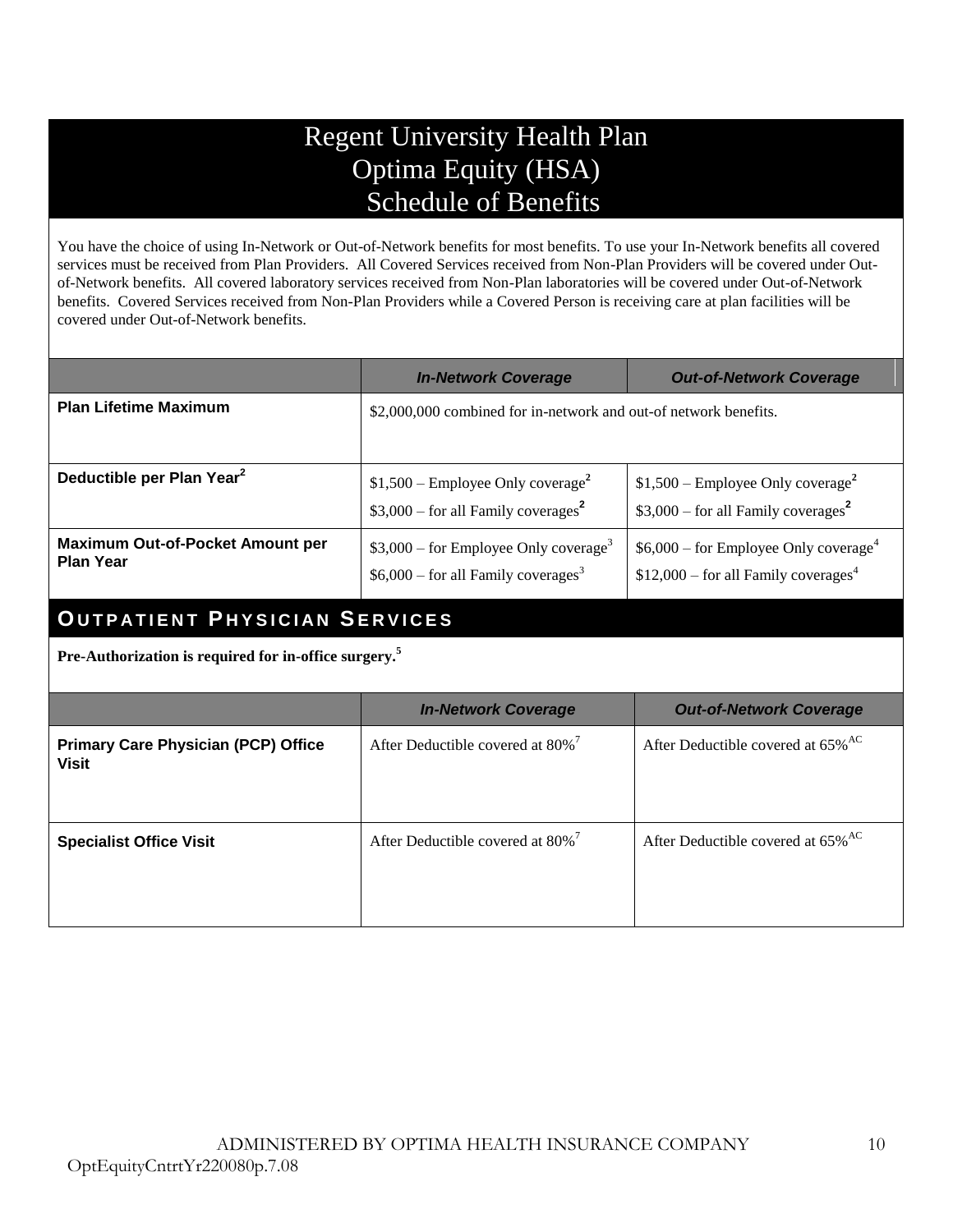# Regent University Health Plan
# Optima Equity (HSA)
# Schedule of Benefits

You have the choice of using In-Network or Out-of-Network benefits for most benefits. To use your In-Network benefits all covered services must be received from Plan Providers. All Covered Services received from Non-Plan Providers will be covered under Out-of-Network benefits. All covered laboratory services received from Non-Plan laboratories will be covered under Out-of-Network benefits. Covered Services received from Non-Plan Providers while a Covered Person is receiving care at plan facilities will be covered under Out-of-Network benefits.

| | *In-Network Coverage* | *Out-of-Network Coverage* |
|---|---|---|
| **Plan Lifetime Maximum** | $2,000,000 combined for in-network and out-of network benefits. | |
| **Deductible per Plan Year**[2] | $1,500 – Employee Only coverage[2]<br>$3,000 – for all Family coverages[2] | $1,500 – Employee Only coverage[2]<br>$3,000 – for all Family coverages[2] |
| **Maximum Out-of-Pocket Amount per Plan Year** | $3,000 – for Employee Only coverage[3]<br>$6,000 – for all Family coverages[3] | $6,000 – for Employee Only coverage[4]<br>$12,000 – for all Family coverages[4] |

## OUTPATIENT PHYSICIAN SERVICES

**Pre-Authorization is required for in-office surgery.**[5]

| | *In-Network Coverage* | *Out-of-Network Coverage* |
|---|---|---|
| **Primary Care Physician (PCP) Office Visit** | After Deductible covered at 80%[7] | After Deductible covered at 65%[AC] |
| **Specialist Office Visit** | After Deductible covered at 80%[7] | After Deductible covered at 65%[AC] |

ADMINISTERED BY OPTIMA HEALTH INSURANCE COMPANY

OptEquityCntrtYr220080p.7.08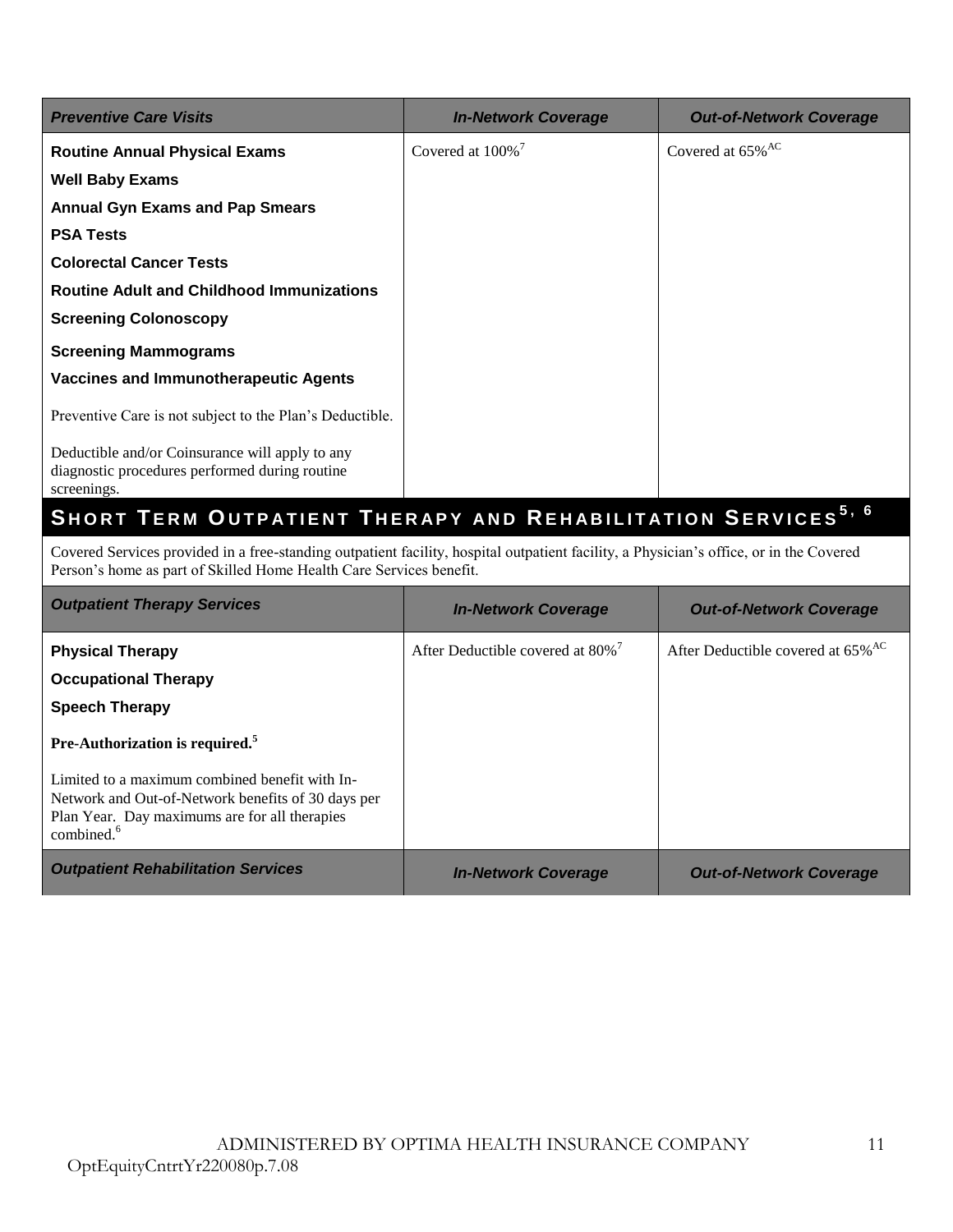| *Preventive Care Visits* | *In-Network Coverage* | *Out-of-Network Coverage* |
|---|---|---|
| **Routine Annual Physical Exams**<br>**Well Baby Exams**<br>**Annual Gyn Exams and Pap Smears**<br>**PSA Tests**<br>**Colorectal Cancer Tests**<br>**Routine Adult and Childhood Immunizations**<br>**Screening Colonoscopy**<br>**Screening Mammograms**<br>**Vaccines and Immunotherapeutic Agents**<br><br>Preventive Care is not subject to the Plan's Deductible.<br><br>Deductible and/or Coinsurance will apply to any diagnostic procedures performed during routine screenings. | Covered at 100%[7] | Covered at 65%[AC] |

## Short Term Outpatient Therapy and Rehabilitation Services[5, 6]

Covered Services provided in a free-standing outpatient facility, hospital outpatient facility, a Physician's office, or in the Covered Person's home as part of Skilled Home Health Care Services benefit.

| *Outpatient Therapy Services* | *In-Network Coverage* | *Out-of-Network Coverage* |
|---|---|---|
| **Physical Therapy**<br>**Occupational Therapy**<br>**Speech Therapy**<br><br>**Pre-Authorization is required.[5]**<br><br>Limited to a maximum combined benefit with In-Network and Out-of-Network benefits of 30 days per Plan Year. Day maximums are for all therapies combined.[6] | After Deductible covered at 80%[7] | After Deductible covered at 65%[AC] |
| *Outpatient Rehabilitation Services* | *In-Network Coverage* | *Out-of-Network Coverage* |

OptEquityCntrtYr220080p.7.08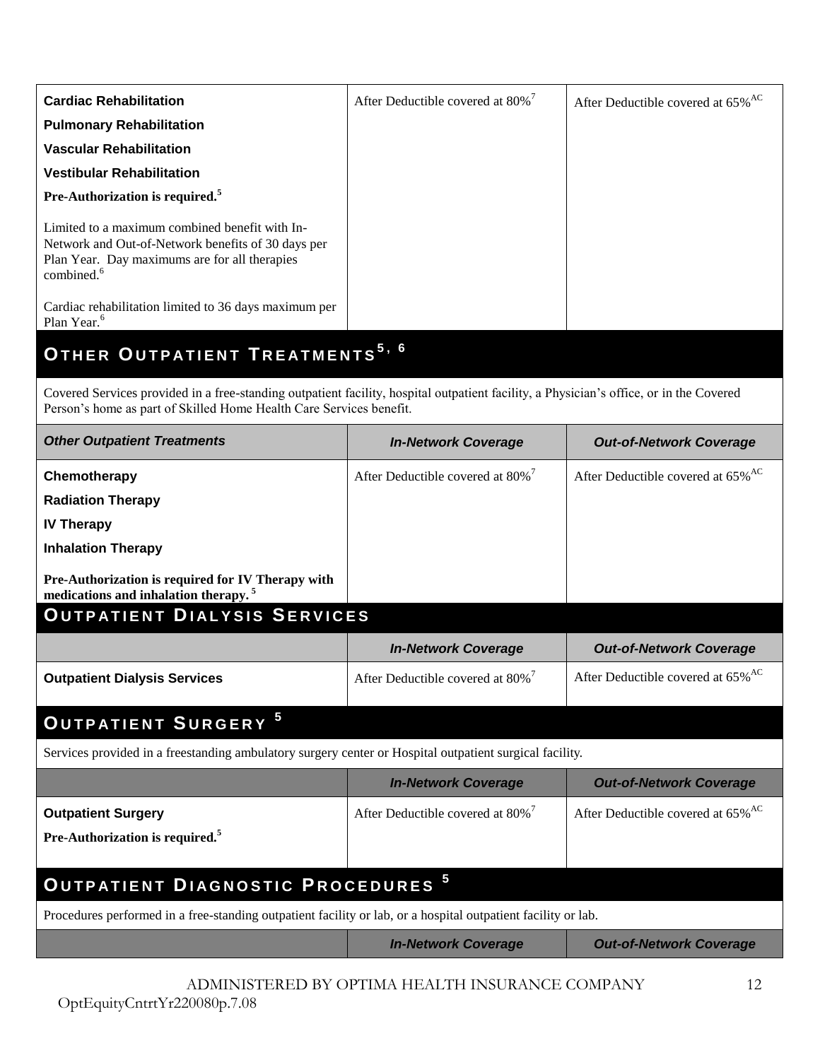| | | |
|---|---|---|
| **Cardiac Rehabilitation**<br>**Pulmonary Rehabilitation**<br>**Vascular Rehabilitation**<br>**Vestibular Rehabilitation**<br>**Pre-Authorization is required.[5]**<br><br>Limited to a maximum combined benefit with In-Network and Out-of-Network benefits of 30 days per Plan Year. Day maximums are for all therapies combined.[6]<br><br>Cardiac rehabilitation limited to 36 days maximum per Plan Year.[6] | After Deductible covered at 80%[7] | After Deductible covered at 65%[AC] |

## OTHER OUTPATIENT TREATMENTS[5, 6]

Covered Services provided in a free-standing outpatient facility, hospital outpatient facility, a Physician's office, or in the Covered Person's home as part of Skilled Home Health Care Services benefit.

| *Other Outpatient Treatments* | *In-Network Coverage* | *Out-of-Network Coverage* |
|---|---|---|
| **Chemotherapy**<br>**Radiation Therapy**<br>**IV Therapy**<br>**Inhalation Therapy**<br><br>**Pre-Authorization is required for IV Therapy with medications and inhalation therapy.[5]** | After Deductible covered at 80%[7] | After Deductible covered at 65%[AC] |

## OUTPATIENT DIALYSIS SERVICES

| | *In-Network Coverage* | *Out-of-Network Coverage* |
|---|---|---|
| **Outpatient Dialysis Services** | After Deductible covered at 80%[7] | After Deductible covered at 65%[AC] |

## OUTPATIENT SURGERY[5]

Services provided in a freestanding ambulatory surgery center or Hospital outpatient surgical facility.

| | *In-Network Coverage* | *Out-of-Network Coverage* |
|---|---|---|
| **Outpatient Surgery**<br>**Pre-Authorization is required.[5]** | After Deductible covered at 80%[7] | After Deductible covered at 65%[AC] |

## OUTPATIENT DIAGNOSTIC PROCEDURES[5]

Procedures performed in a free-standing outpatient facility or lab, or a hospital outpatient facility or lab.

| | *In-Network Coverage* | *Out-of-Network Coverage* |
|---|---|---|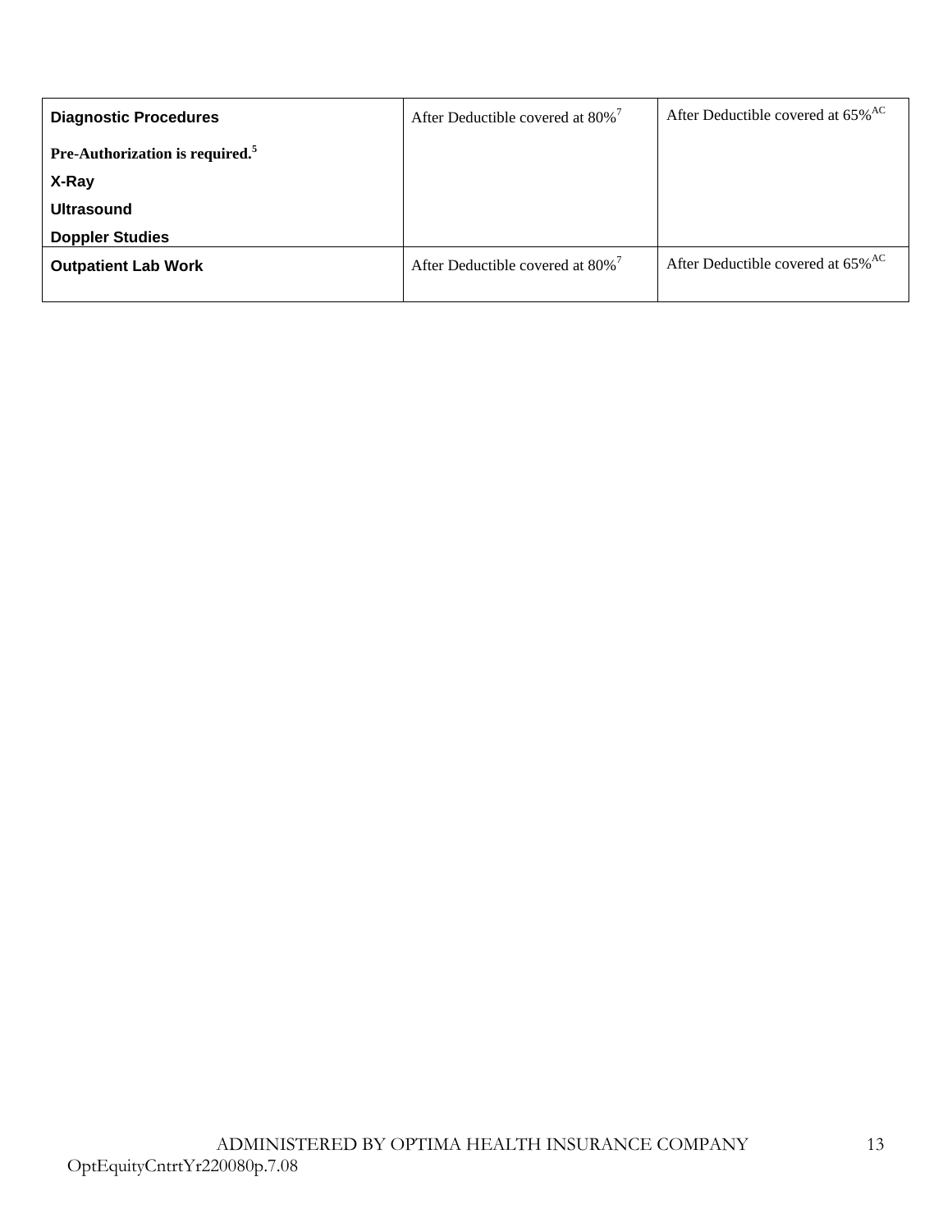| | | |
|---|---|---|
| **Diagnostic Procedures**<br><br>**Pre-Authorization is required.**[5]<br>**X-Ray**<br>**Ultrasound**<br>**Doppler Studies** | After Deductible covered at 80%[7] | After Deductible covered at 65%[AC] |
| **Outpatient Lab Work** | After Deductible covered at 80%[7] | After Deductible covered at 65%[AC] |

ADMINISTERED BY OPTIMA HEALTH INSURANCE COMPANY

OptEquityCntrtYr220080p.7.08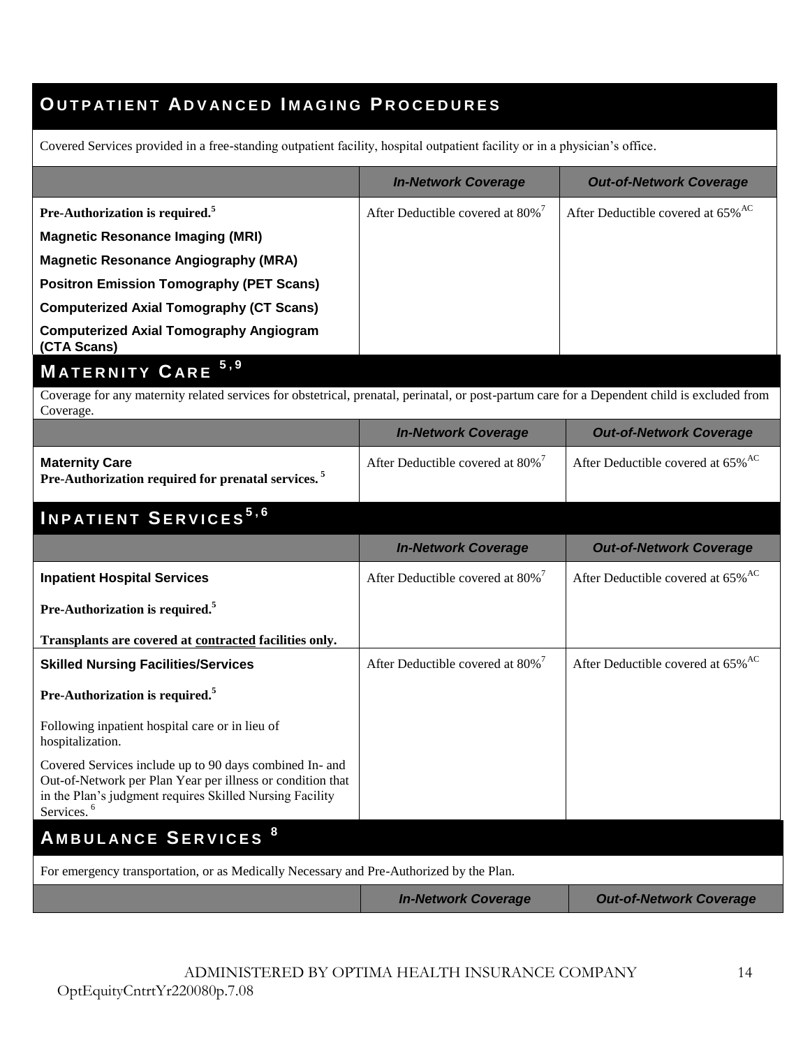## Outpatient Advanced Imaging Procedures

Covered Services provided in a free-standing outpatient facility, hospital outpatient facility or in a physician's office.

| | *In-Network Coverage* | *Out-of-Network Coverage* |
|---|---|---|
| **Pre-Authorization is required.**[5]<br>**Magnetic Resonance Imaging (MRI)**<br>**Magnetic Resonance Angiography (MRA)**<br>**Positron Emission Tomography (PET Scans)**<br>**Computerized Axial Tomography (CT Scans)**<br>**Computerized Axial Tomography Angiogram (CTA Scans)** | After Deductible covered at 80%[7] | After Deductible covered at 65%[AC] |

## Maternity Care [5,9]

Coverage for any maternity related services for obstetrical, prenatal, perinatal, or post-partum care for a Dependent child is excluded from Coverage.

| | *In-Network Coverage* | *Out-of-Network Coverage* |
|---|---|---|
| **Maternity Care**<br>**Pre-Authorization required for prenatal services.** [5] | After Deductible covered at 80%[7] | After Deductible covered at 65%[AC] |

## Inpatient Services[5,6]

| | *In-Network Coverage* | *Out-of-Network Coverage* |
|---|---|---|
| **Inpatient Hospital Services**<br>**Pre-Authorization is required.**[5]<br>**Transplants are covered at contracted facilities only.** | After Deductible covered at 80%[7] | After Deductible covered at 65%[AC] |
| **Skilled Nursing Facilities/Services**<br>**Pre-Authorization is required.**[5]<br>Following inpatient hospital care or in lieu of hospitalization.<br>Covered Services include up to 90 days combined In- and Out-of-Network per Plan Year per illness or condition that in the Plan's judgment requires Skilled Nursing Facility Services. [6] | After Deductible covered at 80%[7] | After Deductible covered at 65%[AC] |

## Ambulance Services [8]

For emergency transportation, or as Medically Necessary and Pre-Authorized by the Plan.

| | *In-Network Coverage* | *Out-of-Network Coverage* |
|---|---|---|

ADMINISTERED BY OPTIMA HEALTH INSURANCE COMPANY

OptEquityCntrtYr220080p.7.08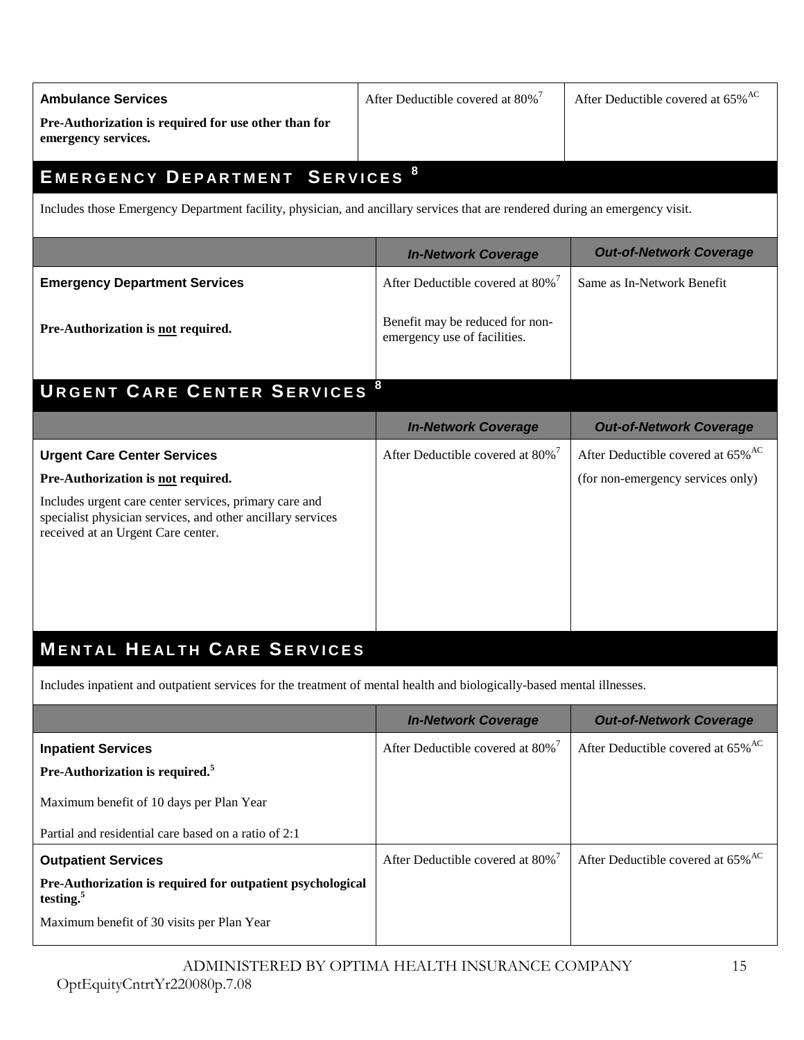| | | |
|---|---|---|
| **Ambulance Services**<br>**Pre-Authorization is required for use other than for emergency services.** | After Deductible covered at 80%[7] | After Deductible covered at 65%[AC] |

## EMERGENCY DEPARTMENT SERVICES [8]

Includes those Emergency Department facility, physician, and ancillary services that are rendered during an emergency visit.

| | *In-Network Coverage* | *Out-of-Network Coverage* |
|---|---|---|
| **Emergency Department Services**<br><br>**Pre-Authorization is not required.** | After Deductible covered at 80%[7]<br><br>Benefit may be reduced for non-emergency use of facilities. | Same as In-Network Benefit |

## URGENT CARE CENTER SERVICES [8]

| | *In-Network Coverage* | *Out-of-Network Coverage* |
|---|---|---|
| **Urgent Care Center Services**<br>**Pre-Authorization is not required.**<br>Includes urgent care center services, primary care and specialist physician services, and other ancillary services received at an Urgent Care center. | After Deductible covered at 80%[7] | After Deductible covered at 65%[AC]<br>(for non-emergency services only) |

## MENTAL HEALTH CARE SERVICES

Includes inpatient and outpatient services for the treatment of mental health and biologically-based mental illnesses.

| | *In-Network Coverage* | *Out-of-Network Coverage* |
|---|---|---|
| **Inpatient Services**<br>**Pre-Authorization is required.[5]**<br>Maximum benefit of 10 days per Plan Year<br>Partial and residential care based on a ratio of 2:1 | After Deductible covered at 80%[7] | After Deductible covered at 65%[AC] |
| **Outpatient Services**<br>**Pre-Authorization is required for outpatient psychological testing.[5]**<br>Maximum benefit of 30 visits per Plan Year | After Deductible covered at 80%[7] | After Deductible covered at 65%[AC] |

ADMINISTERED BY OPTIMA HEALTH INSURANCE COMPANY

OptEquityCntrtYr220080p.7.08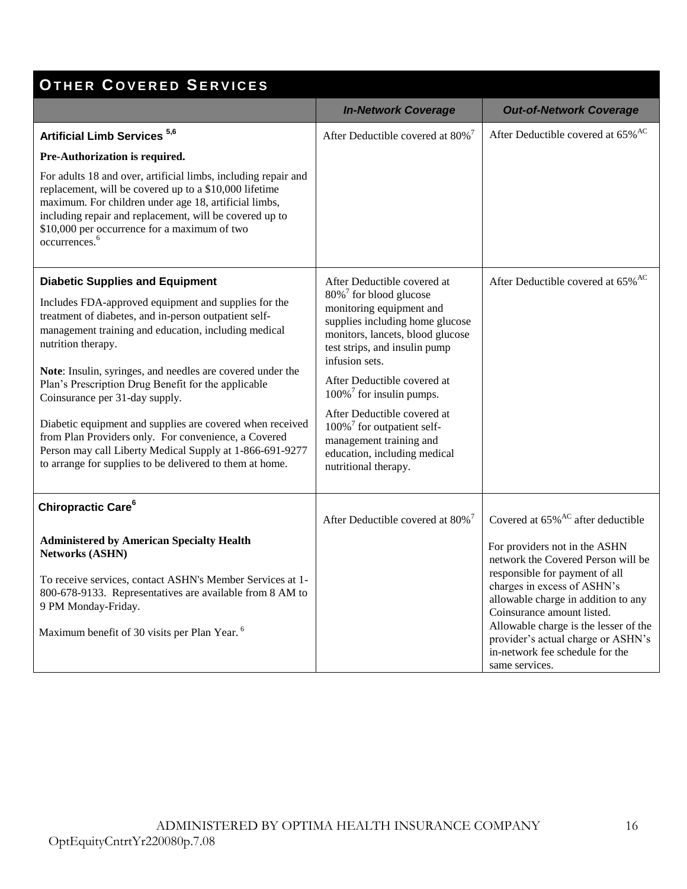## OTHER COVERED SERVICES

| | *In-Network Coverage* | *Out-of-Network Coverage* |
|---|---|---|
| **Artificial Limb Services** [5,6]<br><br>**Pre-Authorization is required.**<br><br>For adults 18 and over, artificial limbs, including repair and replacement, will be covered up to a $10,000 lifetime maximum. For children under age 18, artificial limbs, including repair and replacement, will be covered up to $10,000 per occurrence for a maximum of two occurrences.[6] | After Deductible covered at 80%[7] | After Deductible covered at 65%[AC] |
| **Diabetic Supplies and Equipment**<br><br>Includes FDA-approved equipment and supplies for the treatment of diabetes, and in-person outpatient self-management training and education, including medical nutrition therapy.<br><br>**Note**: Insulin, syringes, and needles are covered under the Plan's Prescription Drug Benefit for the applicable Coinsurance per 31-day supply.<br><br>Diabetic equipment and supplies are covered when received from Plan Providers only. For convenience, a Covered Person may call Liberty Medical Supply at 1-866-691-9277 to arrange for supplies to be delivered to them at home. | After Deductible covered at 80%[7] for blood glucose monitoring equipment and supplies including home glucose monitors, lancets, blood glucose test strips, and insulin pump infusion sets.<br><br>After Deductible covered at 100%[7] for insulin pumps.<br><br>After Deductible covered at 100%[7] for outpatient self-management training and education, including medical nutritional therapy. | After Deductible covered at 65%[AC] |
| **Chiropractic Care**[6]<br><br>**Administered by American Specialty Health Networks (ASHN)**<br><br>To receive services, contact ASHN's Member Services at 1-800-678-9133. Representatives are available from 8 AM to 9 PM Monday-Friday.<br><br>Maximum benefit of 30 visits per Plan Year. [6] | After Deductible covered at 80%[7] | Covered at 65%[AC] after deductible<br><br>For providers not in the ASHN network the Covered Person will be responsible for payment of all charges in excess of ASHN's allowable charge in addition to any Coinsurance amount listed. Allowable charge is the lesser of the provider's actual charge or ASHN's in-network fee schedule for the same services. |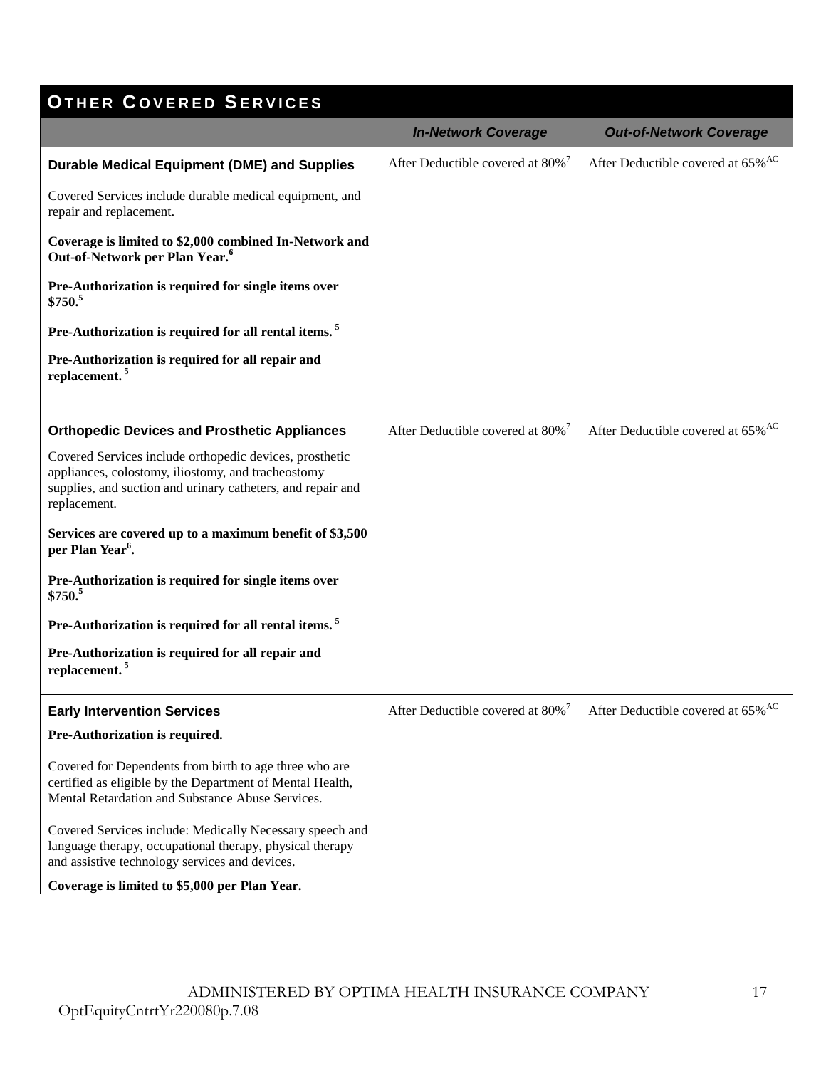## OTHER COVERED SERVICES

| | *In-Network Coverage* | *Out-of-Network Coverage* |
|---|---|---|
| **Durable Medical Equipment (DME) and Supplies**<br><br>Covered Services include durable medical equipment, and repair and replacement.<br><br>**Coverage is limited to $2,000 combined In-Network and Out-of-Network per Plan Year.[6]**<br><br>**Pre-Authorization is required for single items over $750.[5]**<br><br>**Pre-Authorization is required for all rental items.[5]**<br><br>**Pre-Authorization is required for all repair and replacement.[5]** | After Deductible covered at 80%[7] | After Deductible covered at 65%[AC] |
| **Orthopedic Devices and Prosthetic Appliances**<br><br>Covered Services include orthopedic devices, prosthetic appliances, colostomy, iliostomy, and tracheostomy supplies, and suction and urinary catheters, and repair and replacement.<br><br>**Services are covered up to a maximum benefit of $3,500 per Plan Year[6].**<br><br>**Pre-Authorization is required for single items over $750.[5]**<br><br>**Pre-Authorization is required for all rental items.[5]**<br><br>**Pre-Authorization is required for all repair and replacement.[5]** | After Deductible covered at 80%[7] | After Deductible covered at 65%[AC] |
| **Early Intervention Services**<br><br>**Pre-Authorization is required.**<br><br>Covered for Dependents from birth to age three who are certified as eligible by the Department of Mental Health, Mental Retardation and Substance Abuse Services.<br><br>Covered Services include: Medically Necessary speech and language therapy, occupational therapy, physical therapy and assistive technology services and devices.<br><br>**Coverage is limited to $5,000 per Plan Year.** | After Deductible covered at 80%[7] | After Deductible covered at 65%[AC] |

ADMINISTERED BY OPTIMA HEALTH INSURANCE COMPANY

OptEquityCntrtYr220080p.7.08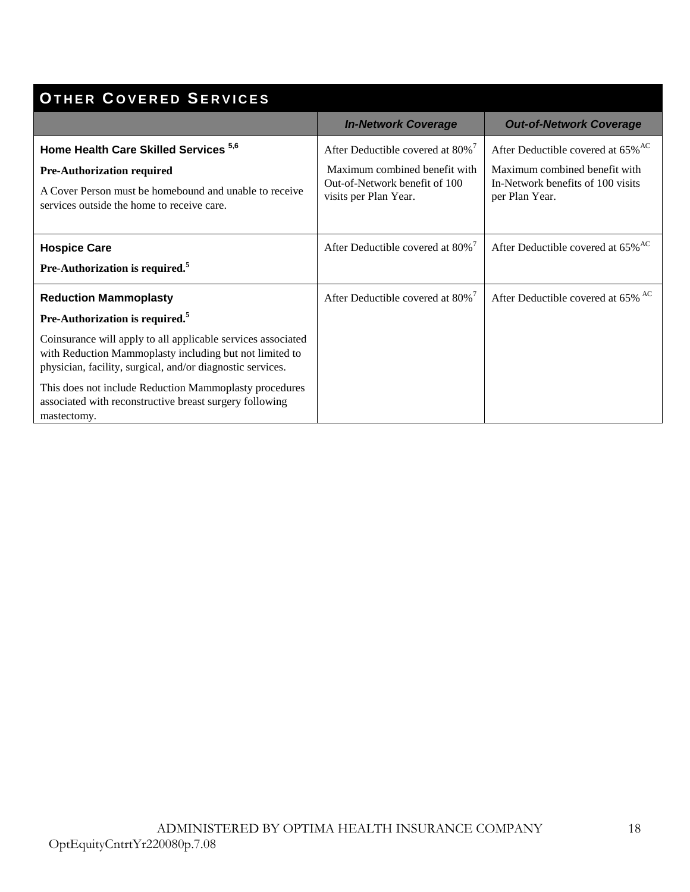## OTHER COVERED SERVICES

| | *In-Network Coverage* | *Out-of-Network Coverage* |
|---|---|---|
| **Home Health Care Skilled Services** [5,6]<br>**Pre-Authorization required**<br>A Cover Person must be homebound and unable to receive services outside the home to receive care. | After Deductible covered at 80%[7]<br>Maximum combined benefit with Out-of-Network benefit of 100 visits per Plan Year. | After Deductible covered at 65%[AC]<br>Maximum combined benefit with In-Network benefits of 100 visits per Plan Year. |
| **Hospice Care**<br>**Pre-Authorization is required.**[5] | After Deductible covered at 80%[7] | After Deductible covered at 65%[AC] |
| **Reduction Mammoplasty**<br>**Pre-Authorization is required.**[5]<br>Coinsurance will apply to all applicable services associated with Reduction Mammoplasty including but not limited to physician, facility, surgical, and/or diagnostic services.<br>This does not include Reduction Mammoplasty procedures associated with reconstructive breast surgery following mastectomy. | After Deductible covered at 80%[7] | After Deductible covered at 65% [AC] |

ADMINISTERED BY OPTIMA HEALTH INSURANCE COMPANY

OptEquityCntrtYr220080p.7.08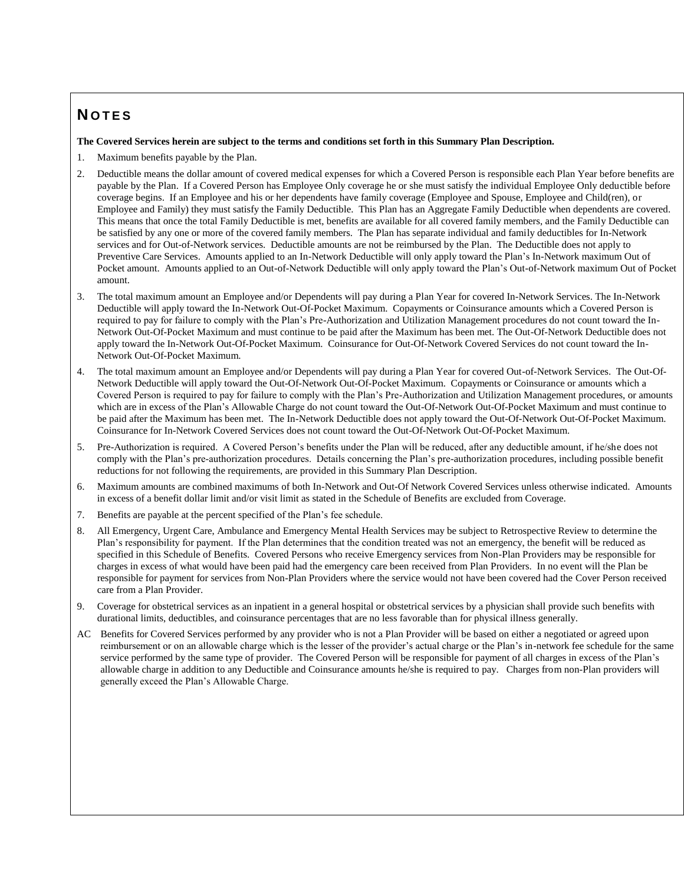# NOTES

**The Covered Services herein are subject to the terms and conditions set forth in this Summary Plan Description.**

1. Maximum benefits payable by the Plan.
2. Deductible means the dollar amount of covered medical expenses for which a Covered Person is responsible each Plan Year before benefits are payable by the Plan. If a Covered Person has Employee Only coverage he or she must satisfy the individual Employee Only deductible before coverage begins. If an Employee and his or her dependents have family coverage (Employee and Spouse, Employee and Child(ren), or Employee and Family) they must satisfy the Family Deductible. This Plan has an Aggregate Family Deductible when dependents are covered. This means that once the total Family Deductible is met, benefits are available for all covered family members, and the Family Deductible can be satisfied by any one or more of the covered family members. The Plan has separate individual and family deductibles for In-Network services and for Out-of-Network services. Deductible amounts are not be reimbursed by the Plan. The Deductible does not apply to Preventive Care Services. Amounts applied to an In-Network Deductible will only apply toward the Plan's In-Network maximum Out of Pocket amount. Amounts applied to an Out-of-Network Deductible will only apply toward the Plan's Out-of-Network maximum Out of Pocket amount.
3. The total maximum amount an Employee and/or Dependents will pay during a Plan Year for covered In-Network Services. The In-Network Deductible will apply toward the In-Network Out-Of-Pocket Maximum. Copayments or Coinsurance amounts which a Covered Person is required to pay for failure to comply with the Plan's Pre-Authorization and Utilization Management procedures do not count toward the In-Network Out-Of-Pocket Maximum and must continue to be paid after the Maximum has been met. The Out-Of-Network Deductible does not apply toward the In-Network Out-Of-Pocket Maximum. Coinsurance for Out-Of-Network Covered Services do not count toward the In-Network Out-Of-Pocket Maximum.
4. The total maximum amount an Employee and/or Dependents will pay during a Plan Year for covered Out-of-Network Services. The Out-Of-Network Deductible will apply toward the Out-Of-Network Out-Of-Pocket Maximum. Copayments or Coinsurance or amounts which a Covered Person is required to pay for failure to comply with the Plan's Pre-Authorization and Utilization Management procedures, or amounts which are in excess of the Plan's Allowable Charge do not count toward the Out-Of-Network Out-Of-Pocket Maximum and must continue to be paid after the Maximum has been met. The In-Network Deductible does not apply toward the Out-Of-Network Out-Of-Pocket Maximum. Coinsurance for In-Network Covered Services does not count toward the Out-Of-Network Out-Of-Pocket Maximum.
5. Pre-Authorization is required. A Covered Person's benefits under the Plan will be reduced, after any deductible amount, if he/she does not comply with the Plan's pre-authorization procedures. Details concerning the Plan's pre-authorization procedures, including possible benefit reductions for not following the requirements, are provided in this Summary Plan Description.
6. Maximum amounts are combined maximums of both In-Network and Out-Of Network Covered Services unless otherwise indicated. Amounts in excess of a benefit dollar limit and/or visit limit as stated in the Schedule of Benefits are excluded from Coverage.
7. Benefits are payable at the percent specified of the Plan's fee schedule.
8. All Emergency, Urgent Care, Ambulance and Emergency Mental Health Services may be subject to Retrospective Review to determine the Plan's responsibility for payment. If the Plan determines that the condition treated was not an emergency, the benefit will be reduced as specified in this Schedule of Benefits. Covered Persons who receive Emergency services from Non-Plan Providers may be responsible for charges in excess of what would have been paid had the emergency care been received from Plan Providers. In no event will the Plan be responsible for payment for services from Non-Plan Providers where the service would not have been covered had the Cover Person received care from a Plan Provider.
9. Coverage for obstetrical services as an inpatient in a general hospital or obstetrical services by a physician shall provide such benefits with durational limits, deductibles, and coinsurance percentages that are no less favorable than for physical illness generally.

AC Benefits for Covered Services performed by any provider who is not a Plan Provider will be based on either a negotiated or agreed upon reimbursement or on an allowable charge which is the lesser of the provider's actual charge or the Plan's in-network fee schedule for the same service performed by the same type of provider. The Covered Person will be responsible for payment of all charges in excess of the Plan's allowable charge in addition to any Deductible and Coinsurance amounts he/she is required to pay. Charges from non-Plan providers will generally exceed the Plan's Allowable Charge.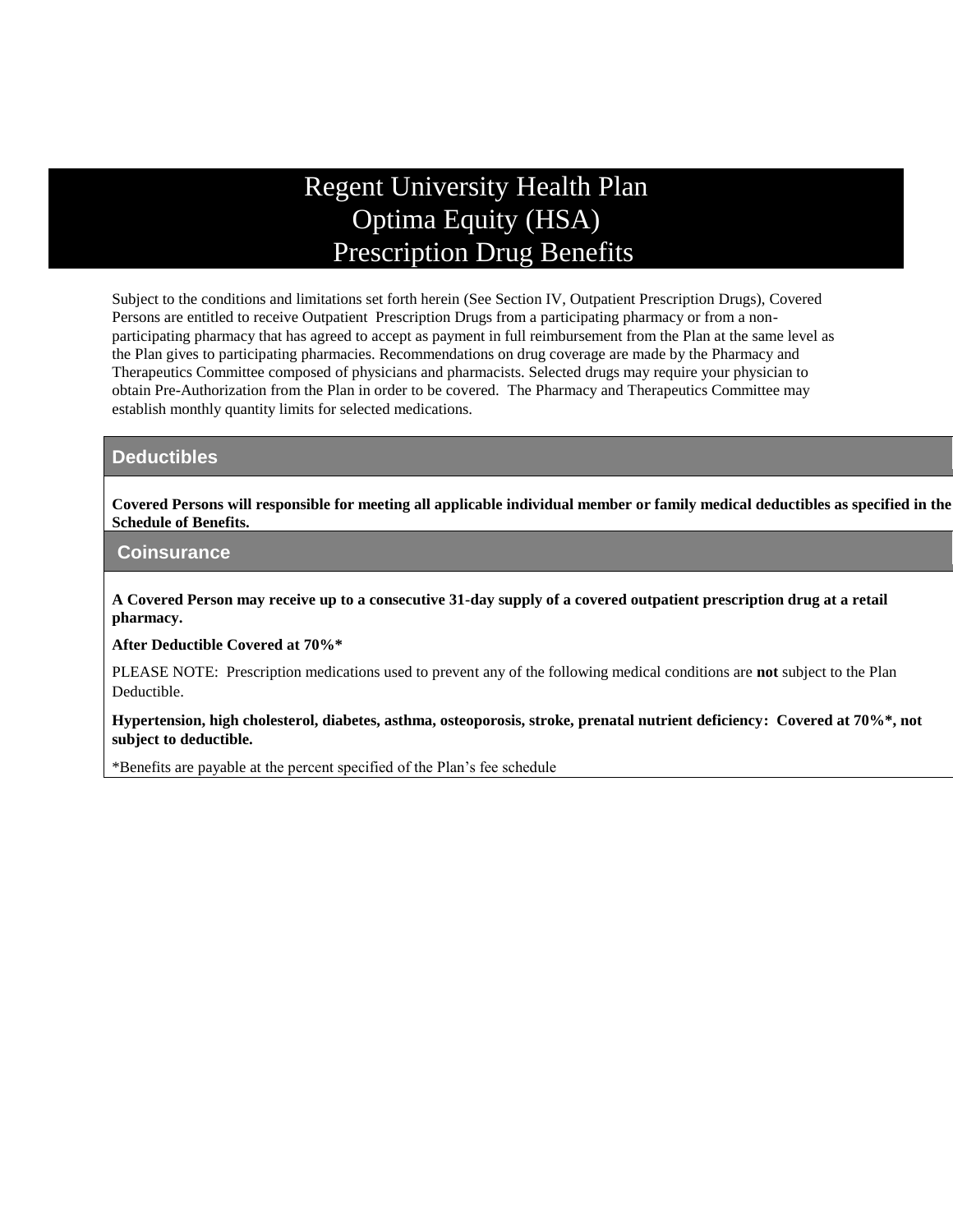# Regent University Health Plan
# Optima Equity (HSA)
# Prescription Drug Benefits

Subject to the conditions and limitations set forth herein (See Section IV, Outpatient Prescription Drugs), Covered Persons are entitled to receive Outpatient Prescription Drugs from a participating pharmacy or from a non-participating pharmacy that has agreed to accept as payment in full reimbursement from the Plan at the same level as the Plan gives to participating pharmacies. Recommendations on drug coverage are made by the Pharmacy and Therapeutics Committee composed of physicians and pharmacists. Selected drugs may require your physician to obtain Pre-Authorization from the Plan in order to be covered. The Pharmacy and Therapeutics Committee may establish monthly quantity limits for selected medications.

## Deductibles

**Covered Persons will responsible for meeting all applicable individual member or family medical deductibles as specified in the Schedule of Benefits.**

## Coinsurance

**A Covered Person may receive up to a consecutive 31-day supply of a covered outpatient prescription drug at a retail pharmacy.**

**After Deductible Covered at 70%***

PLEASE NOTE: Prescription medications used to prevent any of the following medical conditions are **not** subject to the Plan Deductible.

**Hypertension, high cholesterol, diabetes, asthma, osteoporosis, stroke, prenatal nutrient deficiency: Covered at 70%*, not subject to deductible.**

*Benefits are payable at the percent specified of the Plan's fee schedule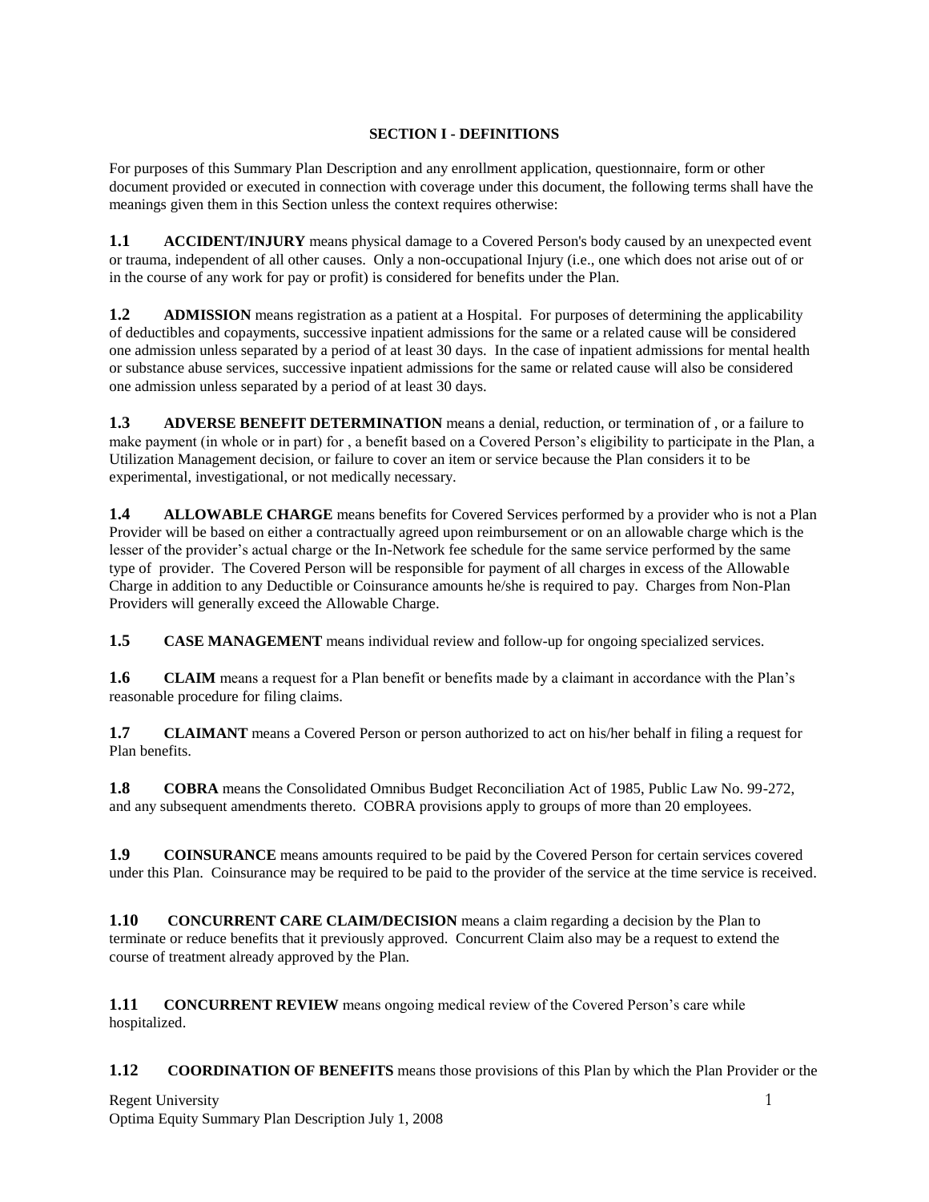## SECTION I - DEFINITIONS

For purposes of this Summary Plan Description and any enrollment application, questionnaire, form or other document provided or executed in connection with coverage under this document, the following terms shall have the meanings given them in this Section unless the context requires otherwise:

**1.1 ACCIDENT/INJURY** means physical damage to a Covered Person's body caused by an unexpected event or trauma, independent of all other causes. Only a non-occupational Injury (i.e., one which does not arise out of or in the course of any work for pay or profit) is considered for benefits under the Plan.

**1.2 ADMISSION** means registration as a patient at a Hospital. For purposes of determining the applicability of deductibles and copayments, successive inpatient admissions for the same or a related cause will be considered one admission unless separated by a period of at least 30 days. In the case of inpatient admissions for mental health or substance abuse services, successive inpatient admissions for the same or related cause will also be considered one admission unless separated by a period of at least 30 days.

**1.3 ADVERSE BENEFIT DETERMINATION** means a denial, reduction, or termination of , or a failure to make payment (in whole or in part) for , a benefit based on a Covered Person's eligibility to participate in the Plan, a Utilization Management decision, or failure to cover an item or service because the Plan considers it to be experimental, investigational, or not medically necessary.

**1.4 ALLOWABLE CHARGE** means benefits for Covered Services performed by a provider who is not a Plan Provider will be based on either a contractually agreed upon reimbursement or on an allowable charge which is the lesser of the provider's actual charge or the In-Network fee schedule for the same service performed by the same type of provider. The Covered Person will be responsible for payment of all charges in excess of the Allowable Charge in addition to any Deductible or Coinsurance amounts he/she is required to pay. Charges from Non-Plan Providers will generally exceed the Allowable Charge.

**1.5 CASE MANAGEMENT** means individual review and follow-up for ongoing specialized services.

**1.6 CLAIM** means a request for a Plan benefit or benefits made by a claimant in accordance with the Plan's reasonable procedure for filing claims.

**1.7 CLAIMANT** means a Covered Person or person authorized to act on his/her behalf in filing a request for Plan benefits.

**1.8 COBRA** means the Consolidated Omnibus Budget Reconciliation Act of 1985, Public Law No. 99-272, and any subsequent amendments thereto. COBRA provisions apply to groups of more than 20 employees.

**1.9 COINSURANCE** means amounts required to be paid by the Covered Person for certain services covered under this Plan. Coinsurance may be required to be paid to the provider of the service at the time service is received.

**1.10 CONCURRENT CARE CLAIM/DECISION** means a claim regarding a decision by the Plan to terminate or reduce benefits that it previously approved. Concurrent Claim also may be a request to extend the course of treatment already approved by the Plan.

**1.11 CONCURRENT REVIEW** means ongoing medical review of the Covered Person's care while hospitalized.

**1.12 COORDINATION OF BENEFITS** means those provisions of this Plan by which the Plan Provider or the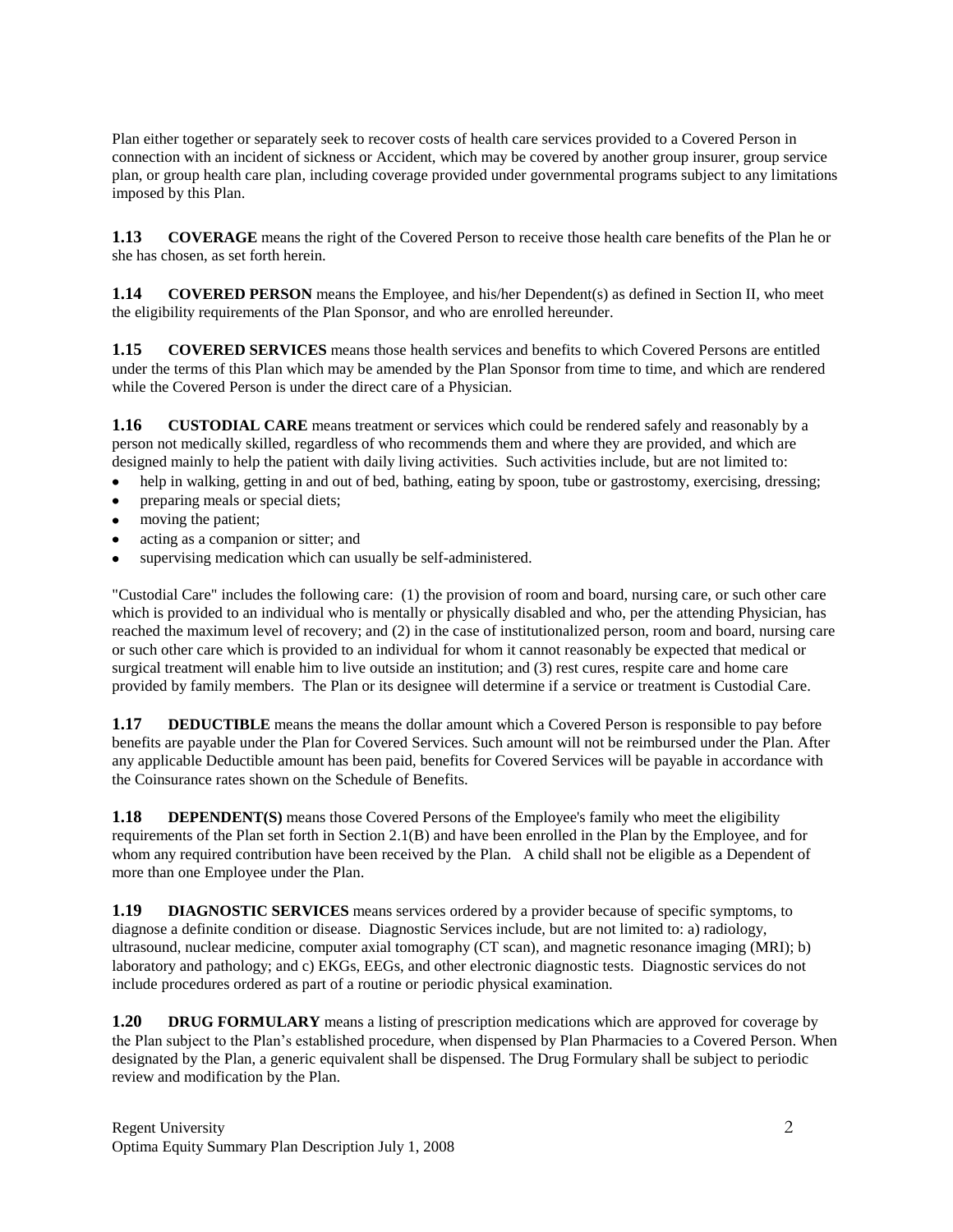Plan either together or separately seek to recover costs of health care services provided to a Covered Person in connection with an incident of sickness or Accident, which may be covered by another group insurer, group service plan, or group health care plan, including coverage provided under governmental programs subject to any limitations imposed by this Plan.

**1.13 COVERAGE** means the right of the Covered Person to receive those health care benefits of the Plan he or she has chosen, as set forth herein.

**1.14 COVERED PERSON** means the Employee, and his/her Dependent(s) as defined in Section II, who meet the eligibility requirements of the Plan Sponsor, and who are enrolled hereunder.

**1.15 COVERED SERVICES** means those health services and benefits to which Covered Persons are entitled under the terms of this Plan which may be amended by the Plan Sponsor from time to time, and which are rendered while the Covered Person is under the direct care of a Physician.

**1.16 CUSTODIAL CARE** means treatment or services which could be rendered safely and reasonably by a person not medically skilled, regardless of who recommends them and where they are provided, and which are designed mainly to help the patient with daily living activities. Such activities include, but are not limited to:

- help in walking, getting in and out of bed, bathing, eating by spoon, tube or gastrostomy, exercising, dressing;
- preparing meals or special diets;
- moving the patient;
- acting as a companion or sitter; and
- supervising medication which can usually be self-administered.

"Custodial Care" includes the following care: (1) the provision of room and board, nursing care, or such other care which is provided to an individual who is mentally or physically disabled and who, per the attending Physician, has reached the maximum level of recovery; and (2) in the case of institutionalized person, room and board, nursing care or such other care which is provided to an individual for whom it cannot reasonably be expected that medical or surgical treatment will enable him to live outside an institution; and (3) rest cures, respite care and home care provided by family members. The Plan or its designee will determine if a service or treatment is Custodial Care.

**1.17 DEDUCTIBLE** means the means the dollar amount which a Covered Person is responsible to pay before benefits are payable under the Plan for Covered Services. Such amount will not be reimbursed under the Plan. After any applicable Deductible amount has been paid, benefits for Covered Services will be payable in accordance with the Coinsurance rates shown on the Schedule of Benefits.

**1.18 DEPENDENT(S)** means those Covered Persons of the Employee's family who meet the eligibility requirements of the Plan set forth in Section 2.1(B) and have been enrolled in the Plan by the Employee, and for whom any required contribution have been received by the Plan. A child shall not be eligible as a Dependent of more than one Employee under the Plan.

**1.19 DIAGNOSTIC SERVICES** means services ordered by a provider because of specific symptoms, to diagnose a definite condition or disease. Diagnostic Services include, but are not limited to: a) radiology, ultrasound, nuclear medicine, computer axial tomography (CT scan), and magnetic resonance imaging (MRI); b) laboratory and pathology; and c) EKGs, EEGs, and other electronic diagnostic tests. Diagnostic services do not include procedures ordered as part of a routine or periodic physical examination.

**1.20 DRUG FORMULARY** means a listing of prescription medications which are approved for coverage by the Plan subject to the Plan's established procedure, when dispensed by Plan Pharmacies to a Covered Person. When designated by the Plan, a generic equivalent shall be dispensed. The Drug Formulary shall be subject to periodic review and modification by the Plan.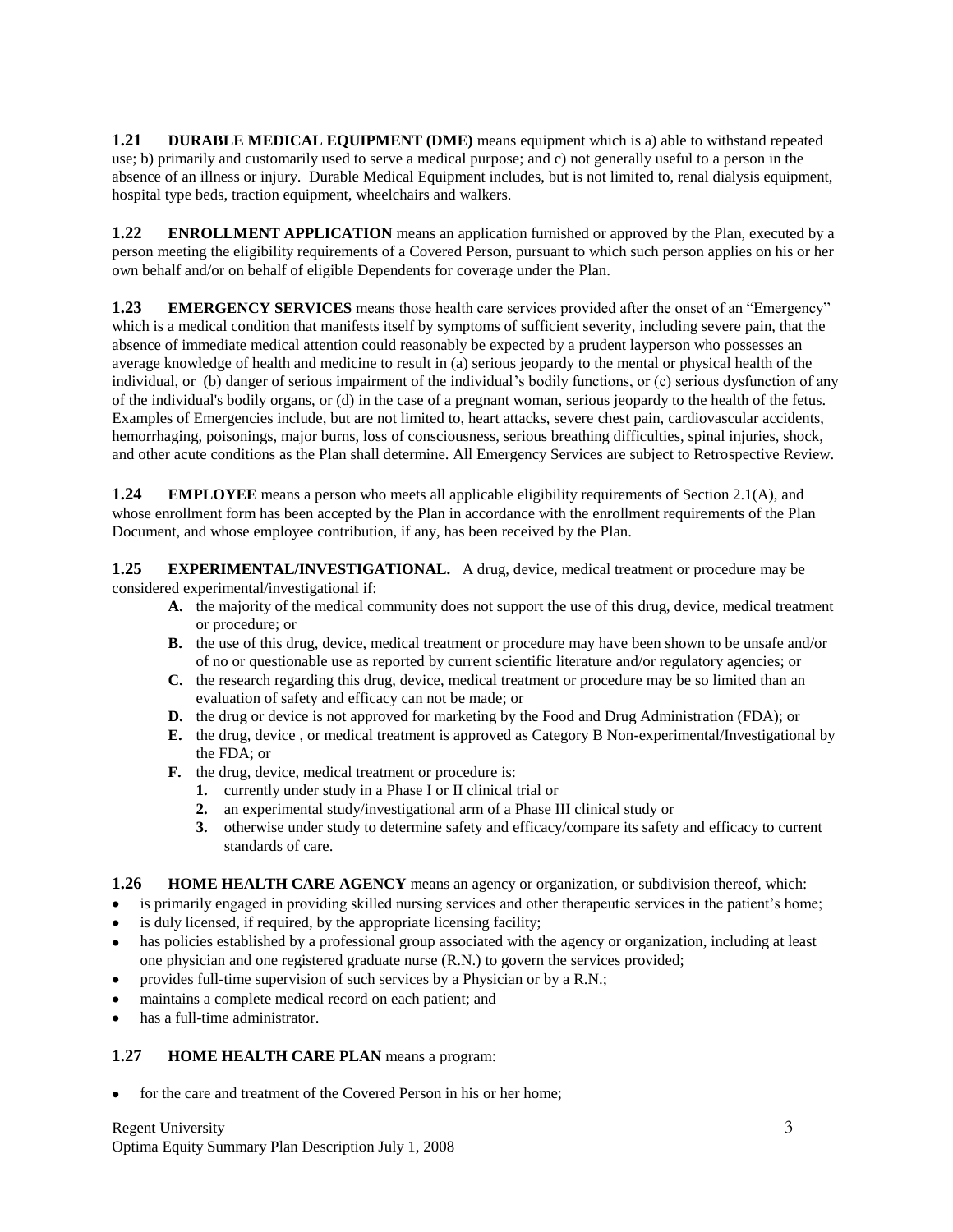**1.21 DURABLE MEDICAL EQUIPMENT (DME)** means equipment which is a) able to withstand repeated use; b) primarily and customarily used to serve a medical purpose; and c) not generally useful to a person in the absence of an illness or injury. Durable Medical Equipment includes, but is not limited to, renal dialysis equipment, hospital type beds, traction equipment, wheelchairs and walkers.

**1.22 ENROLLMENT APPLICATION** means an application furnished or approved by the Plan, executed by a person meeting the eligibility requirements of a Covered Person, pursuant to which such person applies on his or her own behalf and/or on behalf of eligible Dependents for coverage under the Plan.

**1.23 EMERGENCY SERVICES** means those health care services provided after the onset of an "Emergency" which is a medical condition that manifests itself by symptoms of sufficient severity, including severe pain, that the absence of immediate medical attention could reasonably be expected by a prudent layperson who possesses an average knowledge of health and medicine to result in (a) serious jeopardy to the mental or physical health of the individual, or (b) danger of serious impairment of the individual's bodily functions, or (c) serious dysfunction of any of the individual's bodily organs, or (d) in the case of a pregnant woman, serious jeopardy to the health of the fetus. Examples of Emergencies include, but are not limited to, heart attacks, severe chest pain, cardiovascular accidents, hemorrhaging, poisonings, major burns, loss of consciousness, serious breathing difficulties, spinal injuries, shock, and other acute conditions as the Plan shall determine. All Emergency Services are subject to Retrospective Review.

**1.24 EMPLOYEE** means a person who meets all applicable eligibility requirements of Section 2.1(A), and whose enrollment form has been accepted by the Plan in accordance with the enrollment requirements of the Plan Document, and whose employee contribution, if any, has been received by the Plan.

**1.25 EXPERIMENTAL/INVESTIGATIONAL.** A drug, device, medical treatment or procedure may be considered experimental/investigational if:

- **A.** the majority of the medical community does not support the use of this drug, device, medical treatment or procedure; or
- **B.** the use of this drug, device, medical treatment or procedure may have been shown to be unsafe and/or of no or questionable use as reported by current scientific literature and/or regulatory agencies; or
- **C.** the research regarding this drug, device, medical treatment or procedure may be so limited than an evaluation of safety and efficacy can not be made; or
- **D.** the drug or device is not approved for marketing by the Food and Drug Administration (FDA); or
- **E.** the drug, device , or medical treatment is approved as Category B Non-experimental/Investigational by the FDA; or
- **F.** the drug, device, medical treatment or procedure is:
  1. currently under study in a Phase I or II clinical trial or
  2. an experimental study/investigational arm of a Phase III clinical study or
  3. otherwise under study to determine safety and efficacy/compare its safety and efficacy to current standards of care.

**1.26 HOME HEALTH CARE AGENCY** means an agency or organization, or subdivision thereof, which:

- is primarily engaged in providing skilled nursing services and other therapeutic services in the patient's home;
- is duly licensed, if required, by the appropriate licensing facility;
- has policies established by a professional group associated with the agency or organization, including at least one physician and one registered graduate nurse (R.N.) to govern the services provided;
- provides full-time supervision of such services by a Physician or by a R.N.;
- maintains a complete medical record on each patient; and
- has a full-time administrator.

**1.27 HOME HEALTH CARE PLAN** means a program:

- for the care and treatment of the Covered Person in his or her home;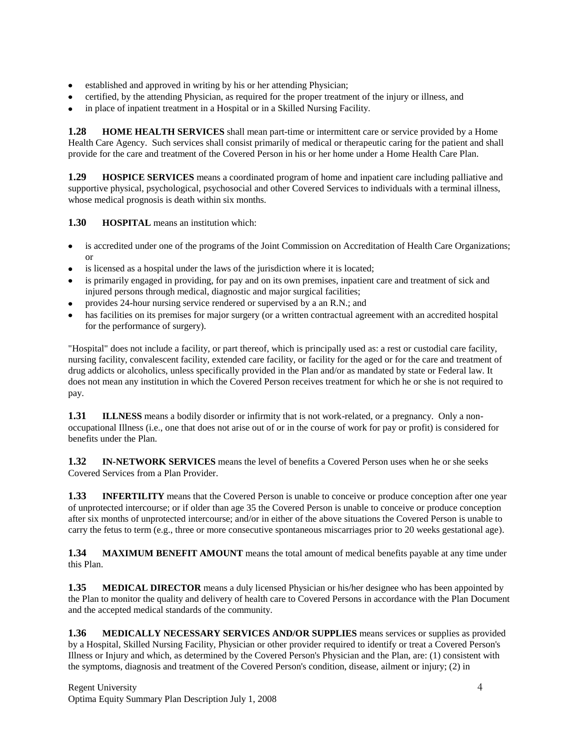- established and approved in writing by his or her attending Physician;
- certified, by the attending Physician, as required for the proper treatment of the injury or illness, and
- in place of inpatient treatment in a Hospital or in a Skilled Nursing Facility.

**1.28 HOME HEALTH SERVICES** shall mean part-time or intermittent care or service provided by a Home Health Care Agency. Such services shall consist primarily of medical or therapeutic caring for the patient and shall provide for the care and treatment of the Covered Person in his or her home under a Home Health Care Plan.

**1.29 HOSPICE SERVICES** means a coordinated program of home and inpatient care including palliative and supportive physical, psychological, psychosocial and other Covered Services to individuals with a terminal illness, whose medical prognosis is death within six months.

**1.30 HOSPITAL** means an institution which:

- is accredited under one of the programs of the Joint Commission on Accreditation of Health Care Organizations; or
- is licensed as a hospital under the laws of the jurisdiction where it is located;
- is primarily engaged in providing, for pay and on its own premises, inpatient care and treatment of sick and injured persons through medical, diagnostic and major surgical facilities;
- provides 24-hour nursing service rendered or supervised by a an R.N.; and
- has facilities on its premises for major surgery (or a written contractual agreement with an accredited hospital for the performance of surgery).

"Hospital" does not include a facility, or part thereof, which is principally used as: a rest or custodial care facility, nursing facility, convalescent facility, extended care facility, or facility for the aged or for the care and treatment of drug addicts or alcoholics, unless specifically provided in the Plan and/or as mandated by state or Federal law. It does not mean any institution in which the Covered Person receives treatment for which he or she is not required to pay.

**1.31 ILLNESS** means a bodily disorder or infirmity that is not work-related, or a pregnancy. Only a non-occupational Illness (i.e., one that does not arise out of or in the course of work for pay or profit) is considered for benefits under the Plan.

**1.32 IN-NETWORK SERVICES** means the level of benefits a Covered Person uses when he or she seeks Covered Services from a Plan Provider.

**1.33 INFERTILITY** means that the Covered Person is unable to conceive or produce conception after one year of unprotected intercourse; or if older than age 35 the Covered Person is unable to conceive or produce conception after six months of unprotected intercourse; and/or in either of the above situations the Covered Person is unable to carry the fetus to term (e.g., three or more consecutive spontaneous miscarriages prior to 20 weeks gestational age).

**1.34 MAXIMUM BENEFIT AMOUNT** means the total amount of medical benefits payable at any time under this Plan.

**1.35 MEDICAL DIRECTOR** means a duly licensed Physician or his/her designee who has been appointed by the Plan to monitor the quality and delivery of health care to Covered Persons in accordance with the Plan Document and the accepted medical standards of the community.

**1.36 MEDICALLY NECESSARY SERVICES AND/OR SUPPLIES** means services or supplies as provided by a Hospital, Skilled Nursing Facility, Physician or other provider required to identify or treat a Covered Person's Illness or Injury and which, as determined by the Covered Person's Physician and the Plan, are: (1) consistent with the symptoms, diagnosis and treatment of the Covered Person's condition, disease, ailment or injury; (2) in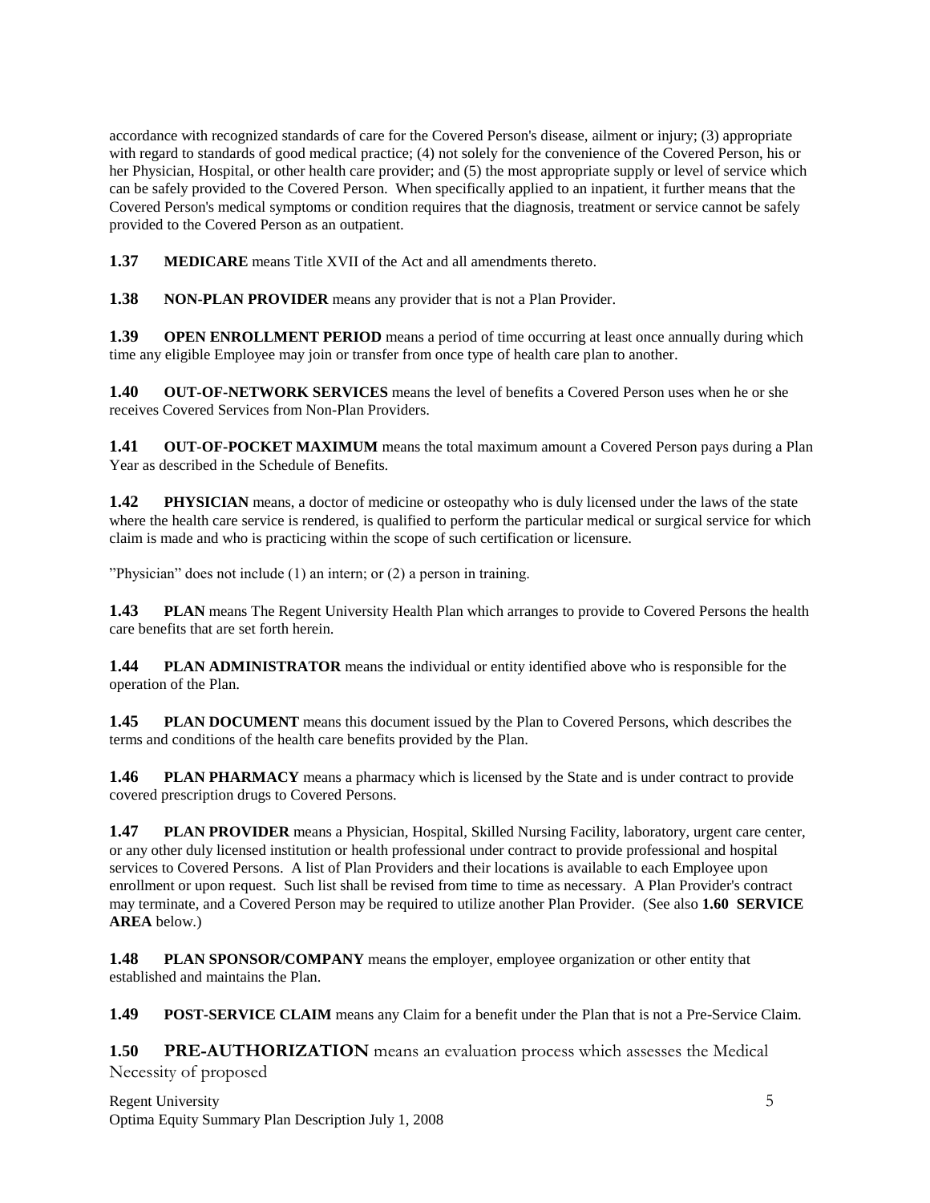accordance with recognized standards of care for the Covered Person's disease, ailment or injury; (3) appropriate with regard to standards of good medical practice; (4) not solely for the convenience of the Covered Person, his or her Physician, Hospital, or other health care provider; and (5) the most appropriate supply or level of service which can be safely provided to the Covered Person. When specifically applied to an inpatient, it further means that the Covered Person's medical symptoms or condition requires that the diagnosis, treatment or service cannot be safely provided to the Covered Person as an outpatient.

**1.37 MEDICARE** means Title XVII of the Act and all amendments thereto.

**1.38 NON-PLAN PROVIDER** means any provider that is not a Plan Provider.

**1.39 OPEN ENROLLMENT PERIOD** means a period of time occurring at least once annually during which time any eligible Employee may join or transfer from once type of health care plan to another.

**1.40 OUT-OF-NETWORK SERVICES** means the level of benefits a Covered Person uses when he or she receives Covered Services from Non-Plan Providers.

**1.41 OUT-OF-POCKET MAXIMUM** means the total maximum amount a Covered Person pays during a Plan Year as described in the Schedule of Benefits.

**1.42 PHYSICIAN** means, a doctor of medicine or osteopathy who is duly licensed under the laws of the state where the health care service is rendered, is qualified to perform the particular medical or surgical service for which claim is made and who is practicing within the scope of such certification or licensure.

"Physician" does not include (1) an intern; or (2) a person in training.

**1.43 PLAN** means The Regent University Health Plan which arranges to provide to Covered Persons the health care benefits that are set forth herein.

**1.44 PLAN ADMINISTRATOR** means the individual or entity identified above who is responsible for the operation of the Plan.

**1.45 PLAN DOCUMENT** means this document issued by the Plan to Covered Persons, which describes the terms and conditions of the health care benefits provided by the Plan.

**1.46 PLAN PHARMACY** means a pharmacy which is licensed by the State and is under contract to provide covered prescription drugs to Covered Persons.

**1.47 PLAN PROVIDER** means a Physician, Hospital, Skilled Nursing Facility, laboratory, urgent care center, or any other duly licensed institution or health professional under contract to provide professional and hospital services to Covered Persons. A list of Plan Providers and their locations is available to each Employee upon enrollment or upon request. Such list shall be revised from time to time as necessary. A Plan Provider's contract may terminate, and a Covered Person may be required to utilize another Plan Provider. (See also **1.60 SERVICE AREA** below.)

**1.48 PLAN SPONSOR/COMPANY** means the employer, employee organization or other entity that established and maintains the Plan.

**1.49 POST-SERVICE CLAIM** means any Claim for a benefit under the Plan that is not a Pre-Service Claim.

**1.50 PRE-AUTHORIZATION** means an evaluation process which assesses the Medical Necessity of proposed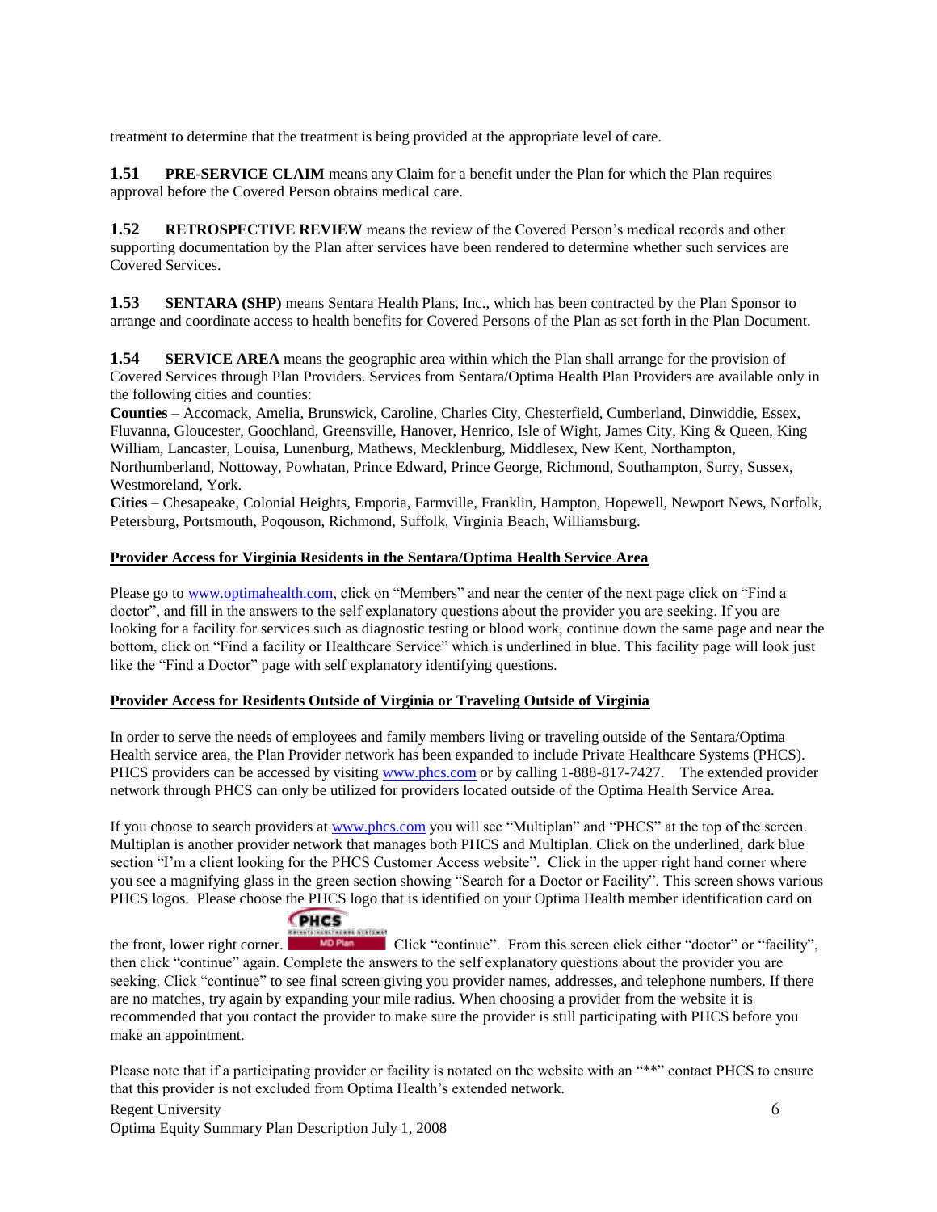treatment to determine that the treatment is being provided at the appropriate level of care.

**1.51 PRE-SERVICE CLAIM** means any Claim for a benefit under the Plan for which the Plan requires approval before the Covered Person obtains medical care.

**1.52 RETROSPECTIVE REVIEW** means the review of the Covered Person's medical records and other supporting documentation by the Plan after services have been rendered to determine whether such services are Covered Services.

**1.53 SENTARA (SHP)** means Sentara Health Plans, Inc., which has been contracted by the Plan Sponsor to arrange and coordinate access to health benefits for Covered Persons of the Plan as set forth in the Plan Document.

**1.54 SERVICE AREA** means the geographic area within which the Plan shall arrange for the provision of Covered Services through Plan Providers. Services from Sentara/Optima Health Plan Providers are available only in the following cities and counties:

**Counties** – Accomack, Amelia, Brunswick, Caroline, Charles City, Chesterfield, Cumberland, Dinwiddie, Essex, Fluvanna, Gloucester, Goochland, Greensville, Hanover, Henrico, Isle of Wight, James City, King & Queen, King William, Lancaster, Louisa, Lunenburg, Mathews, Mecklenburg, Middlesex, New Kent, Northampton, Northumberland, Nottoway, Powhatan, Prince Edward, Prince George, Richmond, Southampton, Surry, Sussex, Westmoreland, York.

**Cities** – Chesapeake, Colonial Heights, Emporia, Farmville, Franklin, Hampton, Hopewell, Newport News, Norfolk, Petersburg, Portsmouth, Poqouson, Richmond, Suffolk, Virginia Beach, Williamsburg.

**Provider Access for Virginia Residents in the Sentara/Optima Health Service Area**

Please go to www.optimahealth.com, click on "Members" and near the center of the next page click on "Find a doctor", and fill in the answers to the self explanatory questions about the provider you are seeking. If you are looking for a facility for services such as diagnostic testing or blood work, continue down the same page and near the bottom, click on "Find a facility or Healthcare Service" which is underlined in blue. This facility page will look just like the "Find a Doctor" page with self explanatory identifying questions.

**Provider Access for Residents Outside of Virginia or Traveling Outside of Virginia**

In order to serve the needs of employees and family members living or traveling outside of the Sentara/Optima Health service area, the Plan Provider network has been expanded to include Private Healthcare Systems (PHCS). PHCS providers can be accessed by visiting www.phcs.com or by calling 1-888-817-7427. The extended provider network through PHCS can only be utilized for providers located outside of the Optima Health Service Area.

If you choose to search providers at www.phcs.com you will see "Multiplan" and "PHCS" at the top of the screen. Multiplan is another provider network that manages both PHCS and Multiplan. Click on the underlined, dark blue section "I'm a client looking for the PHCS Customer Access website". Click in the upper right hand corner where you see a magnifying glass in the green section showing "Search for a Doctor or Facility". This screen shows various PHCS logos. Please choose the PHCS logo that is identified on your Optima Health member identification card on the front, lower right corner. Click "continue". From this screen click either "doctor" or "facility", then click "continue" again. Complete the answers to the self explanatory questions about the provider you are seeking. Click "continue" to see final screen giving you provider names, addresses, and telephone numbers. If there are no matches, try again by expanding your mile radius. When choosing a provider from the website it is recommended that you contact the provider to make sure the provider is still participating with PHCS before you make an appointment.

Please note that if a participating provider or facility is notated on the website with an "**" contact PHCS to ensure that this provider is not excluded from Optima Health's extended network.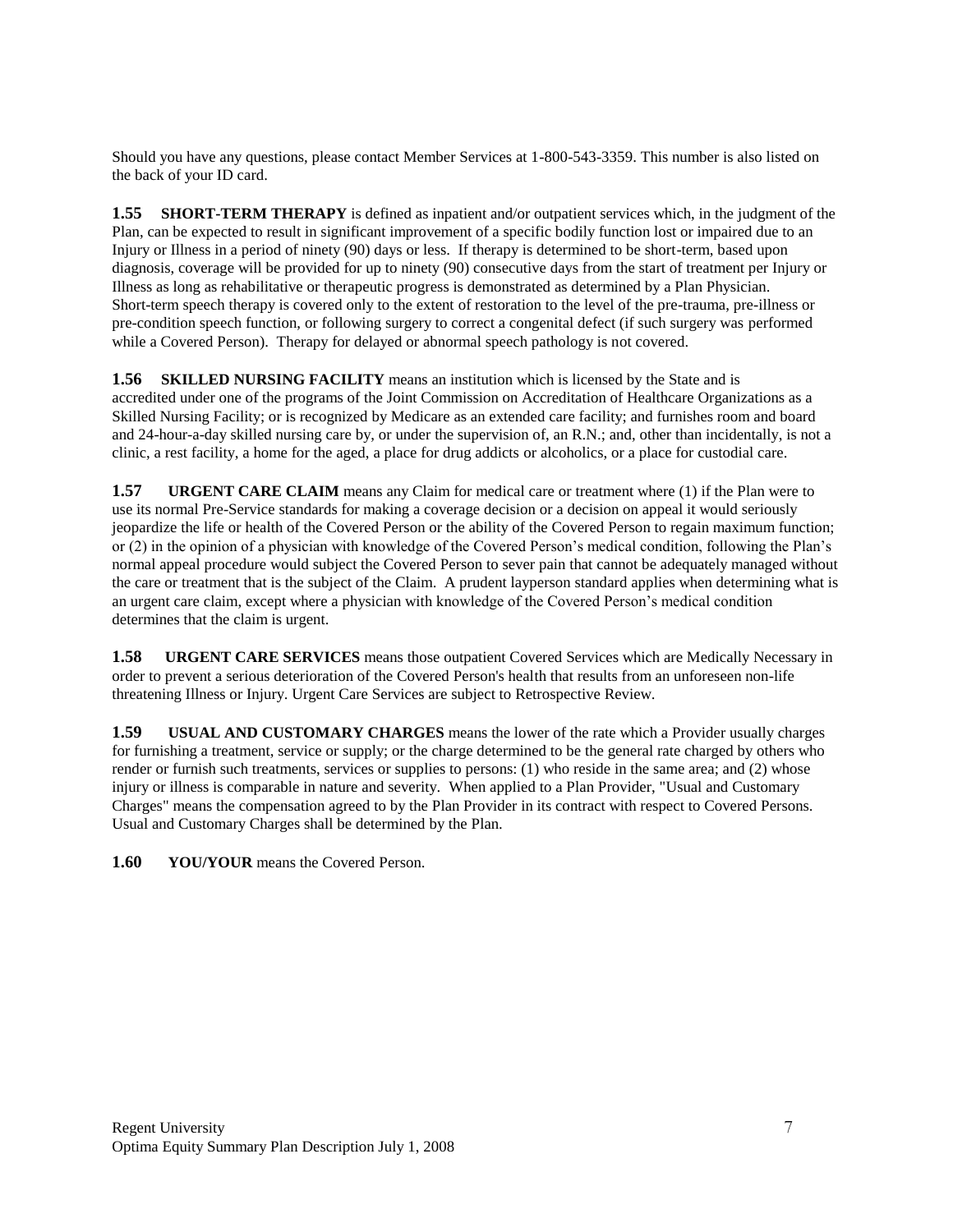Should you have any questions, please contact Member Services at 1-800-543-3359. This number is also listed on the back of your ID card.

**1.55 SHORT-TERM THERAPY** is defined as inpatient and/or outpatient services which, in the judgment of the Plan, can be expected to result in significant improvement of a specific bodily function lost or impaired due to an Injury or Illness in a period of ninety (90) days or less. If therapy is determined to be short-term, based upon diagnosis, coverage will be provided for up to ninety (90) consecutive days from the start of treatment per Injury or Illness as long as rehabilitative or therapeutic progress is demonstrated as determined by a Plan Physician. Short-term speech therapy is covered only to the extent of restoration to the level of the pre-trauma, pre-illness or pre-condition speech function, or following surgery to correct a congenital defect (if such surgery was performed while a Covered Person). Therapy for delayed or abnormal speech pathology is not covered.

**1.56 SKILLED NURSING FACILITY** means an institution which is licensed by the State and is accredited under one of the programs of the Joint Commission on Accreditation of Healthcare Organizations as a Skilled Nursing Facility; or is recognized by Medicare as an extended care facility; and furnishes room and board and 24-hour-a-day skilled nursing care by, or under the supervision of, an R.N.; and, other than incidentally, is not a clinic, a rest facility, a home for the aged, a place for drug addicts or alcoholics, or a place for custodial care.

**1.57 URGENT CARE CLAIM** means any Claim for medical care or treatment where (1) if the Plan were to use its normal Pre-Service standards for making a coverage decision or a decision on appeal it would seriously jeopardize the life or health of the Covered Person or the ability of the Covered Person to regain maximum function; or (2) in the opinion of a physician with knowledge of the Covered Person's medical condition, following the Plan's normal appeal procedure would subject the Covered Person to sever pain that cannot be adequately managed without the care or treatment that is the subject of the Claim. A prudent layperson standard applies when determining what is an urgent care claim, except where a physician with knowledge of the Covered Person's medical condition determines that the claim is urgent.

**1.58 URGENT CARE SERVICES** means those outpatient Covered Services which are Medically Necessary in order to prevent a serious deterioration of the Covered Person's health that results from an unforeseen non-life threatening Illness or Injury. Urgent Care Services are subject to Retrospective Review.

**1.59 USUAL AND CUSTOMARY CHARGES** means the lower of the rate which a Provider usually charges for furnishing a treatment, service or supply; or the charge determined to be the general rate charged by others who render or furnish such treatments, services or supplies to persons: (1) who reside in the same area; and (2) whose injury or illness is comparable in nature and severity. When applied to a Plan Provider, "Usual and Customary Charges" means the compensation agreed to by the Plan Provider in its contract with respect to Covered Persons. Usual and Customary Charges shall be determined by the Plan.

**1.60 YOU/YOUR** means the Covered Person.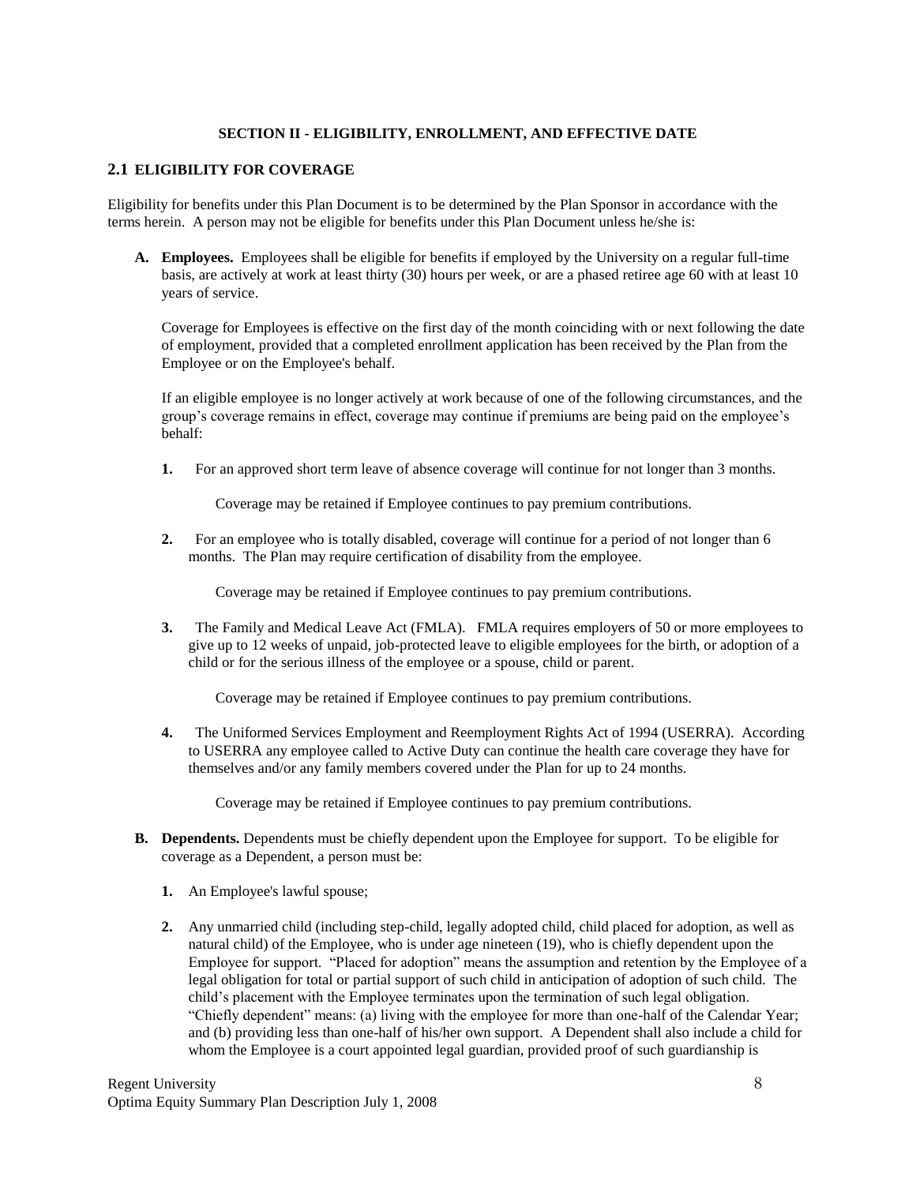## SECTION II - ELIGIBILITY, ENROLLMENT, AND EFFECTIVE DATE

### 2.1 ELIGIBILITY FOR COVERAGE

Eligibility for benefits under this Plan Document is to be determined by the Plan Sponsor in accordance with the terms herein. A person may not be eligible for benefits under this Plan Document unless he/she is:

**A. Employees.** Employees shall be eligible for benefits if employed by the University on a regular full-time basis, are actively at work at least thirty (30) hours per week, or are a phased retiree age 60 with at least 10 years of service.

Coverage for Employees is effective on the first day of the month coinciding with or next following the date of employment, provided that a completed enrollment application has been received by the Plan from the Employee or on the Employee's behalf.

If an eligible employee is no longer actively at work because of one of the following circumstances, and the group's coverage remains in effect, coverage may continue if premiums are being paid on the employee's behalf:

**1.** For an approved short term leave of absence coverage will continue for not longer than 3 months.

Coverage may be retained if Employee continues to pay premium contributions.

**2.** For an employee who is totally disabled, coverage will continue for a period of not longer than 6 months. The Plan may require certification of disability from the employee.

Coverage may be retained if Employee continues to pay premium contributions.

**3.** The Family and Medical Leave Act (FMLA). FMLA requires employers of 50 or more employees to give up to 12 weeks of unpaid, job-protected leave to eligible employees for the birth, or adoption of a child or for the serious illness of the employee or a spouse, child or parent.

Coverage may be retained if Employee continues to pay premium contributions.

**4.** The Uniformed Services Employment and Reemployment Rights Act of 1994 (USERRA). According to USERRA any employee called to Active Duty can continue the health care coverage they have for themselves and/or any family members covered under the Plan for up to 24 months.

Coverage may be retained if Employee continues to pay premium contributions.

**B. Dependents.** Dependents must be chiefly dependent upon the Employee for support. To be eligible for coverage as a Dependent, a person must be:

**1.** An Employee's lawful spouse;

**2.** Any unmarried child (including step-child, legally adopted child, child placed for adoption, as well as natural child) of the Employee, who is under age nineteen (19), who is chiefly dependent upon the Employee for support. "Placed for adoption" means the assumption and retention by the Employee of a legal obligation for total or partial support of such child in anticipation of adoption of such child. The child's placement with the Employee terminates upon the termination of such legal obligation. "Chiefly dependent" means: (a) living with the employee for more than one-half of the Calendar Year; and (b) providing less than one-half of his/her own support. A Dependent shall also include a child for whom the Employee is a court appointed legal guardian, provided proof of such guardianship is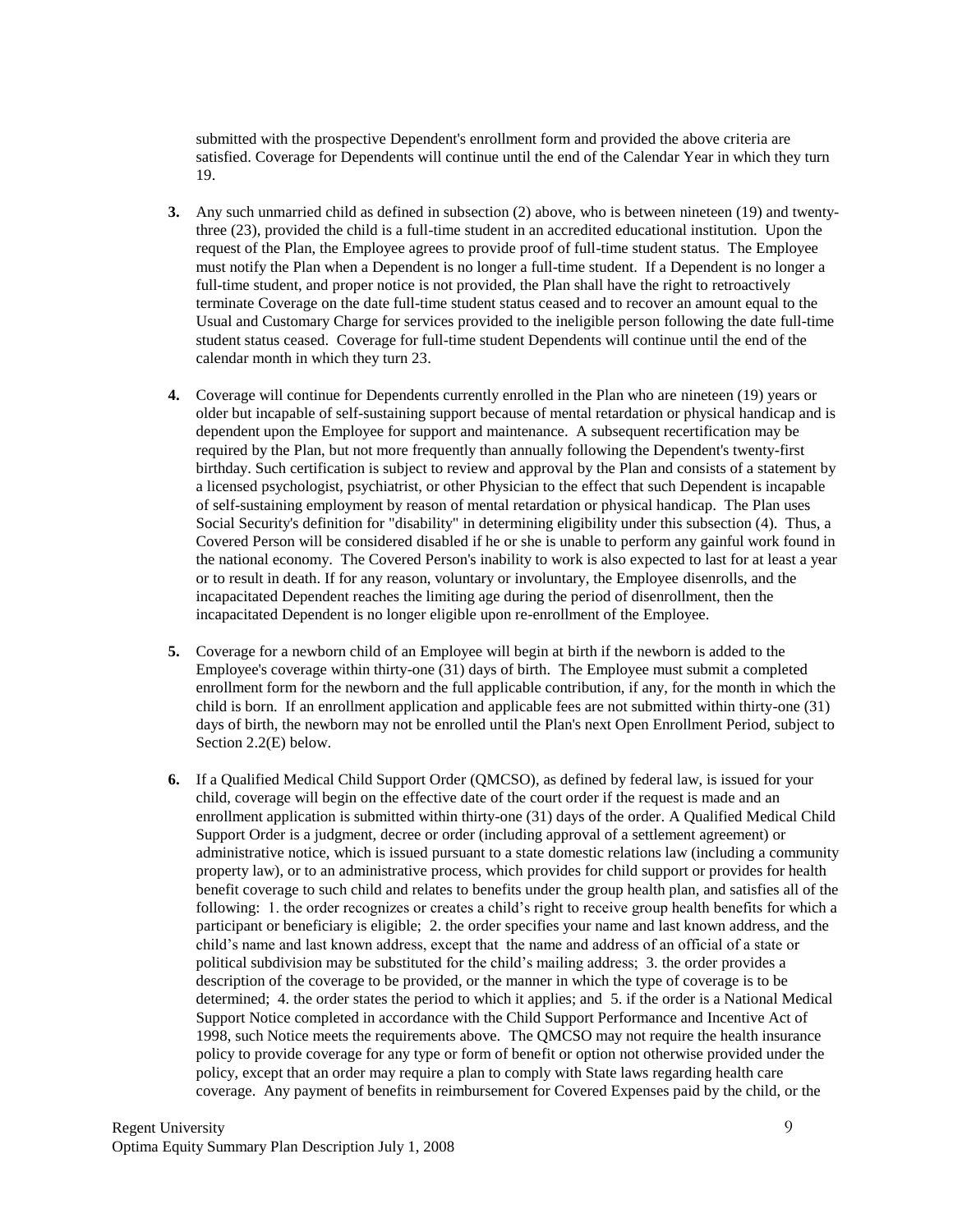submitted with the prospective Dependent's enrollment form and provided the above criteria are satisfied. Coverage for Dependents will continue until the end of the Calendar Year in which they turn 19.

**3.** Any such unmarried child as defined in subsection (2) above, who is between nineteen (19) and twenty-three (23), provided the child is a full-time student in an accredited educational institution. Upon the request of the Plan, the Employee agrees to provide proof of full-time student status. The Employee must notify the Plan when a Dependent is no longer a full-time student. If a Dependent is no longer a full-time student, and proper notice is not provided, the Plan shall have the right to retroactively terminate Coverage on the date full-time student status ceased and to recover an amount equal to the Usual and Customary Charge for services provided to the ineligible person following the date full-time student status ceased. Coverage for full-time student Dependents will continue until the end of the calendar month in which they turn 23.

**4.** Coverage will continue for Dependents currently enrolled in the Plan who are nineteen (19) years or older but incapable of self-sustaining support because of mental retardation or physical handicap and is dependent upon the Employee for support and maintenance. A subsequent recertification may be required by the Plan, but not more frequently than annually following the Dependent's twenty-first birthday. Such certification is subject to review and approval by the Plan and consists of a statement by a licensed psychologist, psychiatrist, or other Physician to the effect that such Dependent is incapable of self-sustaining employment by reason of mental retardation or physical handicap. The Plan uses Social Security's definition for "disability" in determining eligibility under this subsection (4). Thus, a Covered Person will be considered disabled if he or she is unable to perform any gainful work found in the national economy. The Covered Person's inability to work is also expected to last for at least a year or to result in death. If for any reason, voluntary or involuntary, the Employee disenrolls, and the incapacitated Dependent reaches the limiting age during the period of disenrollment, then the incapacitated Dependent is no longer eligible upon re-enrollment of the Employee.

**5.** Coverage for a newborn child of an Employee will begin at birth if the newborn is added to the Employee's coverage within thirty-one (31) days of birth. The Employee must submit a completed enrollment form for the newborn and the full applicable contribution, if any, for the month in which the child is born. If an enrollment application and applicable fees are not submitted within thirty-one (31) days of birth, the newborn may not be enrolled until the Plan's next Open Enrollment Period, subject to Section 2.2(E) below.

**6.** If a Qualified Medical Child Support Order (QMCSO), as defined by federal law, is issued for your child, coverage will begin on the effective date of the court order if the request is made and an enrollment application is submitted within thirty-one (31) days of the order. A Qualified Medical Child Support Order is a judgment, decree or order (including approval of a settlement agreement) or administrative notice, which is issued pursuant to a state domestic relations law (including a community property law), or to an administrative process, which provides for child support or provides for health benefit coverage to such child and relates to benefits under the group health plan, and satisfies all of the following: 1. the order recognizes or creates a child's right to receive group health benefits for which a participant or beneficiary is eligible; 2. the order specifies your name and last known address, and the child's name and last known address, except that the name and address of an official of a state or political subdivision may be substituted for the child's mailing address; 3. the order provides a description of the coverage to be provided, or the manner in which the type of coverage is to be determined; 4. the order states the period to which it applies; and 5. if the order is a National Medical Support Notice completed in accordance with the Child Support Performance and Incentive Act of 1998, such Notice meets the requirements above. The QMCSO may not require the health insurance policy to provide coverage for any type or form of benefit or option not otherwise provided under the policy, except that an order may require a plan to comply with State laws regarding health care coverage. Any payment of benefits in reimbursement for Covered Expenses paid by the child, or the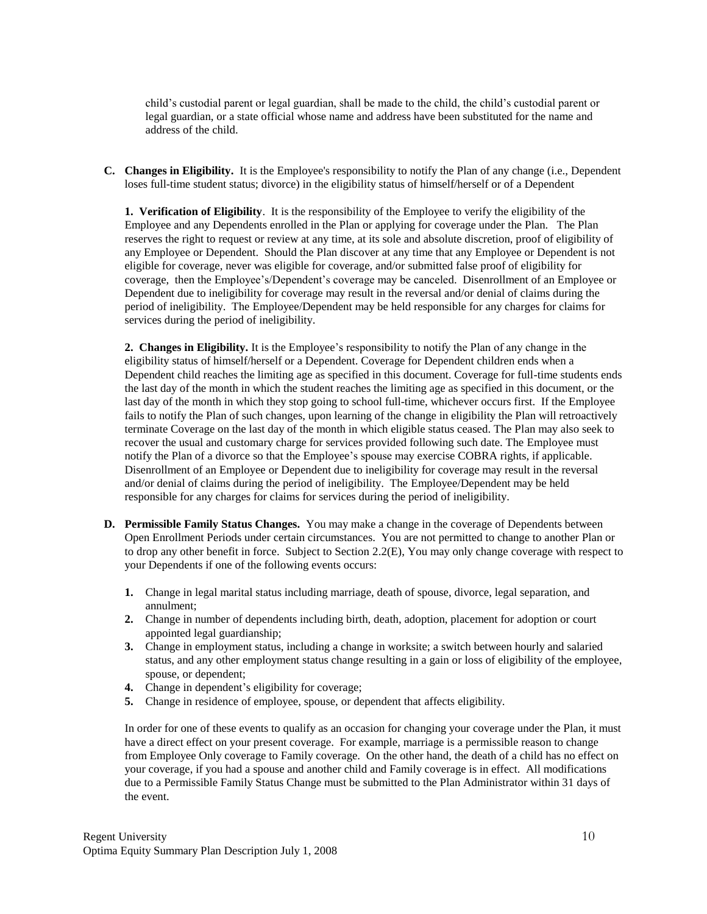child's custodial parent or legal guardian, shall be made to the child, the child's custodial parent or legal guardian, or a state official whose name and address have been substituted for the name and address of the child.

**C. Changes in Eligibility.** It is the Employee's responsibility to notify the Plan of any change (i.e., Dependent loses full-time student status; divorce) in the eligibility status of himself/herself or of a Dependent

**1. Verification of Eligibility**. It is the responsibility of the Employee to verify the eligibility of the Employee and any Dependents enrolled in the Plan or applying for coverage under the Plan. The Plan reserves the right to request or review at any time, at its sole and absolute discretion, proof of eligibility of any Employee or Dependent. Should the Plan discover at any time that any Employee or Dependent is not eligible for coverage, never was eligible for coverage, and/or submitted false proof of eligibility for coverage, then the Employee's/Dependent's coverage may be canceled. Disenrollment of an Employee or Dependent due to ineligibility for coverage may result in the reversal and/or denial of claims during the period of ineligibility. The Employee/Dependent may be held responsible for any charges for claims for services during the period of ineligibility.

**2. Changes in Eligibility.** It is the Employee's responsibility to notify the Plan of any change in the eligibility status of himself/herself or a Dependent. Coverage for Dependent children ends when a Dependent child reaches the limiting age as specified in this document. Coverage for full-time students ends the last day of the month in which the student reaches the limiting age as specified in this document, or the last day of the month in which they stop going to school full-time, whichever occurs first. If the Employee fails to notify the Plan of such changes, upon learning of the change in eligibility the Plan will retroactively terminate Coverage on the last day of the month in which eligible status ceased. The Plan may also seek to recover the usual and customary charge for services provided following such date. The Employee must notify the Plan of a divorce so that the Employee's spouse may exercise COBRA rights, if applicable. Disenrollment of an Employee or Dependent due to ineligibility for coverage may result in the reversal and/or denial of claims during the period of ineligibility. The Employee/Dependent may be held responsible for any charges for claims for services during the period of ineligibility.

**D. Permissible Family Status Changes.** You may make a change in the coverage of Dependents between Open Enrollment Periods under certain circumstances. You are not permitted to change to another Plan or to drop any other benefit in force. Subject to Section 2.2(E), You may only change coverage with respect to your Dependents if one of the following events occurs:

1. Change in legal marital status including marriage, death of spouse, divorce, legal separation, and annulment;
2. Change in number of dependents including birth, death, adoption, placement for adoption or court appointed legal guardianship;
3. Change in employment status, including a change in worksite; a switch between hourly and salaried status, and any other employment status change resulting in a gain or loss of eligibility of the employee, spouse, or dependent;
4. Change in dependent's eligibility for coverage;
5. Change in residence of employee, spouse, or dependent that affects eligibility.

In order for one of these events to qualify as an occasion for changing your coverage under the Plan, it must have a direct effect on your present coverage. For example, marriage is a permissible reason to change from Employee Only coverage to Family coverage. On the other hand, the death of a child has no effect on your coverage, if you had a spouse and another child and Family coverage is in effect. All modifications due to a Permissible Family Status Change must be submitted to the Plan Administrator within 31 days of the event.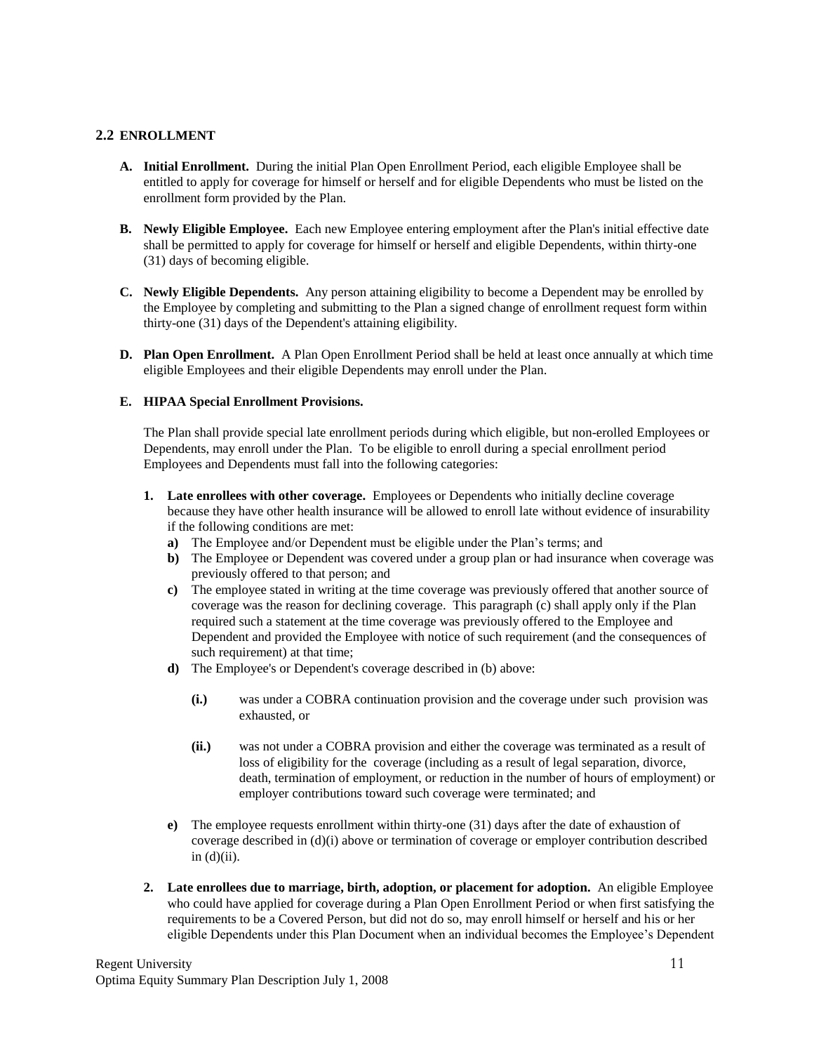## 2.2 ENROLLMENT

**A. Initial Enrollment.** During the initial Plan Open Enrollment Period, each eligible Employee shall be entitled to apply for coverage for himself or herself and for eligible Dependents who must be listed on the enrollment form provided by the Plan.

**B. Newly Eligible Employee.** Each new Employee entering employment after the Plan's initial effective date shall be permitted to apply for coverage for himself or herself and eligible Dependents, within thirty-one (31) days of becoming eligible.

**C. Newly Eligible Dependents.** Any person attaining eligibility to become a Dependent may be enrolled by the Employee by completing and submitting to the Plan a signed change of enrollment request form within thirty-one (31) days of the Dependent's attaining eligibility.

**D. Plan Open Enrollment.** A Plan Open Enrollment Period shall be held at least once annually at which time eligible Employees and their eligible Dependents may enroll under the Plan.

**E. HIPAA Special Enrollment Provisions.**

The Plan shall provide special late enrollment periods during which eligible, but non-erolled Employees or Dependents, may enroll under the Plan. To be eligible to enroll during a special enrollment period Employees and Dependents must fall into the following categories:

1. **Late enrollees with other coverage.** Employees or Dependents who initially decline coverage because they have other health insurance will be allowed to enroll late without evidence of insurability if the following conditions are met:
   - **a)** The Employee and/or Dependent must be eligible under the Plan's terms; and
   - **b)** The Employee or Dependent was covered under a group plan or had insurance when coverage was previously offered to that person; and
   - **c)** The employee stated in writing at the time coverage was previously offered that another source of coverage was the reason for declining coverage. This paragraph (c) shall apply only if the Plan required such a statement at the time coverage was previously offered to the Employee and Dependent and provided the Employee with notice of such requirement (and the consequences of such requirement) at that time;
   - **d)** The Employee's or Dependent's coverage described in (b) above:
     - **(i.)** was under a COBRA continuation provision and the coverage under such provision was exhausted, or
     - **(ii.)** was not under a COBRA provision and either the coverage was terminated as a result of loss of eligibility for the coverage (including as a result of legal separation, divorce, death, termination of employment, or reduction in the number of hours of employment) or employer contributions toward such coverage were terminated; and
   - **e)** The employee requests enrollment within thirty-one (31) days after the date of exhaustion of coverage described in (d)(i) above or termination of coverage or employer contribution described in (d)(ii).

2. **Late enrollees due to marriage, birth, adoption, or placement for adoption.** An eligible Employee who could have applied for coverage during a Plan Open Enrollment Period or when first satisfying the requirements to be a Covered Person, but did not do so, may enroll himself or herself and his or her eligible Dependents under this Plan Document when an individual becomes the Employee's Dependent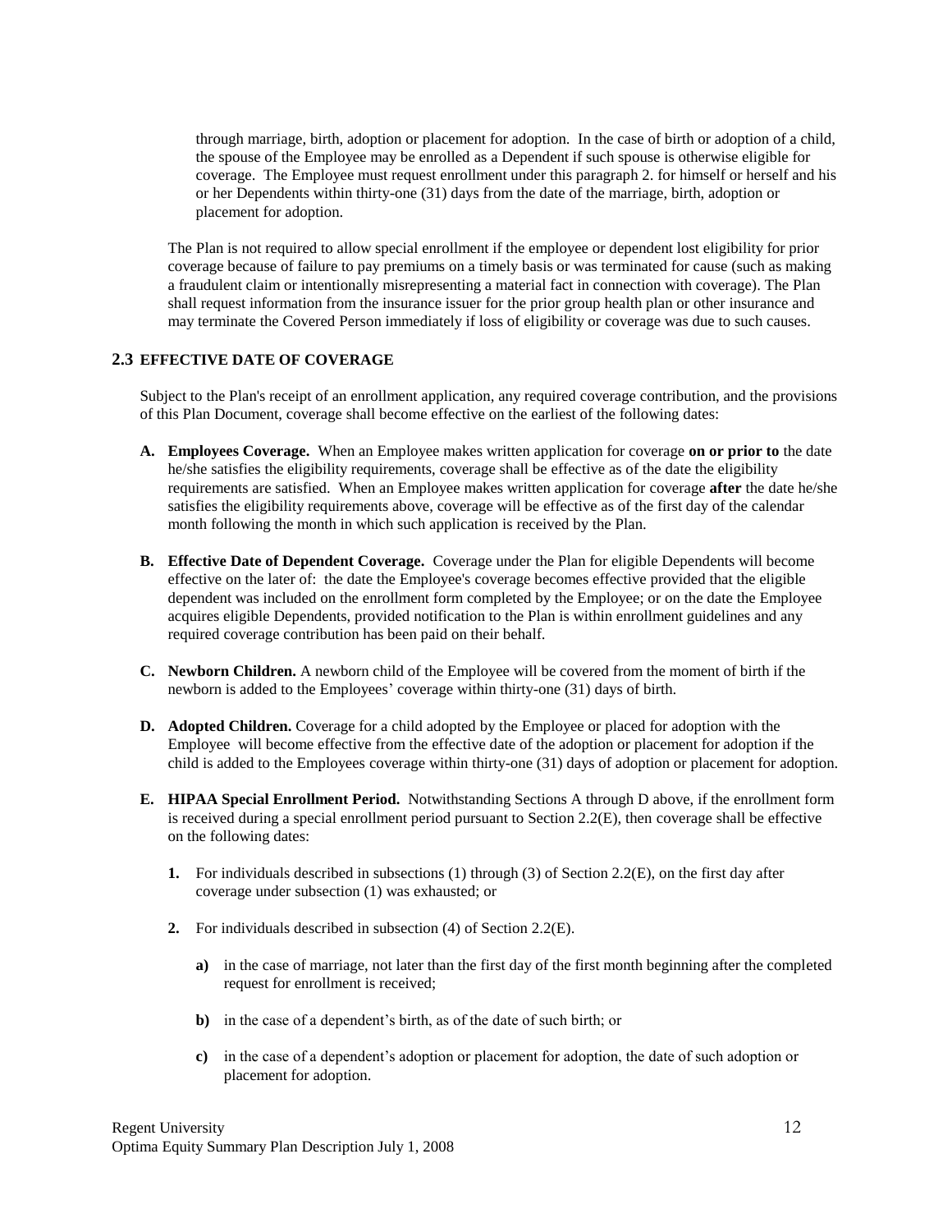through marriage, birth, adoption or placement for adoption. In the case of birth or adoption of a child, the spouse of the Employee may be enrolled as a Dependent if such spouse is otherwise eligible for coverage. The Employee must request enrollment under this paragraph 2. for himself or herself and his or her Dependents within thirty-one (31) days from the date of the marriage, birth, adoption or placement for adoption.

The Plan is not required to allow special enrollment if the employee or dependent lost eligibility for prior coverage because of failure to pay premiums on a timely basis or was terminated for cause (such as making a fraudulent claim or intentionally misrepresenting a material fact in connection with coverage). The Plan shall request information from the insurance issuer for the prior group health plan or other insurance and may terminate the Covered Person immediately if loss of eligibility or coverage was due to such causes.

## 2.3 EFFECTIVE DATE OF COVERAGE

Subject to the Plan's receipt of an enrollment application, any required coverage contribution, and the provisions of this Plan Document, coverage shall become effective on the earliest of the following dates:

**A. Employees Coverage.** When an Employee makes written application for coverage **on or prior to** the date he/she satisfies the eligibility requirements, coverage shall be effective as of the date the eligibility requirements are satisfied. When an Employee makes written application for coverage **after** the date he/she satisfies the eligibility requirements above, coverage will be effective as of the first day of the calendar month following the month in which such application is received by the Plan.

**B. Effective Date of Dependent Coverage.** Coverage under the Plan for eligible Dependents will become effective on the later of: the date the Employee's coverage becomes effective provided that the eligible dependent was included on the enrollment form completed by the Employee; or on the date the Employee acquires eligible Dependents, provided notification to the Plan is within enrollment guidelines and any required coverage contribution has been paid on their behalf.

**C. Newborn Children.** A newborn child of the Employee will be covered from the moment of birth if the newborn is added to the Employees' coverage within thirty-one (31) days of birth.

**D. Adopted Children.** Coverage for a child adopted by the Employee or placed for adoption with the Employee will become effective from the effective date of the adoption or placement for adoption if the child is added to the Employees coverage within thirty-one (31) days of adoption or placement for adoption.

**E. HIPAA Special Enrollment Period.** Notwithstanding Sections A through D above, if the enrollment form is received during a special enrollment period pursuant to Section 2.2(E), then coverage shall be effective on the following dates:

**1.** For individuals described in subsections (1) through (3) of Section 2.2(E), on the first day after coverage under subsection (1) was exhausted; or

**2.** For individuals described in subsection (4) of Section 2.2(E).

**a)** in the case of marriage, not later than the first day of the first month beginning after the completed request for enrollment is received;

**b)** in the case of a dependent's birth, as of the date of such birth; or

**c)** in the case of a dependent's adoption or placement for adoption, the date of such adoption or placement for adoption.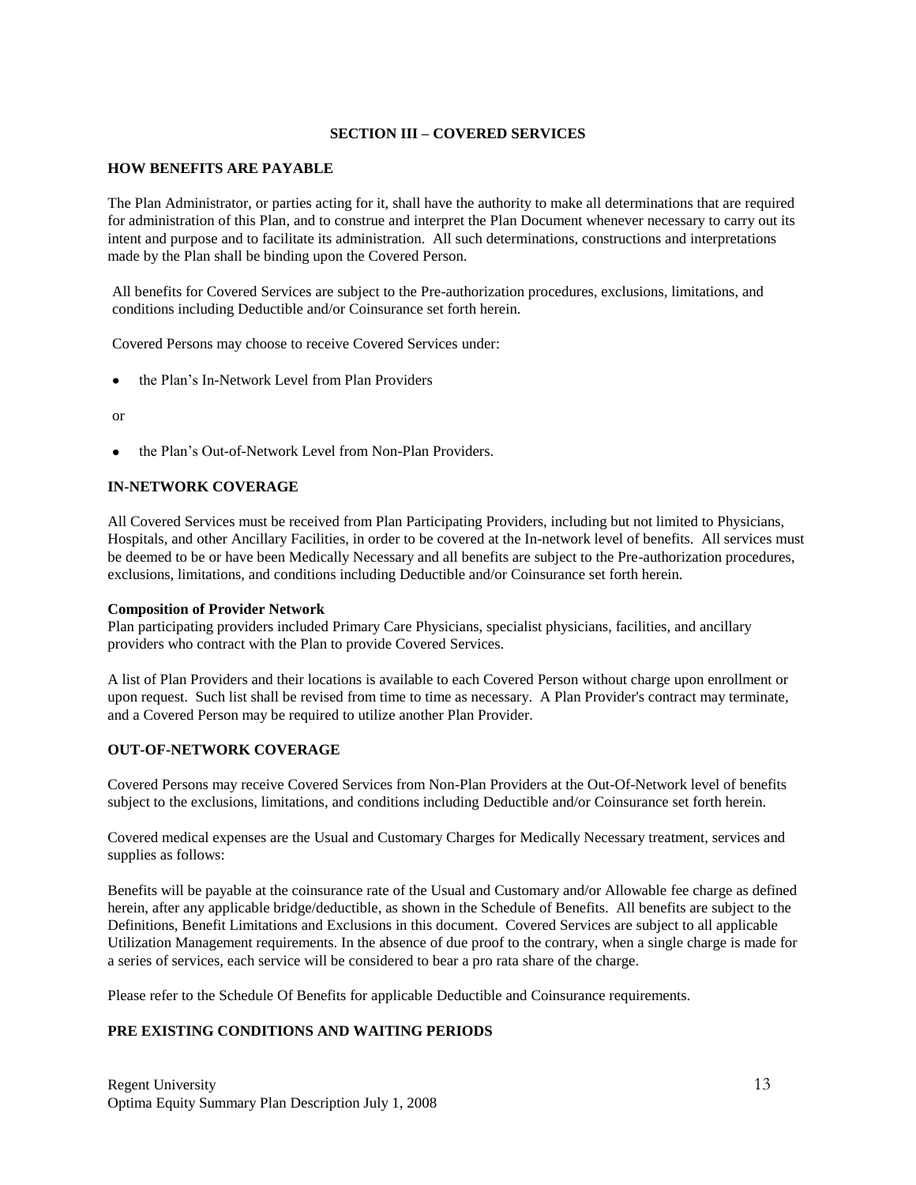## SECTION III – COVERED SERVICES

### HOW BENEFITS ARE PAYABLE

The Plan Administrator, or parties acting for it, shall have the authority to make all determinations that are required for administration of this Plan, and to construe and interpret the Plan Document whenever necessary to carry out its intent and purpose and to facilitate its administration. All such determinations, constructions and interpretations made by the Plan shall be binding upon the Covered Person.

All benefits for Covered Services are subject to the Pre-authorization procedures, exclusions, limitations, and conditions including Deductible and/or Coinsurance set forth herein.

Covered Persons may choose to receive Covered Services under:

- the Plan's In-Network Level from Plan Providers

or

- the Plan's Out-of-Network Level from Non-Plan Providers.

### IN-NETWORK COVERAGE

All Covered Services must be received from Plan Participating Providers, including but not limited to Physicians, Hospitals, and other Ancillary Facilities, in order to be covered at the In-network level of benefits. All services must be deemed to be or have been Medically Necessary and all benefits are subject to the Pre-authorization procedures, exclusions, limitations, and conditions including Deductible and/or Coinsurance set forth herein.

**Composition of Provider Network**
Plan participating providers included Primary Care Physicians, specialist physicians, facilities, and ancillary providers who contract with the Plan to provide Covered Services.

A list of Plan Providers and their locations is available to each Covered Person without charge upon enrollment or upon request. Such list shall be revised from time to time as necessary. A Plan Provider's contract may terminate, and a Covered Person may be required to utilize another Plan Provider.

### OUT-OF-NETWORK COVERAGE

Covered Persons may receive Covered Services from Non-Plan Providers at the Out-Of-Network level of benefits subject to the exclusions, limitations, and conditions including Deductible and/or Coinsurance set forth herein.

Covered medical expenses are the Usual and Customary Charges for Medically Necessary treatment, services and supplies as follows:

Benefits will be payable at the coinsurance rate of the Usual and Customary and/or Allowable fee charge as defined herein, after any applicable bridge/deductible, as shown in the Schedule of Benefits. All benefits are subject to the Definitions, Benefit Limitations and Exclusions in this document. Covered Services are subject to all applicable Utilization Management requirements. In the absence of due proof to the contrary, when a single charge is made for a series of services, each service will be considered to bear a pro rata share of the charge.

Please refer to the Schedule Of Benefits for applicable Deductible and Coinsurance requirements.

### PRE EXISTING CONDITIONS AND WAITING PERIODS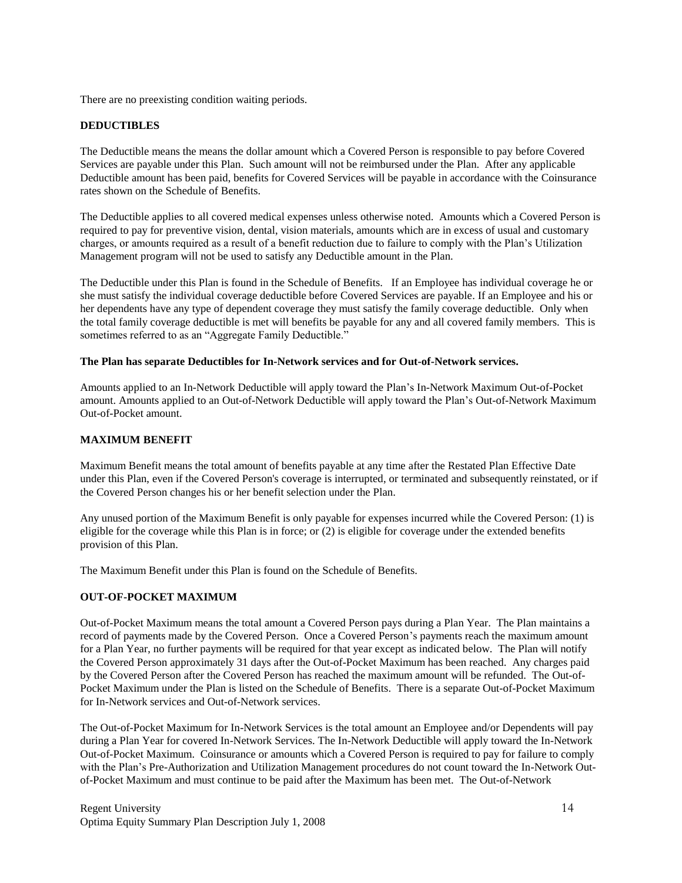There are no preexisting condition waiting periods.

## DEDUCTIBLES

The Deductible means the means the dollar amount which a Covered Person is responsible to pay before Covered Services are payable under this Plan. Such amount will not be reimbursed under the Plan. After any applicable Deductible amount has been paid, benefits for Covered Services will be payable in accordance with the Coinsurance rates shown on the Schedule of Benefits.

The Deductible applies to all covered medical expenses unless otherwise noted. Amounts which a Covered Person is required to pay for preventive vision, dental, vision materials, amounts which are in excess of usual and customary charges, or amounts required as a result of a benefit reduction due to failure to comply with the Plan's Utilization Management program will not be used to satisfy any Deductible amount in the Plan.

The Deductible under this Plan is found in the Schedule of Benefits. If an Employee has individual coverage he or she must satisfy the individual coverage deductible before Covered Services are payable. If an Employee and his or her dependents have any type of dependent coverage they must satisfy the family coverage deductible. Only when the total family coverage deductible is met will benefits be payable for any and all covered family members. This is sometimes referred to as an "Aggregate Family Deductible."

**The Plan has separate Deductibles for In-Network services and for Out-of-Network services.**

Amounts applied to an In-Network Deductible will apply toward the Plan's In-Network Maximum Out-of-Pocket amount. Amounts applied to an Out-of-Network Deductible will apply toward the Plan's Out-of-Network Maximum Out-of-Pocket amount.

## MAXIMUM BENEFIT

Maximum Benefit means the total amount of benefits payable at any time after the Restated Plan Effective Date under this Plan, even if the Covered Person's coverage is interrupted, or terminated and subsequently reinstated, or if the Covered Person changes his or her benefit selection under the Plan.

Any unused portion of the Maximum Benefit is only payable for expenses incurred while the Covered Person: (1) is eligible for the coverage while this Plan is in force; or (2) is eligible for coverage under the extended benefits provision of this Plan.

The Maximum Benefit under this Plan is found on the Schedule of Benefits.

## OUT-OF-POCKET MAXIMUM

Out-of-Pocket Maximum means the total amount a Covered Person pays during a Plan Year. The Plan maintains a record of payments made by the Covered Person. Once a Covered Person's payments reach the maximum amount for a Plan Year, no further payments will be required for that year except as indicated below. The Plan will notify the Covered Person approximately 31 days after the Out-of-Pocket Maximum has been reached. Any charges paid by the Covered Person after the Covered Person has reached the maximum amount will be refunded. The Out-of-Pocket Maximum under the Plan is listed on the Schedule of Benefits. There is a separate Out-of-Pocket Maximum for In-Network services and Out-of-Network services.

The Out-of-Pocket Maximum for In-Network Services is the total amount an Employee and/or Dependents will pay during a Plan Year for covered In-Network Services. The In-Network Deductible will apply toward the In-Network Out-of-Pocket Maximum. Coinsurance or amounts which a Covered Person is required to pay for failure to comply with the Plan's Pre-Authorization and Utilization Management procedures do not count toward the In-Network Out-of-Pocket Maximum and must continue to be paid after the Maximum has been met. The Out-of-Network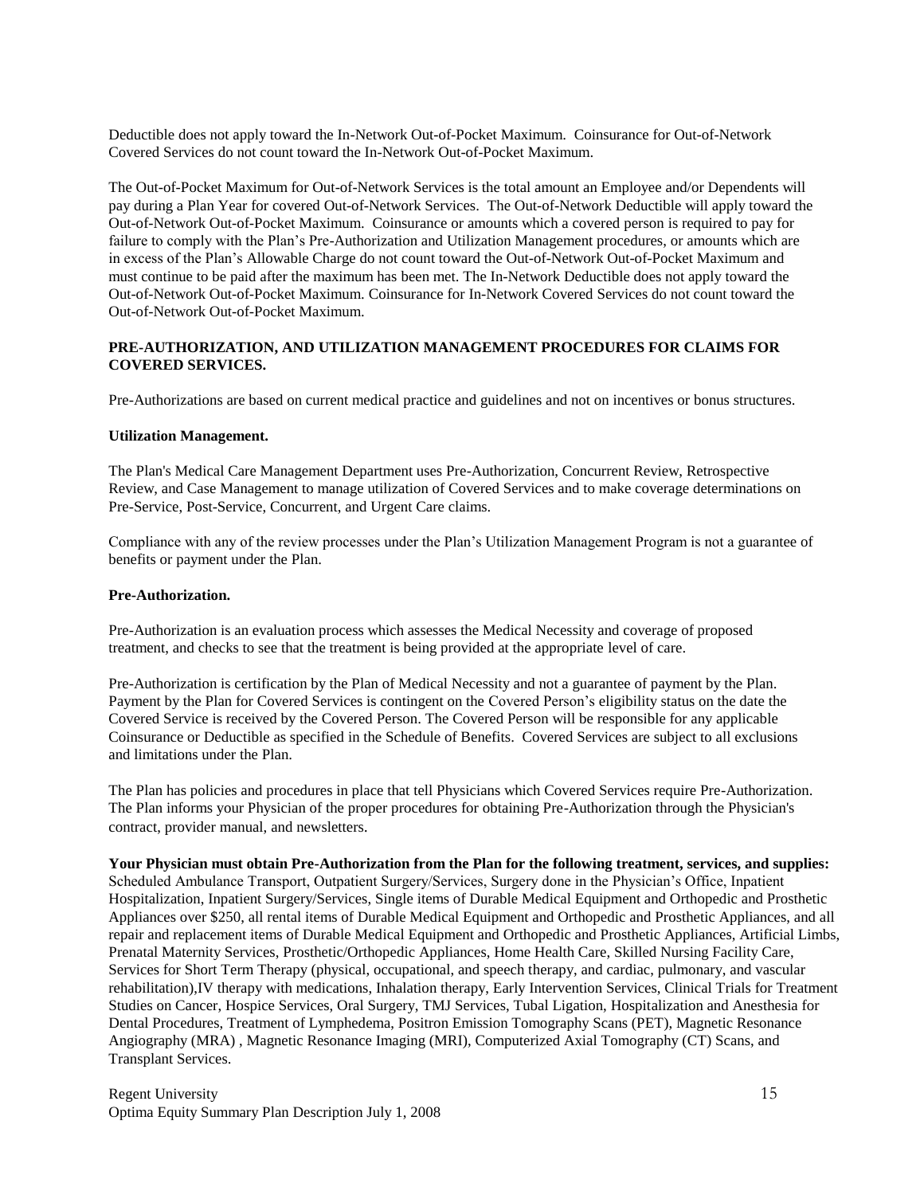Deductible does not apply toward the In-Network Out-of-Pocket Maximum. Coinsurance for Out-of-Network Covered Services do not count toward the In-Network Out-of-Pocket Maximum.

The Out-of-Pocket Maximum for Out-of-Network Services is the total amount an Employee and/or Dependents will pay during a Plan Year for covered Out-of-Network Services. The Out-of-Network Deductible will apply toward the Out-of-Network Out-of-Pocket Maximum. Coinsurance or amounts which a covered person is required to pay for failure to comply with the Plan's Pre-Authorization and Utilization Management procedures, or amounts which are in excess of the Plan's Allowable Charge do not count toward the Out-of-Network Out-of-Pocket Maximum and must continue to be paid after the maximum has been met. The In-Network Deductible does not apply toward the Out-of-Network Out-of-Pocket Maximum. Coinsurance for In-Network Covered Services do not count toward the Out-of-Network Out-of-Pocket Maximum.

**PRE-AUTHORIZATION, AND UTILIZATION MANAGEMENT PROCEDURES FOR CLAIMS FOR COVERED SERVICES.**

Pre-Authorizations are based on current medical practice and guidelines and not on incentives or bonus structures.

**Utilization Management.**

The Plan's Medical Care Management Department uses Pre-Authorization, Concurrent Review, Retrospective Review, and Case Management to manage utilization of Covered Services and to make coverage determinations on Pre-Service, Post-Service, Concurrent, and Urgent Care claims.

Compliance with any of the review processes under the Plan's Utilization Management Program is not a guarantee of benefits or payment under the Plan.

**Pre-Authorization.**

Pre-Authorization is an evaluation process which assesses the Medical Necessity and coverage of proposed treatment, and checks to see that the treatment is being provided at the appropriate level of care.

Pre-Authorization is certification by the Plan of Medical Necessity and not a guarantee of payment by the Plan. Payment by the Plan for Covered Services is contingent on the Covered Person's eligibility status on the date the Covered Service is received by the Covered Person. The Covered Person will be responsible for any applicable Coinsurance or Deductible as specified in the Schedule of Benefits. Covered Services are subject to all exclusions and limitations under the Plan.

The Plan has policies and procedures in place that tell Physicians which Covered Services require Pre-Authorization. The Plan informs your Physician of the proper procedures for obtaining Pre-Authorization through the Physician's contract, provider manual, and newsletters.

**Your Physician must obtain Pre-Authorization from the Plan for the following treatment, services, and supplies:** Scheduled Ambulance Transport, Outpatient Surgery/Services, Surgery done in the Physician's Office, Inpatient Hospitalization, Inpatient Surgery/Services, Single items of Durable Medical Equipment and Orthopedic and Prosthetic Appliances over $250, all rental items of Durable Medical Equipment and Orthopedic and Prosthetic Appliances, and all repair and replacement items of Durable Medical Equipment and Orthopedic and Prosthetic Appliances, Artificial Limbs, Prenatal Maternity Services, Prosthetic/Orthopedic Appliances, Home Health Care, Skilled Nursing Facility Care, Services for Short Term Therapy (physical, occupational, and speech therapy, and cardiac, pulmonary, and vascular rehabilitation),IV therapy with medications, Inhalation therapy, Early Intervention Services, Clinical Trials for Treatment Studies on Cancer, Hospice Services, Oral Surgery, TMJ Services, Tubal Ligation, Hospitalization and Anesthesia for Dental Procedures, Treatment of Lymphedema, Positron Emission Tomography Scans (PET), Magnetic Resonance Angiography (MRA) , Magnetic Resonance Imaging (MRI), Computerized Axial Tomography (CT) Scans, and Transplant Services.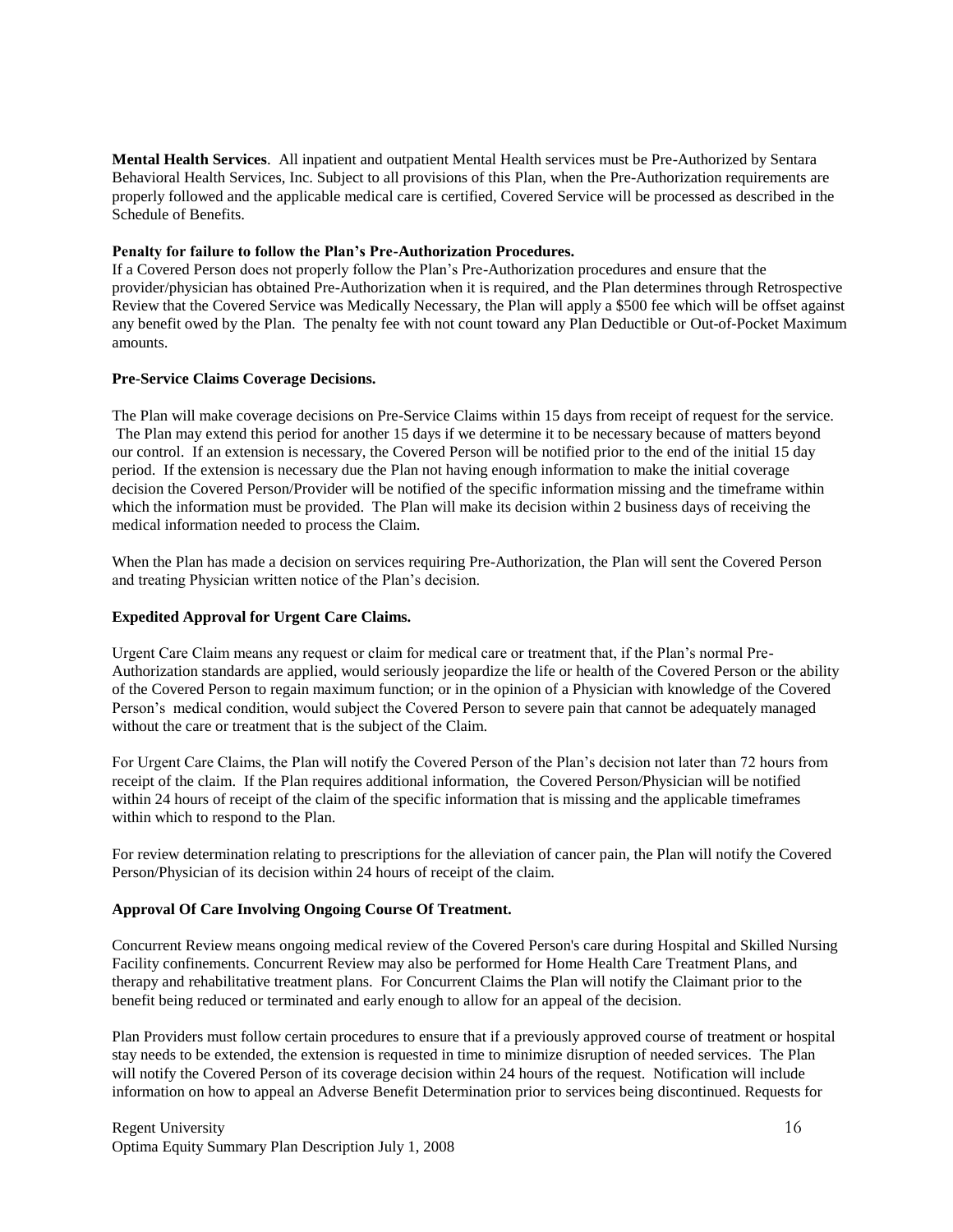**Mental Health Services**. All inpatient and outpatient Mental Health services must be Pre-Authorized by Sentara Behavioral Health Services, Inc. Subject to all provisions of this Plan, when the Pre-Authorization requirements are properly followed and the applicable medical care is certified, Covered Service will be processed as described in the Schedule of Benefits.

**Penalty for failure to follow the Plan's Pre-Authorization Procedures.**

If a Covered Person does not properly follow the Plan's Pre-Authorization procedures and ensure that the provider/physician has obtained Pre-Authorization when it is required, and the Plan determines through Retrospective Review that the Covered Service was Medically Necessary, the Plan will apply a $500 fee which will be offset against any benefit owed by the Plan. The penalty fee with not count toward any Plan Deductible or Out-of-Pocket Maximum amounts.

**Pre-Service Claims Coverage Decisions.**

The Plan will make coverage decisions on Pre-Service Claims within 15 days from receipt of request for the service. The Plan may extend this period for another 15 days if we determine it to be necessary because of matters beyond our control. If an extension is necessary, the Covered Person will be notified prior to the end of the initial 15 day period. If the extension is necessary due the Plan not having enough information to make the initial coverage decision the Covered Person/Provider will be notified of the specific information missing and the timeframe within which the information must be provided. The Plan will make its decision within 2 business days of receiving the medical information needed to process the Claim.

When the Plan has made a decision on services requiring Pre-Authorization, the Plan will sent the Covered Person and treating Physician written notice of the Plan's decision.

**Expedited Approval for Urgent Care Claims.**

Urgent Care Claim means any request or claim for medical care or treatment that, if the Plan's normal Pre-Authorization standards are applied, would seriously jeopardize the life or health of the Covered Person or the ability of the Covered Person to regain maximum function; or in the opinion of a Physician with knowledge of the Covered Person's medical condition, would subject the Covered Person to severe pain that cannot be adequately managed without the care or treatment that is the subject of the Claim.

For Urgent Care Claims, the Plan will notify the Covered Person of the Plan's decision not later than 72 hours from receipt of the claim. If the Plan requires additional information, the Covered Person/Physician will be notified within 24 hours of receipt of the claim of the specific information that is missing and the applicable timeframes within which to respond to the Plan.

For review determination relating to prescriptions for the alleviation of cancer pain, the Plan will notify the Covered Person/Physician of its decision within 24 hours of receipt of the claim.

**Approval Of Care Involving Ongoing Course Of Treatment.**

Concurrent Review means ongoing medical review of the Covered Person's care during Hospital and Skilled Nursing Facility confinements. Concurrent Review may also be performed for Home Health Care Treatment Plans, and therapy and rehabilitative treatment plans. For Concurrent Claims the Plan will notify the Claimant prior to the benefit being reduced or terminated and early enough to allow for an appeal of the decision.

Plan Providers must follow certain procedures to ensure that if a previously approved course of treatment or hospital stay needs to be extended, the extension is requested in time to minimize disruption of needed services. The Plan will notify the Covered Person of its coverage decision within 24 hours of the request. Notification will include information on how to appeal an Adverse Benefit Determination prior to services being discontinued. Requests for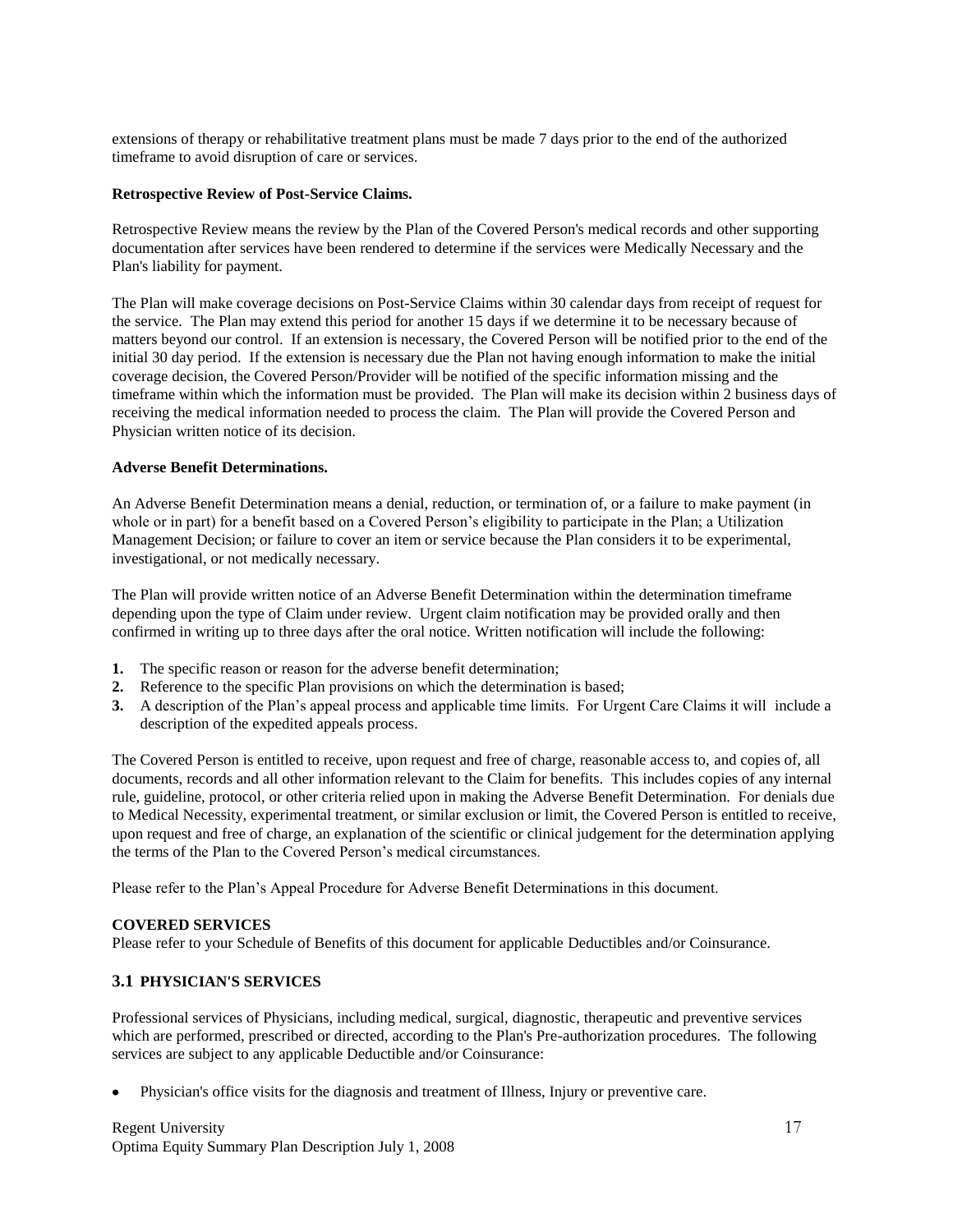extensions of therapy or rehabilitative treatment plans must be made 7 days prior to the end of the authorized timeframe to avoid disruption of care or services.

**Retrospective Review of Post-Service Claims.**

Retrospective Review means the review by the Plan of the Covered Person's medical records and other supporting documentation after services have been rendered to determine if the services were Medically Necessary and the Plan's liability for payment.

The Plan will make coverage decisions on Post-Service Claims within 30 calendar days from receipt of request for the service. The Plan may extend this period for another 15 days if we determine it to be necessary because of matters beyond our control. If an extension is necessary, the Covered Person will be notified prior to the end of the initial 30 day period. If the extension is necessary due the Plan not having enough information to make the initial coverage decision, the Covered Person/Provider will be notified of the specific information missing and the timeframe within which the information must be provided. The Plan will make its decision within 2 business days of receiving the medical information needed to process the claim. The Plan will provide the Covered Person and Physician written notice of its decision.

**Adverse Benefit Determinations.**

An Adverse Benefit Determination means a denial, reduction, or termination of, or a failure to make payment (in whole or in part) for a benefit based on a Covered Person's eligibility to participate in the Plan; a Utilization Management Decision; or failure to cover an item or service because the Plan considers it to be experimental, investigational, or not medically necessary.

The Plan will provide written notice of an Adverse Benefit Determination within the determination timeframe depending upon the type of Claim under review. Urgent claim notification may be provided orally and then confirmed in writing up to three days after the oral notice. Written notification will include the following:

1. The specific reason or reason for the adverse benefit determination;
2. Reference to the specific Plan provisions on which the determination is based;
3. A description of the Plan's appeal process and applicable time limits. For Urgent Care Claims it will include a description of the expedited appeals process.

The Covered Person is entitled to receive, upon request and free of charge, reasonable access to, and copies of, all documents, records and all other information relevant to the Claim for benefits. This includes copies of any internal rule, guideline, protocol, or other criteria relied upon in making the Adverse Benefit Determination. For denials due to Medical Necessity, experimental treatment, or similar exclusion or limit, the Covered Person is entitled to receive, upon request and free of charge, an explanation of the scientific or clinical judgement for the determination applying the terms of the Plan to the Covered Person's medical circumstances.

Please refer to the Plan's Appeal Procedure for Adverse Benefit Determinations in this document.

**COVERED SERVICES**

Please refer to your Schedule of Benefits of this document for applicable Deductibles and/or Coinsurance.

### 3.1 PHYSICIAN'S SERVICES

Professional services of Physicians, including medical, surgical, diagnostic, therapeutic and preventive services which are performed, prescribed or directed, according to the Plan's Pre-authorization procedures. The following services are subject to any applicable Deductible and/or Coinsurance:

- Physician's office visits for the diagnosis and treatment of Illness, Injury or preventive care.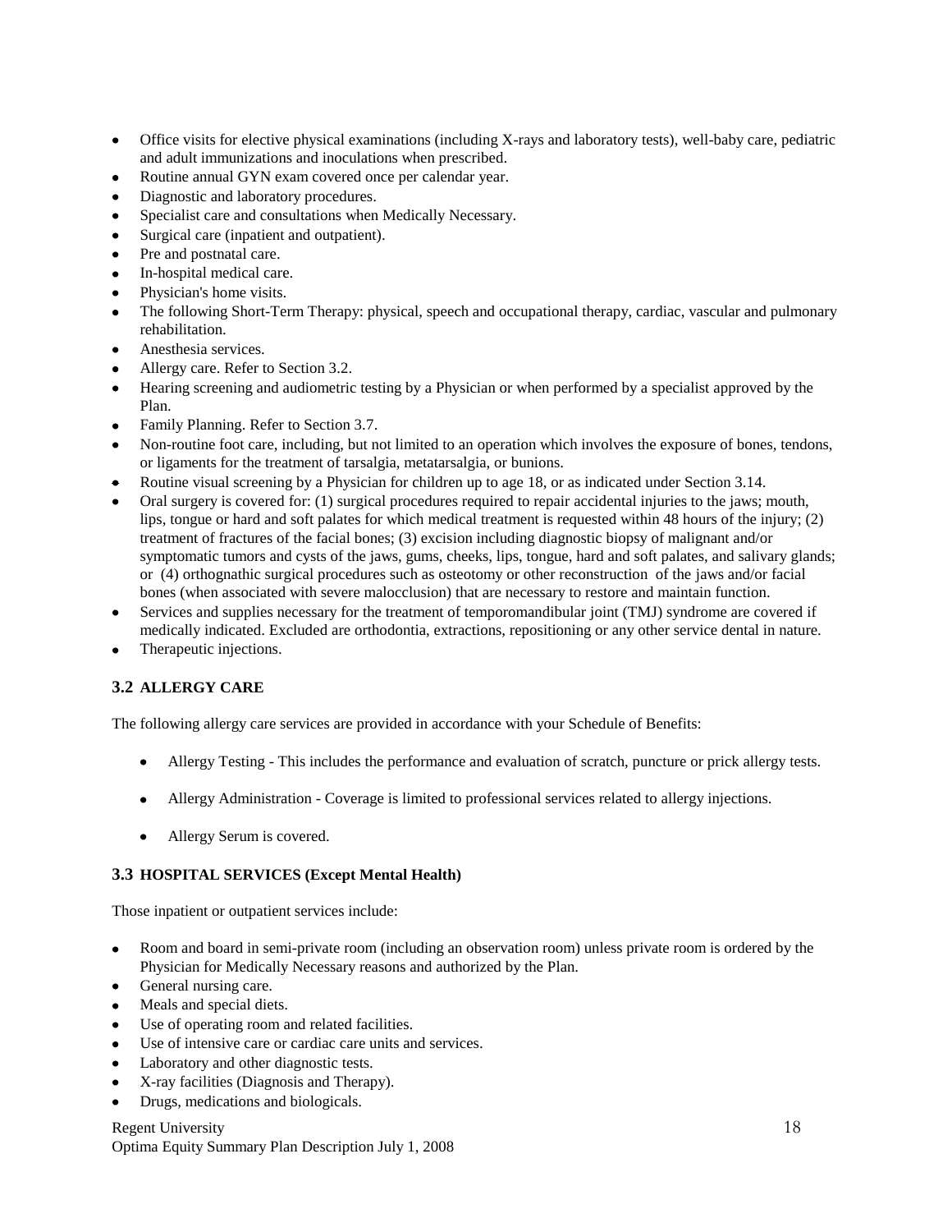- Office visits for elective physical examinations (including X-rays and laboratory tests), well-baby care, pediatric and adult immunizations and inoculations when prescribed.
- Routine annual GYN exam covered once per calendar year.
- Diagnostic and laboratory procedures.
- Specialist care and consultations when Medically Necessary.
- Surgical care (inpatient and outpatient).
- Pre and postnatal care.
- In-hospital medical care.
- Physician's home visits.
- The following Short-Term Therapy: physical, speech and occupational therapy, cardiac, vascular and pulmonary rehabilitation.
- Anesthesia services.
- Allergy care. Refer to Section 3.2.
- Hearing screening and audiometric testing by a Physician or when performed by a specialist approved by the Plan.
- Family Planning. Refer to Section 3.7.
- Non-routine foot care, including, but not limited to an operation which involves the exposure of bones, tendons, or ligaments for the treatment of tarsalgia, metatarsalgia, or bunions.
- Routine visual screening by a Physician for children up to age 18, or as indicated under Section 3.14.
- Oral surgery is covered for: (1) surgical procedures required to repair accidental injuries to the jaws; mouth, lips, tongue or hard and soft palates for which medical treatment is requested within 48 hours of the injury; (2) treatment of fractures of the facial bones; (3) excision including diagnostic biopsy of malignant and/or symptomatic tumors and cysts of the jaws, gums, cheeks, lips, tongue, hard and soft palates, and salivary glands; or (4) orthognathic surgical procedures such as osteotomy or other reconstruction of the jaws and/or facial bones (when associated with severe malocclusion) that are necessary to restore and maintain function.
- Services and supplies necessary for the treatment of temporomandibular joint (TMJ) syndrome are covered if medically indicated. Excluded are orthodontia, extractions, repositioning or any other service dental in nature.
- Therapeutic injections.

### 3.2 ALLERGY CARE

The following allergy care services are provided in accordance with your Schedule of Benefits:

- Allergy Testing - This includes the performance and evaluation of scratch, puncture or prick allergy tests.
- Allergy Administration - Coverage is limited to professional services related to allergy injections.
- Allergy Serum is covered.

### 3.3 HOSPITAL SERVICES (Except Mental Health)

Those inpatient or outpatient services include:

- Room and board in semi-private room (including an observation room) unless private room is ordered by the Physician for Medically Necessary reasons and authorized by the Plan.
- General nursing care.
- Meals and special diets.
- Use of operating room and related facilities.
- Use of intensive care or cardiac care units and services.
- Laboratory and other diagnostic tests.
- X-ray facilities (Diagnosis and Therapy).
- Drugs, medications and biologicals.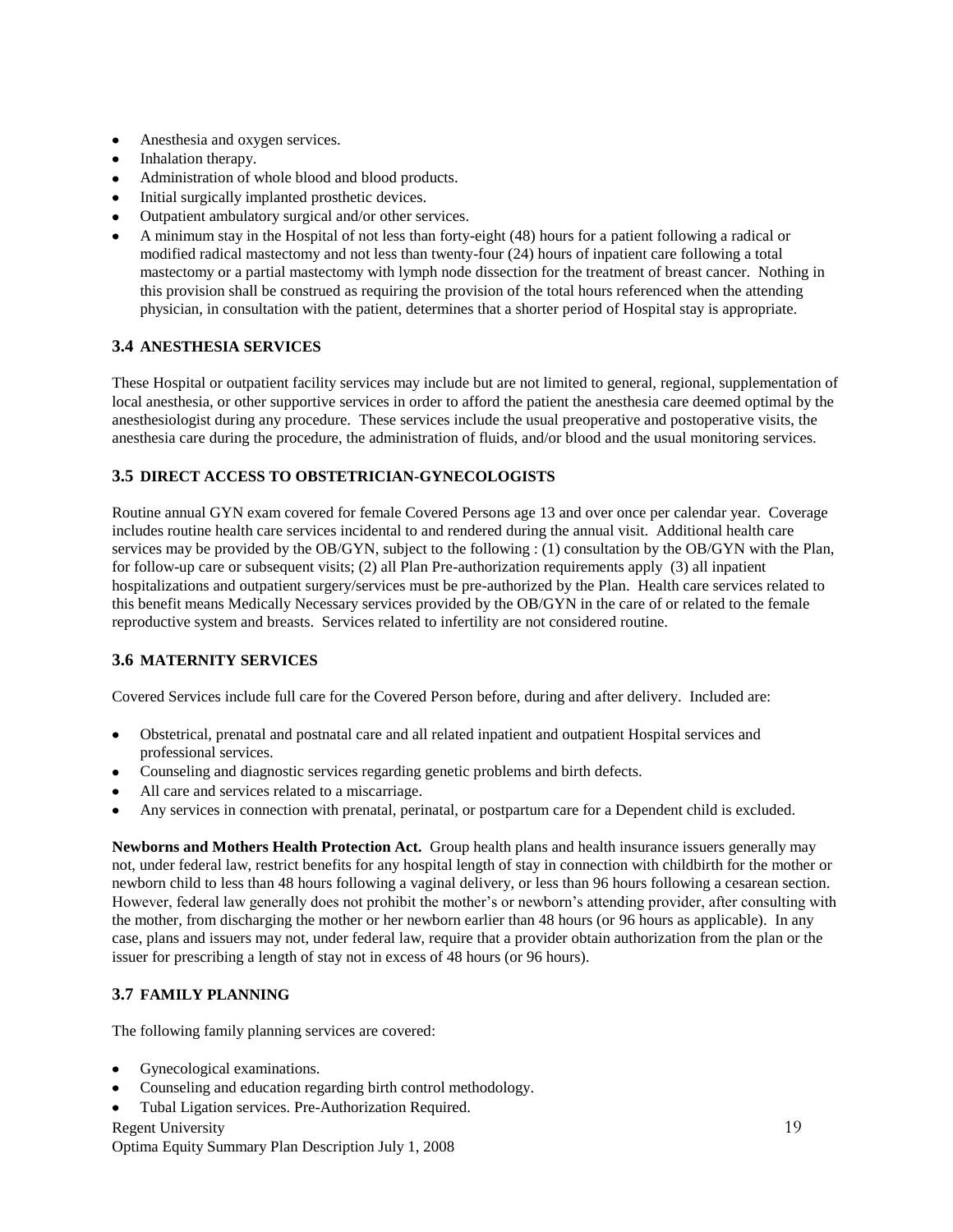- Anesthesia and oxygen services.
- Inhalation therapy.
- Administration of whole blood and blood products.
- Initial surgically implanted prosthetic devices.
- Outpatient ambulatory surgical and/or other services.
- A minimum stay in the Hospital of not less than forty-eight (48) hours for a patient following a radical or modified radical mastectomy and not less than twenty-four (24) hours of inpatient care following a total mastectomy or a partial mastectomy with lymph node dissection for the treatment of breast cancer. Nothing in this provision shall be construed as requiring the provision of the total hours referenced when the attending physician, in consultation with the patient, determines that a shorter period of Hospital stay is appropriate.

### 3.4 ANESTHESIA SERVICES

These Hospital or outpatient facility services may include but are not limited to general, regional, supplementation of local anesthesia, or other supportive services in order to afford the patient the anesthesia care deemed optimal by the anesthesiologist during any procedure. These services include the usual preoperative and postoperative visits, the anesthesia care during the procedure, the administration of fluids, and/or blood and the usual monitoring services.

### 3.5 DIRECT ACCESS TO OBSTETRICIAN-GYNECOLOGISTS

Routine annual GYN exam covered for female Covered Persons age 13 and over once per calendar year. Coverage includes routine health care services incidental to and rendered during the annual visit. Additional health care services may be provided by the OB/GYN, subject to the following : (1) consultation by the OB/GYN with the Plan, for follow-up care or subsequent visits; (2) all Plan Pre-authorization requirements apply (3) all inpatient hospitalizations and outpatient surgery/services must be pre-authorized by the Plan. Health care services related to this benefit means Medically Necessary services provided by the OB/GYN in the care of or related to the female reproductive system and breasts. Services related to infertility are not considered routine.

### 3.6 MATERNITY SERVICES

Covered Services include full care for the Covered Person before, during and after delivery. Included are:

- Obstetrical, prenatal and postnatal care and all related inpatient and outpatient Hospital services and professional services.
- Counseling and diagnostic services regarding genetic problems and birth defects.
- All care and services related to a miscarriage.
- Any services in connection with prenatal, perinatal, or postpartum care for a Dependent child is excluded.

**Newborns and Mothers Health Protection Act.** Group health plans and health insurance issuers generally may not, under federal law, restrict benefits for any hospital length of stay in connection with childbirth for the mother or newborn child to less than 48 hours following a vaginal delivery, or less than 96 hours following a cesarean section. However, federal law generally does not prohibit the mother's or newborn's attending provider, after consulting with the mother, from discharging the mother or her newborn earlier than 48 hours (or 96 hours as applicable). In any case, plans and issuers may not, under federal law, require that a provider obtain authorization from the plan or the issuer for prescribing a length of stay not in excess of 48 hours (or 96 hours).

### 3.7 FAMILY PLANNING

The following family planning services are covered:

- Gynecological examinations.
- Counseling and education regarding birth control methodology.
- Tubal Ligation services. Pre-Authorization Required.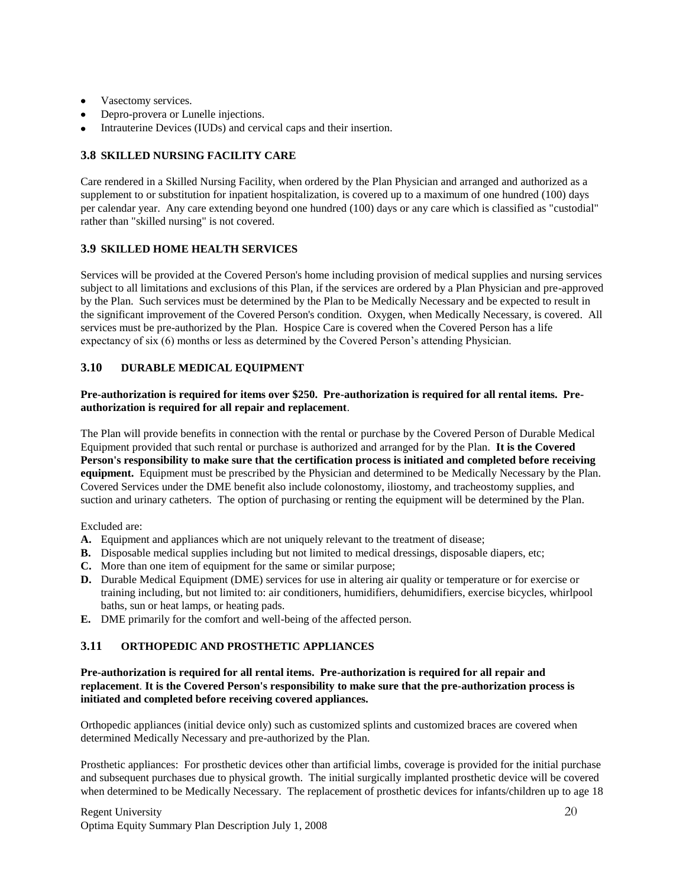- Vasectomy services.
- Depro-provera or Lunelle injections.
- Intrauterine Devices (IUDs) and cervical caps and their insertion.

### 3.8 SKILLED NURSING FACILITY CARE

Care rendered in a Skilled Nursing Facility, when ordered by the Plan Physician and arranged and authorized as a supplement to or substitution for inpatient hospitalization, is covered up to a maximum of one hundred (100) days per calendar year. Any care extending beyond one hundred (100) days or any care which is classified as "custodial" rather than "skilled nursing" is not covered.

### 3.9 SKILLED HOME HEALTH SERVICES

Services will be provided at the Covered Person's home including provision of medical supplies and nursing services subject to all limitations and exclusions of this Plan, if the services are ordered by a Plan Physician and pre-approved by the Plan. Such services must be determined by the Plan to be Medically Necessary and be expected to result in the significant improvement of the Covered Person's condition. Oxygen, when Medically Necessary, is covered. All services must be pre-authorized by the Plan. Hospice Care is covered when the Covered Person has a life expectancy of six (6) months or less as determined by the Covered Person's attending Physician.

### 3.10 DURABLE MEDICAL EQUIPMENT

**Pre-authorization is required for items over $250. Pre-authorization is required for all rental items. Pre-authorization is required for all repair and replacement**.

The Plan will provide benefits in connection with the rental or purchase by the Covered Person of Durable Medical Equipment provided that such rental or purchase is authorized and arranged for by the Plan. **It is the Covered Person's responsibility to make sure that the certification process is initiated and completed before receiving equipment.** Equipment must be prescribed by the Physician and determined to be Medically Necessary by the Plan. Covered Services under the DME benefit also include colonostomy, iliostomy, and tracheostomy supplies, and suction and urinary catheters. The option of purchasing or renting the equipment will be determined by the Plan.

Excluded are:

**A.** Equipment and appliances which are not uniquely relevant to the treatment of disease;
**B.** Disposable medical supplies including but not limited to medical dressings, disposable diapers, etc;
**C.** More than one item of equipment for the same or similar purpose;
**D.** Durable Medical Equipment (DME) services for use in altering air quality or temperature or for exercise or training including, but not limited to: air conditioners, humidifiers, dehumidifiers, exercise bicycles, whirlpool baths, sun or heat lamps, or heating pads.
**E.** DME primarily for the comfort and well-being of the affected person.

### 3.11 ORTHOPEDIC AND PROSTHETIC APPLIANCES

**Pre-authorization is required for all rental items. Pre-authorization is required for all repair and replacement**. **It is the Covered Person's responsibility to make sure that the pre-authorization process is initiated and completed before receiving covered appliances.**

Orthopedic appliances (initial device only) such as customized splints and customized braces are covered when determined Medically Necessary and pre-authorized by the Plan.

Prosthetic appliances: For prosthetic devices other than artificial limbs, coverage is provided for the initial purchase and subsequent purchases due to physical growth. The initial surgically implanted prosthetic device will be covered when determined to be Medically Necessary. The replacement of prosthetic devices for infants/children up to age 18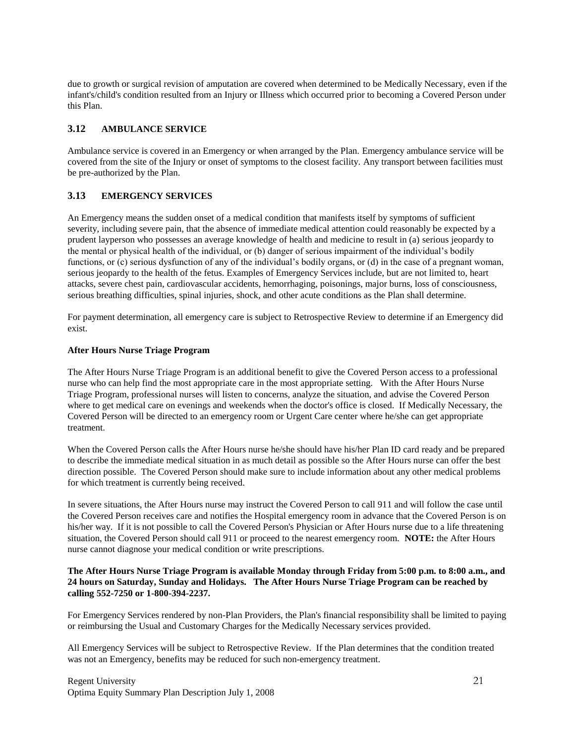due to growth or surgical revision of amputation are covered when determined to be Medically Necessary, even if the infant's/child's condition resulted from an Injury or Illness which occurred prior to becoming a Covered Person under this Plan.

## 3.12 AMBULANCE SERVICE

Ambulance service is covered in an Emergency or when arranged by the Plan. Emergency ambulance service will be covered from the site of the Injury or onset of symptoms to the closest facility. Any transport between facilities must be pre-authorized by the Plan.

## 3.13 EMERGENCY SERVICES

An Emergency means the sudden onset of a medical condition that manifests itself by symptoms of sufficient severity, including severe pain, that the absence of immediate medical attention could reasonably be expected by a prudent layperson who possesses an average knowledge of health and medicine to result in (a) serious jeopardy to the mental or physical health of the individual, or (b) danger of serious impairment of the individual's bodily functions, or (c) serious dysfunction of any of the individual's bodily organs, or (d) in the case of a pregnant woman, serious jeopardy to the health of the fetus. Examples of Emergency Services include, but are not limited to, heart attacks, severe chest pain, cardiovascular accidents, hemorrhaging, poisonings, major burns, loss of consciousness, serious breathing difficulties, spinal injuries, shock, and other acute conditions as the Plan shall determine.

For payment determination, all emergency care is subject to Retrospective Review to determine if an Emergency did exist.

**After Hours Nurse Triage Program**

The After Hours Nurse Triage Program is an additional benefit to give the Covered Person access to a professional nurse who can help find the most appropriate care in the most appropriate setting. With the After Hours Nurse Triage Program, professional nurses will listen to concerns, analyze the situation, and advise the Covered Person where to get medical care on evenings and weekends when the doctor's office is closed. If Medically Necessary, the Covered Person will be directed to an emergency room or Urgent Care center where he/she can get appropriate treatment.

When the Covered Person calls the After Hours nurse he/she should have his/her Plan ID card ready and be prepared to describe the immediate medical situation in as much detail as possible so the After Hours nurse can offer the best direction possible. The Covered Person should make sure to include information about any other medical problems for which treatment is currently being received.

In severe situations, the After Hours nurse may instruct the Covered Person to call 911 and will follow the case until the Covered Person receives care and notifies the Hospital emergency room in advance that the Covered Person is on his/her way. If it is not possible to call the Covered Person's Physician or After Hours nurse due to a life threatening situation, the Covered Person should call 911 or proceed to the nearest emergency room. **NOTE:** the After Hours nurse cannot diagnose your medical condition or write prescriptions.

**The After Hours Nurse Triage Program is available Monday through Friday from 5:00 p.m. to 8:00 a.m., and 24 hours on Saturday, Sunday and Holidays. The After Hours Nurse Triage Program can be reached by calling 552-7250 or 1-800-394-2237.**

For Emergency Services rendered by non-Plan Providers, the Plan's financial responsibility shall be limited to paying or reimbursing the Usual and Customary Charges for the Medically Necessary services provided.

All Emergency Services will be subject to Retrospective Review. If the Plan determines that the condition treated was not an Emergency, benefits may be reduced for such non-emergency treatment.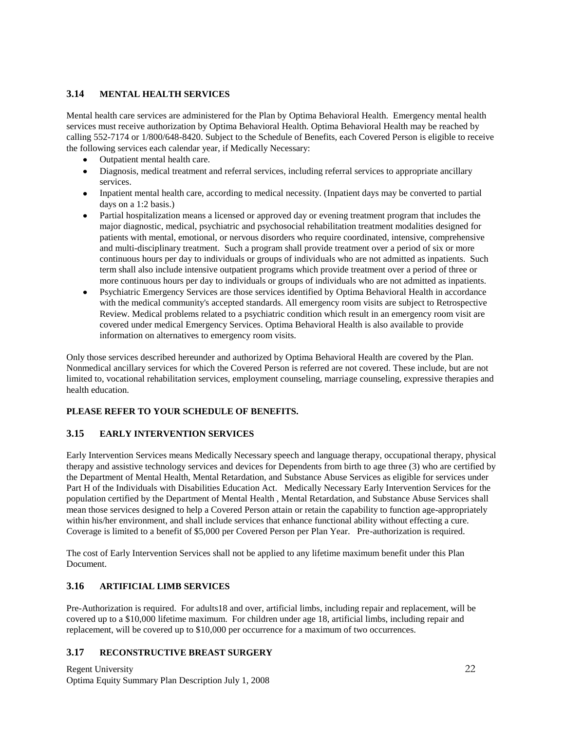### 3.14 MENTAL HEALTH SERVICES

Mental health care services are administered for the Plan by Optima Behavioral Health. Emergency mental health services must receive authorization by Optima Behavioral Health. Optima Behavioral Health may be reached by calling 552-7174 or 1/800/648-8420. Subject to the Schedule of Benefits, each Covered Person is eligible to receive the following services each calendar year, if Medically Necessary:

- Outpatient mental health care.
- Diagnosis, medical treatment and referral services, including referral services to appropriate ancillary services.
- Inpatient mental health care, according to medical necessity. (Inpatient days may be converted to partial days on a 1:2 basis.)
- Partial hospitalization means a licensed or approved day or evening treatment program that includes the major diagnostic, medical, psychiatric and psychosocial rehabilitation treatment modalities designed for patients with mental, emotional, or nervous disorders who require coordinated, intensive, comprehensive and multi-disciplinary treatment. Such a program shall provide treatment over a period of six or more continuous hours per day to individuals or groups of individuals who are not admitted as inpatients. Such term shall also include intensive outpatient programs which provide treatment over a period of three or more continuous hours per day to individuals or groups of individuals who are not admitted as inpatients.
- Psychiatric Emergency Services are those services identified by Optima Behavioral Health in accordance with the medical community's accepted standards. All emergency room visits are subject to Retrospective Review. Medical problems related to a psychiatric condition which result in an emergency room visit are covered under medical Emergency Services. Optima Behavioral Health is also available to provide information on alternatives to emergency room visits.

Only those services described hereunder and authorized by Optima Behavioral Health are covered by the Plan. Nonmedical ancillary services for which the Covered Person is referred are not covered. These include, but are not limited to, vocational rehabilitation services, employment counseling, marriage counseling, expressive therapies and health education.

**PLEASE REFER TO YOUR SCHEDULE OF BENEFITS.**

### 3.15 EARLY INTERVENTION SERVICES

Early Intervention Services means Medically Necessary speech and language therapy, occupational therapy, physical therapy and assistive technology services and devices for Dependents from birth to age three (3) who are certified by the Department of Mental Health, Mental Retardation, and Substance Abuse Services as eligible for services under Part H of the Individuals with Disabilities Education Act. Medically Necessary Early Intervention Services for the population certified by the Department of Mental Health , Mental Retardation, and Substance Abuse Services shall mean those services designed to help a Covered Person attain or retain the capability to function age-appropriately within his/her environment, and shall include services that enhance functional ability without effecting a cure. Coverage is limited to a benefit of $5,000 per Covered Person per Plan Year. Pre-authorization is required.

The cost of Early Intervention Services shall not be applied to any lifetime maximum benefit under this Plan Document.

### 3.16 ARTIFICIAL LIMB SERVICES

Pre-Authorization is required. For adults18 and over, artificial limbs, including repair and replacement, will be covered up to a $10,000 lifetime maximum. For children under age 18, artificial limbs, including repair and replacement, will be covered up to $10,000 per occurrence for a maximum of two occurrences.

### 3.17 RECONSTRUCTIVE BREAST SURGERY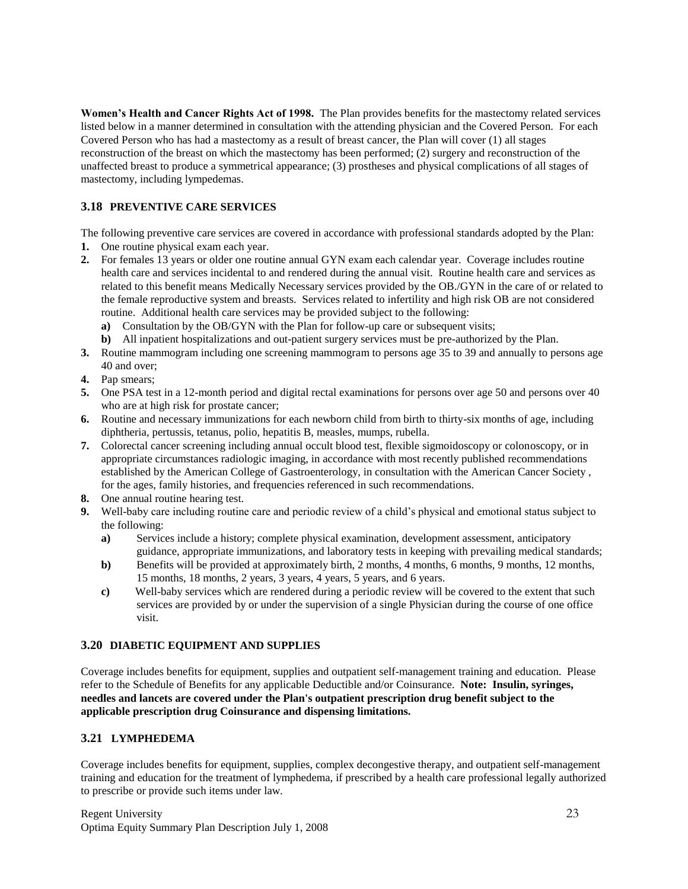**Women's Health and Cancer Rights Act of 1998.** The Plan provides benefits for the mastectomy related services listed below in a manner determined in consultation with the attending physician and the Covered Person. For each Covered Person who has had a mastectomy as a result of breast cancer, the Plan will cover (1) all stages reconstruction of the breast on which the mastectomy has been performed; (2) surgery and reconstruction of the unaffected breast to produce a symmetrical appearance; (3) prostheses and physical complications of all stages of mastectomy, including lympedemas.

### 3.18 PREVENTIVE CARE SERVICES

The following preventive care services are covered in accordance with professional standards adopted by the Plan:

1. One routine physical exam each year.
2. For females 13 years or older one routine annual GYN exam each calendar year. Coverage includes routine health care and services incidental to and rendered during the annual visit. Routine health care and services as related to this benefit means Medically Necessary services provided by the OB./GYN in the care of or related to the female reproductive system and breasts. Services related to infertility and high risk OB are not considered routine. Additional health care services may be provided subject to the following:
   - **a)** Consultation by the OB/GYN with the Plan for follow-up care or subsequent visits;
   - **b)** All inpatient hospitalizations and out-patient surgery services must be pre-authorized by the Plan.
3. Routine mammogram including one screening mammogram to persons age 35 to 39 and annually to persons age 40 and over;
4. Pap smears;
5. One PSA test in a 12-month period and digital rectal examinations for persons over age 50 and persons over 40 who are at high risk for prostate cancer;
6. Routine and necessary immunizations for each newborn child from birth to thirty-six months of age, including diphtheria, pertussis, tetanus, polio, hepatitis B, measles, mumps, rubella.
7. Colorectal cancer screening including annual occult blood test, flexible sigmoidoscopy or colonoscopy, or in appropriate circumstances radiologic imaging, in accordance with most recently published recommendations established by the American College of Gastroenterology, in consultation with the American Cancer Society , for the ages, family histories, and frequencies referenced in such recommendations.
8. One annual routine hearing test.
9. Well-baby care including routine care and periodic review of a child's physical and emotional status subject to the following:
   - **a)** Services include a history; complete physical examination, development assessment, anticipatory guidance, appropriate immunizations, and laboratory tests in keeping with prevailing medical standards;
   - **b)** Benefits will be provided at approximately birth, 2 months, 4 months, 6 months, 9 months, 12 months, 15 months, 18 months, 2 years, 3 years, 4 years, 5 years, and 6 years.
   - **c)** Well-baby services which are rendered during a periodic review will be covered to the extent that such services are provided by or under the supervision of a single Physician during the course of one office visit.

### 3.20 DIABETIC EQUIPMENT AND SUPPLIES

Coverage includes benefits for equipment, supplies and outpatient self-management training and education. Please refer to the Schedule of Benefits for any applicable Deductible and/or Coinsurance. **Note: Insulin, syringes, needles and lancets are covered under the Plan's outpatient prescription drug benefit subject to the applicable prescription drug Coinsurance and dispensing limitations.**

### 3.21 LYMPHEDEMA

Coverage includes benefits for equipment, supplies, complex decongestive therapy, and outpatient self-management training and education for the treatment of lymphedema, if prescribed by a health care professional legally authorized to prescribe or provide such items under law.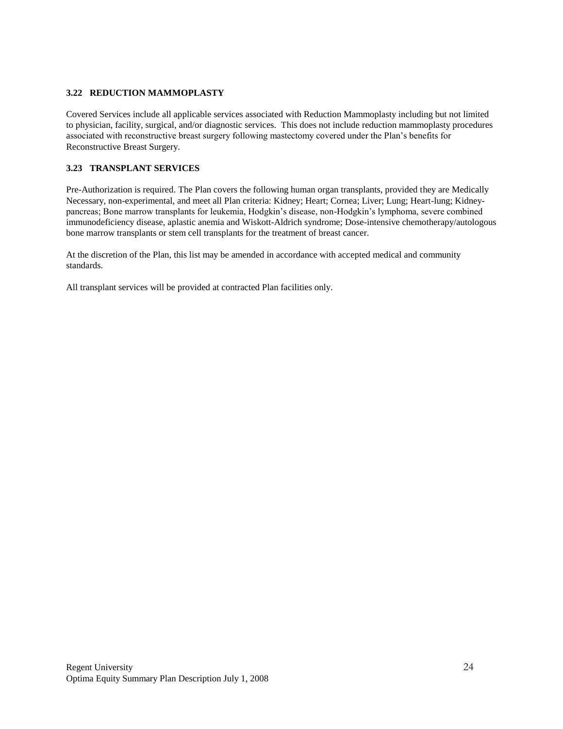### 3.22 REDUCTION MAMMOPLASTY

Covered Services include all applicable services associated with Reduction Mammoplasty including but not limited to physician, facility, surgical, and/or diagnostic services. This does not include reduction mammoplasty procedures associated with reconstructive breast surgery following mastectomy covered under the Plan's benefits for Reconstructive Breast Surgery.

### 3.23 TRANSPLANT SERVICES

Pre-Authorization is required. The Plan covers the following human organ transplants, provided they are Medically Necessary, non-experimental, and meet all Plan criteria: Kidney; Heart; Cornea; Liver; Lung; Heart-lung; Kidney-pancreas; Bone marrow transplants for leukemia, Hodgkin's disease, non-Hodgkin's lymphoma, severe combined immunodeficiency disease, aplastic anemia and Wiskott-Aldrich syndrome; Dose-intensive chemotherapy/autologous bone marrow transplants or stem cell transplants for the treatment of breast cancer.

At the discretion of the Plan, this list may be amended in accordance with accepted medical and community standards.

All transplant services will be provided at contracted Plan facilities only.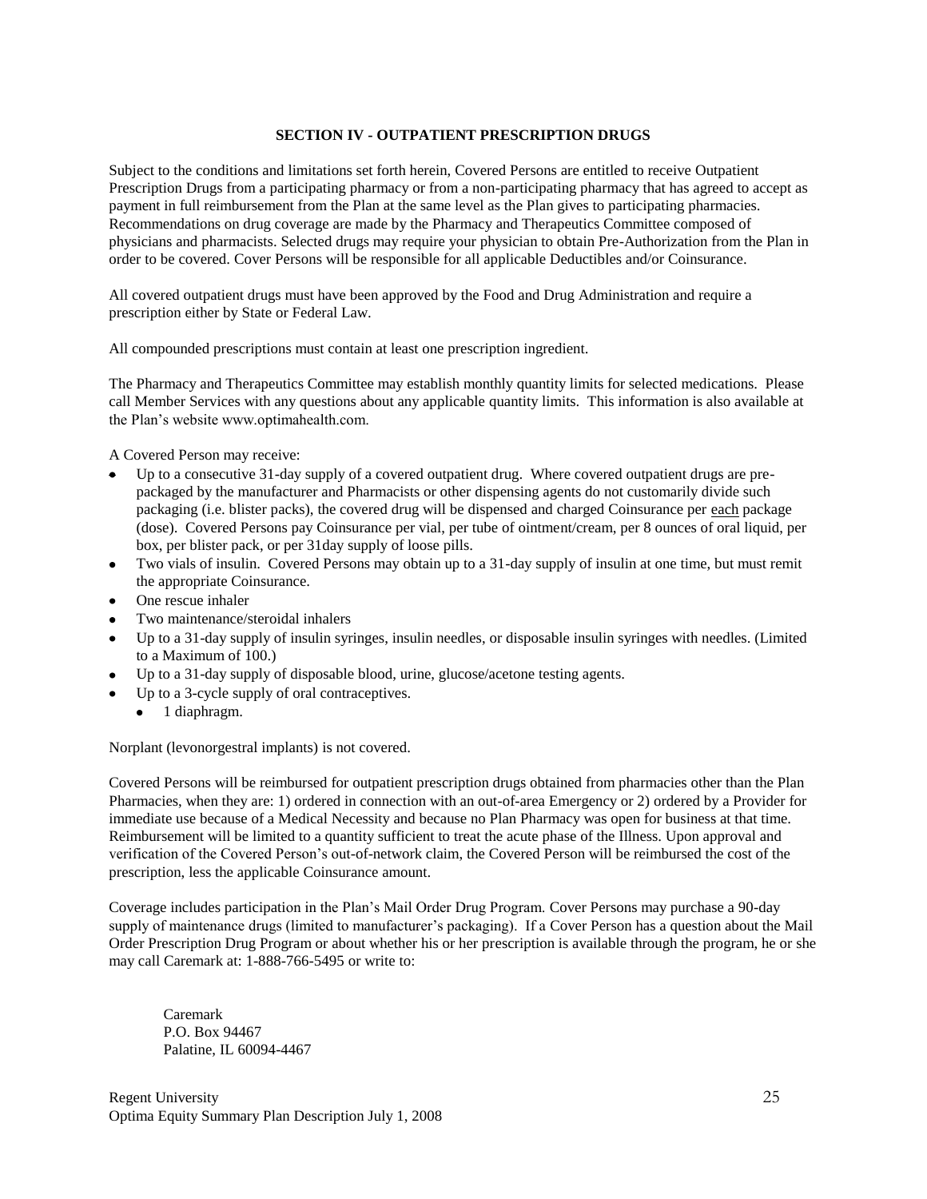## SECTION IV - OUTPATIENT PRESCRIPTION DRUGS

Subject to the conditions and limitations set forth herein, Covered Persons are entitled to receive Outpatient Prescription Drugs from a participating pharmacy or from a non-participating pharmacy that has agreed to accept as payment in full reimbursement from the Plan at the same level as the Plan gives to participating pharmacies. Recommendations on drug coverage are made by the Pharmacy and Therapeutics Committee composed of physicians and pharmacists. Selected drugs may require your physician to obtain Pre-Authorization from the Plan in order to be covered. Cover Persons will be responsible for all applicable Deductibles and/or Coinsurance.

All covered outpatient drugs must have been approved by the Food and Drug Administration and require a prescription either by State or Federal Law.

All compounded prescriptions must contain at least one prescription ingredient.

The Pharmacy and Therapeutics Committee may establish monthly quantity limits for selected medications. Please call Member Services with any questions about any applicable quantity limits. This information is also available at the Plan's website www.optimahealth.com.

A Covered Person may receive:

- Up to a consecutive 31-day supply of a covered outpatient drug. Where covered outpatient drugs are pre-packaged by the manufacturer and Pharmacists or other dispensing agents do not customarily divide such packaging (i.e. blister packs), the covered drug will be dispensed and charged Coinsurance per <u>each</u> package (dose). Covered Persons pay Coinsurance per vial, per tube of ointment/cream, per 8 ounces of oral liquid, per box, per blister pack, or per 31day supply of loose pills.
- Two vials of insulin. Covered Persons may obtain up to a 31-day supply of insulin at one time, but must remit the appropriate Coinsurance.
- One rescue inhaler
- Two maintenance/steroidal inhalers
- Up to a 31-day supply of insulin syringes, insulin needles, or disposable insulin syringes with needles. (Limited to a Maximum of 100.)
- Up to a 31-day supply of disposable blood, urine, glucose/acetone testing agents.
- Up to a 3-cycle supply of oral contraceptives.
  - 1 diaphragm.

Norplant (levonorgestral implants) is not covered.

Covered Persons will be reimbursed for outpatient prescription drugs obtained from pharmacies other than the Plan Pharmacies, when they are: 1) ordered in connection with an out-of-area Emergency or 2) ordered by a Provider for immediate use because of a Medical Necessity and because no Plan Pharmacy was open for business at that time. Reimbursement will be limited to a quantity sufficient to treat the acute phase of the Illness. Upon approval and verification of the Covered Person's out-of-network claim, the Covered Person will be reimbursed the cost of the prescription, less the applicable Coinsurance amount.

Coverage includes participation in the Plan's Mail Order Drug Program. Cover Persons may purchase a 90-day supply of maintenance drugs (limited to manufacturer's packaging). If a Cover Person has a question about the Mail Order Prescription Drug Program or about whether his or her prescription is available through the program, he or she may call Caremark at: 1-888-766-5495 or write to:

Caremark
P.O. Box 94467
Palatine, IL 60094-4467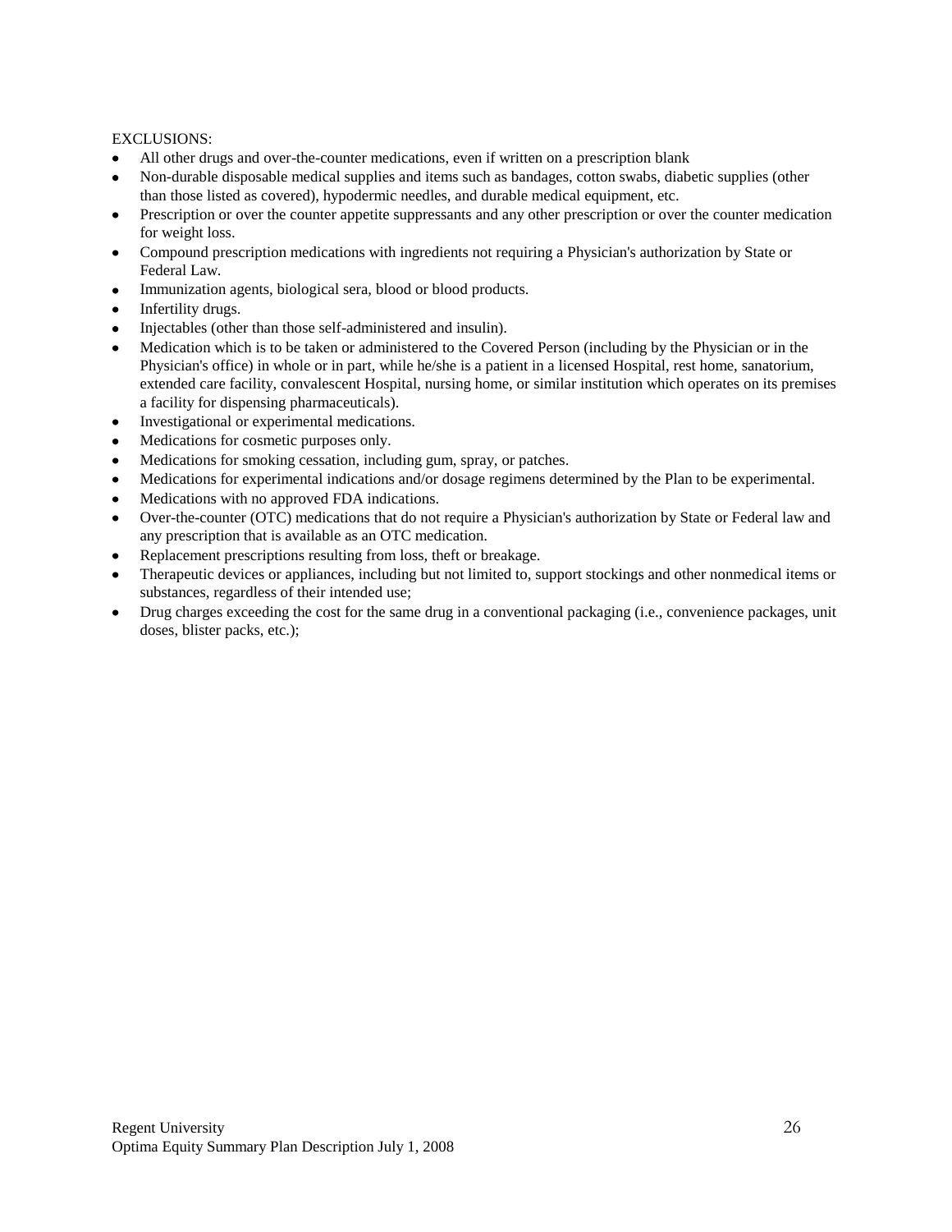EXCLUSIONS:

- All other drugs and over-the-counter medications, even if written on a prescription blank
- Non-durable disposable medical supplies and items such as bandages, cotton swabs, diabetic supplies (other than those listed as covered), hypodermic needles, and durable medical equipment, etc.
- Prescription or over the counter appetite suppressants and any other prescription or over the counter medication for weight loss.
- Compound prescription medications with ingredients not requiring a Physician's authorization by State or Federal Law.
- Immunization agents, biological sera, blood or blood products.
- Infertility drugs.
- Injectables (other than those self-administered and insulin).
- Medication which is to be taken or administered to the Covered Person (including by the Physician or in the Physician's office) in whole or in part, while he/she is a patient in a licensed Hospital, rest home, sanatorium, extended care facility, convalescent Hospital, nursing home, or similar institution which operates on its premises a facility for dispensing pharmaceuticals).
- Investigational or experimental medications.
- Medications for cosmetic purposes only.
- Medications for smoking cessation, including gum, spray, or patches.
- Medications for experimental indications and/or dosage regimens determined by the Plan to be experimental.
- Medications with no approved FDA indications.
- Over-the-counter (OTC) medications that do not require a Physician's authorization by State or Federal law and any prescription that is available as an OTC medication.
- Replacement prescriptions resulting from loss, theft or breakage.
- Therapeutic devices or appliances, including but not limited to, support stockings and other nonmedical items or substances, regardless of their intended use;
- Drug charges exceeding the cost for the same drug in a conventional packaging (i.e., convenience packages, unit doses, blister packs, etc.);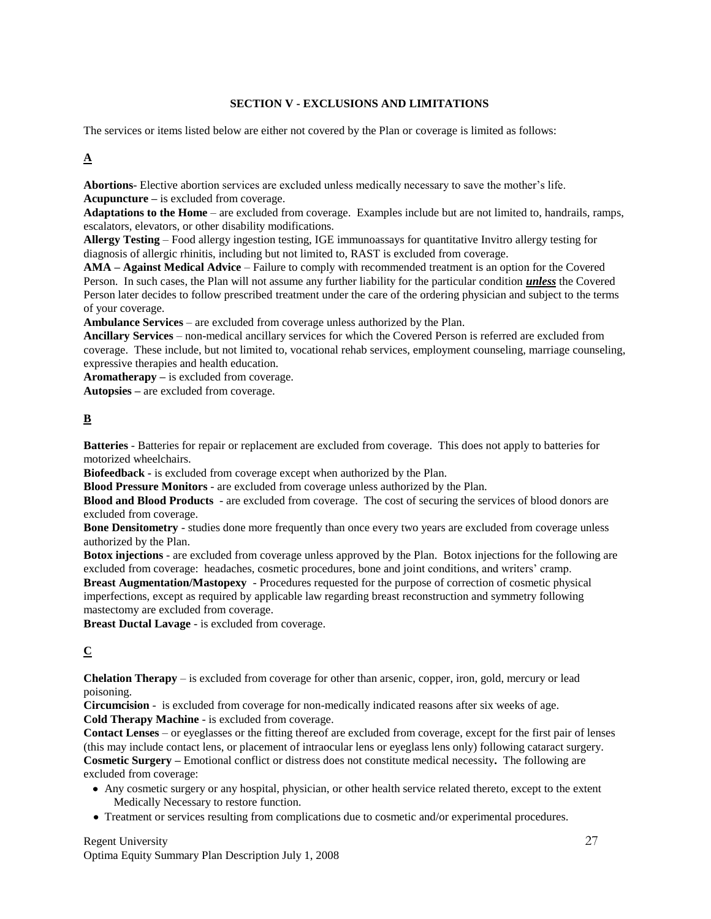## SECTION V - EXCLUSIONS AND LIMITATIONS

The services or items listed below are either not covered by the Plan or coverage is limited as follows:

### A

**Abortions**- Elective abortion services are excluded unless medically necessary to save the mother's life.

**Acupuncture –** is excluded from coverage.

**Adaptations to the Home** – are excluded from coverage. Examples include but are not limited to, handrails, ramps, escalators, elevators, or other disability modifications.

**Allergy Testing** – Food allergy ingestion testing, IGE immunoassays for quantitative Invitro allergy testing for diagnosis of allergic rhinitis, including but not limited to, RAST is excluded from coverage.

**AMA – Against Medical Advice** – Failure to comply with recommended treatment is an option for the Covered Person. In such cases, the Plan will not assume any further liability for the particular condition ***unless*** the Covered Person later decides to follow prescribed treatment under the care of the ordering physician and subject to the terms of your coverage.

**Ambulance Services** – are excluded from coverage unless authorized by the Plan.

**Ancillary Services** – non-medical ancillary services for which the Covered Person is referred are excluded from coverage. These include, but not limited to, vocational rehab services, employment counseling, marriage counseling, expressive therapies and health education.

**Aromatherapy –** is excluded from coverage.

**Autopsies –** are excluded from coverage.

### B

**Batteries** - Batteries for repair or replacement are excluded from coverage. This does not apply to batteries for motorized wheelchairs.

**Biofeedback -** is excluded from coverage except when authorized by the Plan.

**Blood Pressure Monitors** - are excluded from coverage unless authorized by the Plan.

**Blood and Blood Products** - are excluded from coverage. The cost of securing the services of blood donors are excluded from coverage.

**Bone Densitometry** - studies done more frequently than once every two years are excluded from coverage unless authorized by the Plan.

**Botox injections** - are excluded from coverage unless approved by the Plan. Botox injections for the following are excluded from coverage: headaches, cosmetic procedures, bone and joint conditions, and writers' cramp.

**Breast Augmentation/Mastopexy** - Procedures requested for the purpose of correction of cosmetic physical imperfections, except as required by applicable law regarding breast reconstruction and symmetry following mastectomy are excluded from coverage.

**Breast Ductal Lavage** - is excluded from coverage.

### C

**Chelation Therapy** – is excluded from coverage for other than arsenic, copper, iron, gold, mercury or lead poisoning.

**Circumcision** - is excluded from coverage for non-medically indicated reasons after six weeks of age.

**Cold Therapy Machine** - is excluded from coverage.

**Contact Lenses** – or eyeglasses or the fitting thereof are excluded from coverage, except for the first pair of lenses (this may include contact lens, or placement of intraocular lens or eyeglass lens only) following cataract surgery.

**Cosmetic Surgery –** Emotional conflict or distress does not constitute medical necessity**.** The following are excluded from coverage:

- Any cosmetic surgery or any hospital, physician, or other health service related thereto, except to the extent Medically Necessary to restore function.
- Treatment or services resulting from complications due to cosmetic and/or experimental procedures.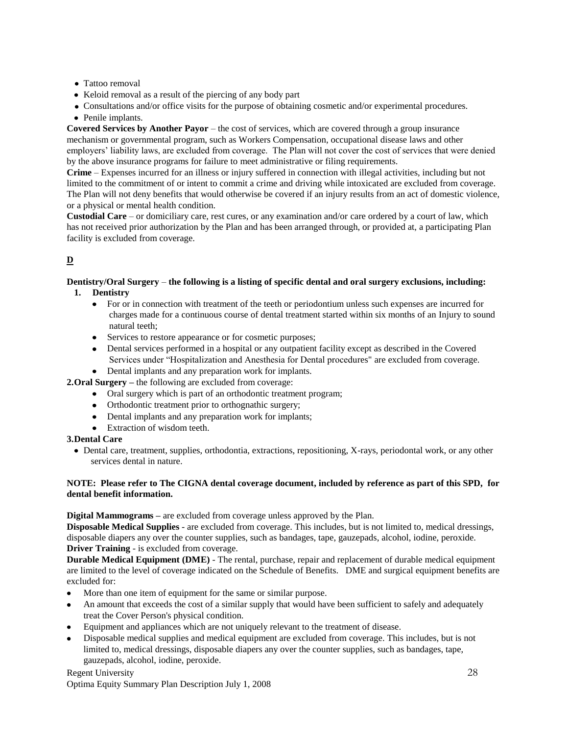- Tattoo removal
- Keloid removal as a result of the piercing of any body part
- Consultations and/or office visits for the purpose of obtaining cosmetic and/or experimental procedures.
- Penile implants.

**Covered Services by Another Payor** – the cost of services, which are covered through a group insurance mechanism or governmental program, such as Workers Compensation, occupational disease laws and other employers' liability laws, are excluded from coverage. The Plan will not cover the cost of services that were denied by the above insurance programs for failure to meet administrative or filing requirements.

**Crime** – Expenses incurred for an illness or injury suffered in connection with illegal activities, including but not limited to the commitment of or intent to commit a crime and driving while intoxicated are excluded from coverage. The Plan will not deny benefits that would otherwise be covered if an injury results from an act of domestic violence, or a physical or mental health condition.

**Custodial Care** – or domiciliary care, rest cures, or any examination and/or care ordered by a court of law, which has not received prior authorization by the Plan and has been arranged through, or provided at, a participating Plan facility is excluded from coverage.

## D

**Dentistry/Oral Surgery** – **the following is a listing of specific dental and oral surgery exclusions, including:**

1. **Dentistry**
   - For or in connection with treatment of the teeth or periodontium unless such expenses are incurred for charges made for a continuous course of dental treatment started within six months of an Injury to sound natural teeth;
   - Services to restore appearance or for cosmetic purposes;
   - Dental services performed in a hospital or any outpatient facility except as described in the Covered Services under "Hospitalization and Anesthesia for Dental procedures" are excluded from coverage.
   - Dental implants and any preparation work for implants.

2. **Oral Surgery –** the following are excluded from coverage:
   - Oral surgery which is part of an orthodontic treatment program;
   - Orthodontic treatment prior to orthognathic surgery;
   - Dental implants and any preparation work for implants;
   - Extraction of wisdom teeth.

3. **Dental Care**
   - Dental care, treatment, supplies, orthodontia, extractions, repositioning, X-rays, periodontal work, or any other services dental in nature.

**NOTE: Please refer to The CIGNA dental coverage document, included by reference as part of this SPD, for dental benefit information.**

**Digital Mammograms –** are excluded from coverage unless approved by the Plan.

**Disposable Medical Supplies** - are excluded from coverage. This includes, but is not limited to, medical dressings, disposable diapers any over the counter supplies, such as bandages, tape, gauzepads, alcohol, iodine, peroxide.

**Driver Training** - is excluded from coverage.

**Durable Medical Equipment (DME)** - The rental, purchase, repair and replacement of durable medical equipment are limited to the level of coverage indicated on the Schedule of Benefits. DME and surgical equipment benefits are excluded for:

- More than one item of equipment for the same or similar purpose.
- An amount that exceeds the cost of a similar supply that would have been sufficient to safely and adequately treat the Cover Person's physical condition.
- Equipment and appliances which are not uniquely relevant to the treatment of disease.
- Disposable medical supplies and medical equipment are excluded from coverage. This includes, but is not limited to, medical dressings, disposable diapers any over the counter supplies, such as bandages, tape, gauzepads, alcohol, iodine, peroxide.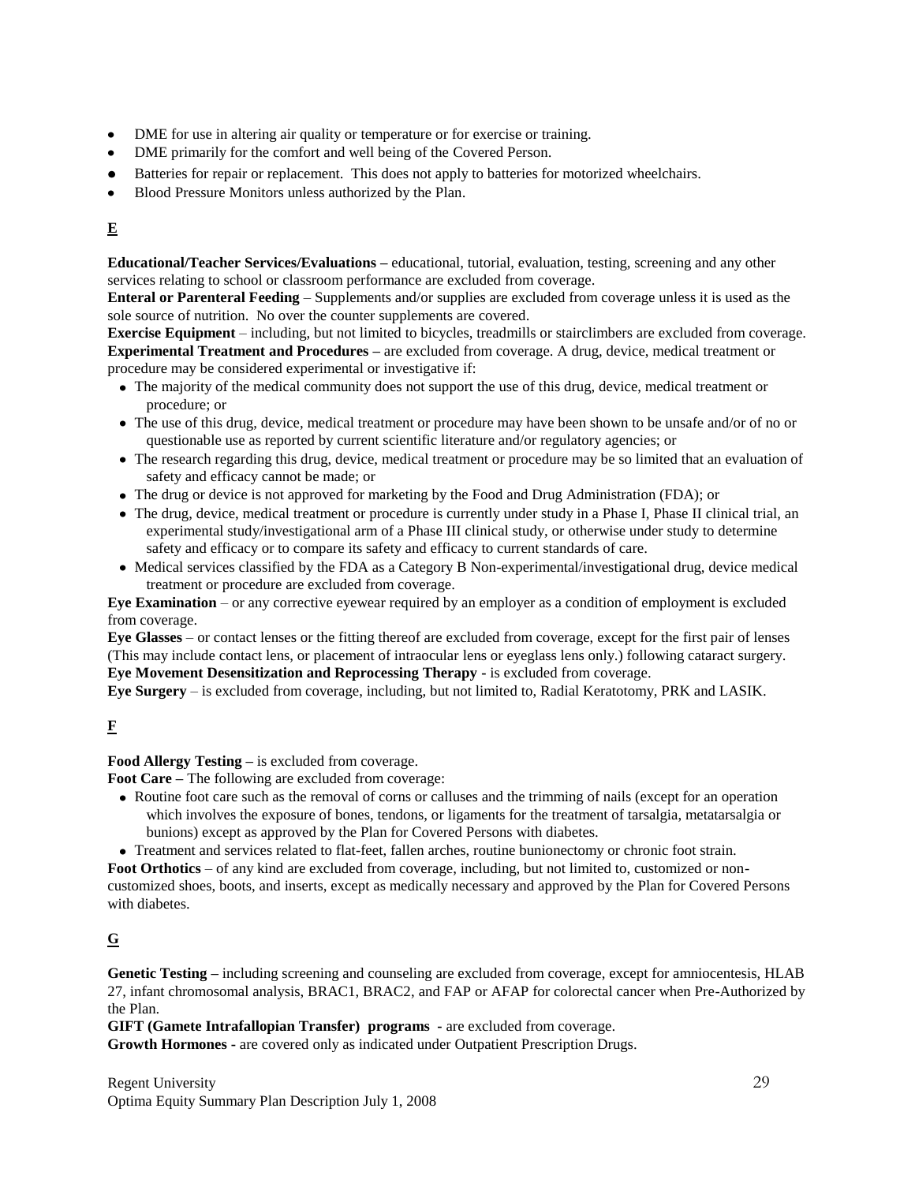- DME for use in altering air quality or temperature or for exercise or training.
- DME primarily for the comfort and well being of the Covered Person.
- Batteries for repair or replacement. This does not apply to batteries for motorized wheelchairs.
- Blood Pressure Monitors unless authorized by the Plan.

## E

**Educational/Teacher Services/Evaluations –** educational, tutorial, evaluation, testing, screening and any other services relating to school or classroom performance are excluded from coverage.

**Enteral or Parenteral Feeding** – Supplements and/or supplies are excluded from coverage unless it is used as the sole source of nutrition. No over the counter supplements are covered.

**Exercise Equipment** – including, but not limited to bicycles, treadmills or stairclimbers are excluded from coverage.

**Experimental Treatment and Procedures –** are excluded from coverage. A drug, device, medical treatment or procedure may be considered experimental or investigative if:

- The majority of the medical community does not support the use of this drug, device, medical treatment or procedure; or
- The use of this drug, device, medical treatment or procedure may have been shown to be unsafe and/or of no or questionable use as reported by current scientific literature and/or regulatory agencies; or
- The research regarding this drug, device, medical treatment or procedure may be so limited that an evaluation of safety and efficacy cannot be made; or
- The drug or device is not approved for marketing by the Food and Drug Administration (FDA); or
- The drug, device, medical treatment or procedure is currently under study in a Phase I, Phase II clinical trial, an experimental study/investigational arm of a Phase III clinical study, or otherwise under study to determine safety and efficacy or to compare its safety and efficacy to current standards of care.
- Medical services classified by the FDA as a Category B Non-experimental/investigational drug, device medical treatment or procedure are excluded from coverage.

**Eye Examination** – or any corrective eyewear required by an employer as a condition of employment is excluded from coverage.

**Eye Glasses** – or contact lenses or the fitting thereof are excluded from coverage, except for the first pair of lenses (This may include contact lens, or placement of intraocular lens or eyeglass lens only.) following cataract surgery.

**Eye Movement Desensitization and Reprocessing Therapy -** is excluded from coverage.

**Eye Surgery** – is excluded from coverage, including, but not limited to, Radial Keratotomy, PRK and LASIK.

## F

**Food Allergy Testing –** is excluded from coverage.

**Foot Care –** The following are excluded from coverage:

- Routine foot care such as the removal of corns or calluses and the trimming of nails (except for an operation which involves the exposure of bones, tendons, or ligaments for the treatment of tarsalgia, metatarsalgia or bunions) except as approved by the Plan for Covered Persons with diabetes.
- Treatment and services related to flat-feet, fallen arches, routine bunionectomy or chronic foot strain.

**Foot Orthotics** – of any kind are excluded from coverage, including, but not limited to, customized or non-customized shoes, boots, and inserts, except as medically necessary and approved by the Plan for Covered Persons with diabetes.

## G

**Genetic Testing –** including screening and counseling are excluded from coverage, except for amniocentesis, HLAB 27, infant chromosomal analysis, BRAC1, BRAC2, and FAP or AFAP for colorectal cancer when Pre-Authorized by the Plan.

**GIFT (Gamete Intrafallopian Transfer) programs -** are excluded from coverage.

**Growth Hormones -** are covered only as indicated under Outpatient Prescription Drugs.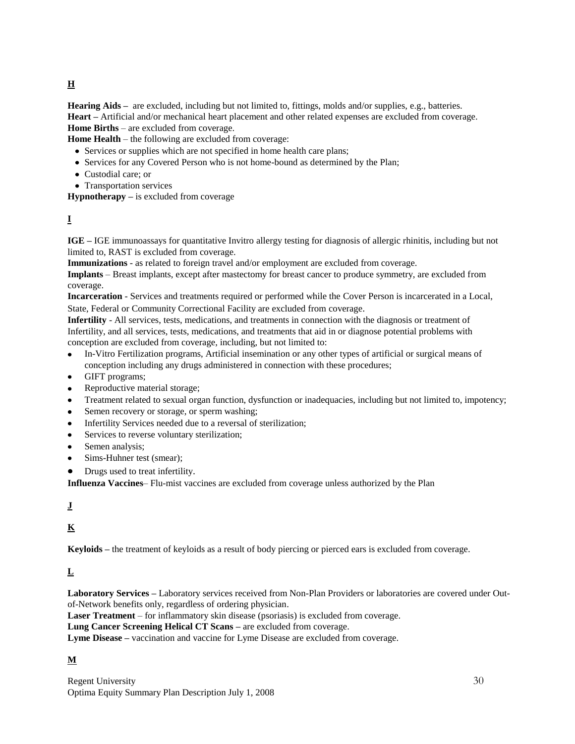**H**

**Hearing Aids –** are excluded, including but not limited to, fittings, molds and/or supplies, e.g., batteries.
**Heart –** Artificial and/or mechanical heart placement and other related expenses are excluded from coverage.
**Home Births** – are excluded from coverage.
**Home Health** – the following are excluded from coverage:

- Services or supplies which are not specified in home health care plans;
- Services for any Covered Person who is not home-bound as determined by the Plan;
- Custodial care; or
- Transportation services

**Hypnotherapy –** is excluded from coverage

**I**

**IGE –** IGE immunoassays for quantitative Invitro allergy testing for diagnosis of allergic rhinitis, including but not limited to, RAST is excluded from coverage.
**Immunizations** - as related to foreign travel and/or employment are excluded from coverage.
**Implants** – Breast implants, except after mastectomy for breast cancer to produce symmetry, are excluded from coverage.
**Incarceration** - Services and treatments required or performed while the Cover Person is incarcerated in a Local, State, Federal or Community Correctional Facility are excluded from coverage.
**Infertility** - All services, tests, medications, and treatments in connection with the diagnosis or treatment of Infertility, and all services, tests, medications, and treatments that aid in or diagnose potential problems with conception are excluded from coverage, including, but not limited to:

- In-Vitro Fertilization programs, Artificial insemination or any other types of artificial or surgical means of conception including any drugs administered in connection with these procedures;
- GIFT programs;
- Reproductive material storage;
- Treatment related to sexual organ function, dysfunction or inadequacies, including but not limited to, impotency;
- Semen recovery or storage, or sperm washing;
- Infertility Services needed due to a reversal of sterilization;
- Services to reverse voluntary sterilization;
- Semen analysis;
- Sims-Huhner test (smear);
- Drugs used to treat infertility.

**Influenza Vaccines**– Flu-mist vaccines are excluded from coverage unless authorized by the Plan

**J**

**K**

**Keyloids –** the treatment of keyloids as a result of body piercing or pierced ears is excluded from coverage.

**L**

**Laboratory Services –** Laboratory services received from Non-Plan Providers or laboratories are covered under Out-of-Network benefits only, regardless of ordering physician.
**Laser Treatment** – for inflammatory skin disease (psoriasis) is excluded from coverage.
**Lung Cancer Screening Helical CT Scans –** are excluded from coverage.
**Lyme Disease –** vaccination and vaccine for Lyme Disease are excluded from coverage.

**M**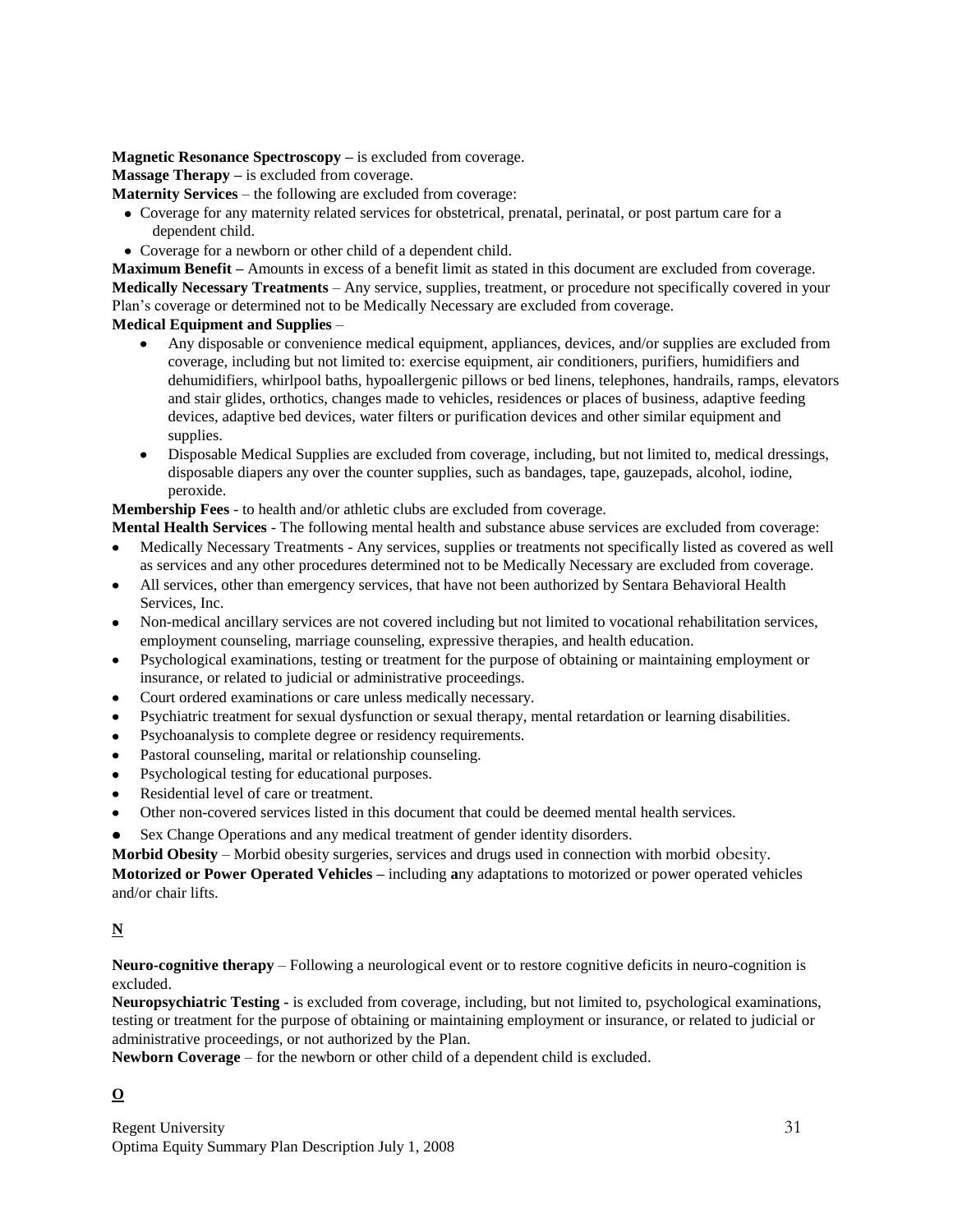**Magnetic Resonance Spectroscopy –** is excluded from coverage.
**Massage Therapy –** is excluded from coverage.
**Maternity Services** – the following are excluded from coverage:

- Coverage for any maternity related services for obstetrical, prenatal, perinatal, or post partum care for a dependent child.
- Coverage for a newborn or other child of a dependent child.

**Maximum Benefit –** Amounts in excess of a benefit limit as stated in this document are excluded from coverage.
**Medically Necessary Treatments** – Any service, supplies, treatment, or procedure not specifically covered in your Plan's coverage or determined not to be Medically Necessary are excluded from coverage.
**Medical Equipment and Supplies** –

- Any disposable or convenience medical equipment, appliances, devices, and/or supplies are excluded from coverage, including but not limited to: exercise equipment, air conditioners, purifiers, humidifiers and dehumidifiers, whirlpool baths, hypoallergenic pillows or bed linens, telephones, handrails, ramps, elevators and stair glides, orthotics, changes made to vehicles, residences or places of business, adaptive feeding devices, adaptive bed devices, water filters or purification devices and other similar equipment and supplies.
- Disposable Medical Supplies are excluded from coverage, including, but not limited to, medical dressings, disposable diapers any over the counter supplies, such as bandages, tape, gauzepads, alcohol, iodine, peroxide.

**Membership Fees** - to health and/or athletic clubs are excluded from coverage.
**Mental Health Services** - The following mental health and substance abuse services are excluded from coverage:

- Medically Necessary Treatments - Any services, supplies or treatments not specifically listed as covered as well as services and any other procedures determined not to be Medically Necessary are excluded from coverage.
- All services, other than emergency services, that have not been authorized by Sentara Behavioral Health Services, Inc.
- Non-medical ancillary services are not covered including but not limited to vocational rehabilitation services, employment counseling, marriage counseling, expressive therapies, and health education.
- Psychological examinations, testing or treatment for the purpose of obtaining or maintaining employment or insurance, or related to judicial or administrative proceedings.
- Court ordered examinations or care unless medically necessary.
- Psychiatric treatment for sexual dysfunction or sexual therapy, mental retardation or learning disabilities.
- Psychoanalysis to complete degree or residency requirements.
- Pastoral counseling, marital or relationship counseling.
- Psychological testing for educational purposes.
- Residential level of care or treatment.
- Other non-covered services listed in this document that could be deemed mental health services.
- Sex Change Operations and any medical treatment of gender identity disorders.

**Morbid Obesity** – Morbid obesity surgeries, services and drugs used in connection with morbid obesity.
**Motorized or Power Operated Vehicles –** including **a**ny adaptations to motorized or power operated vehicles and/or chair lifts.

## N

**Neuro-cognitive therapy** – Following a neurological event or to restore cognitive deficits in neuro-cognition is excluded.
**Neuropsychiatric Testing -** is excluded from coverage, including, but not limited to, psychological examinations, testing or treatment for the purpose of obtaining or maintaining employment or insurance, or related to judicial or administrative proceedings, or not authorized by the Plan.
**Newborn Coverage** – for the newborn or other child of a dependent child is excluded.

## O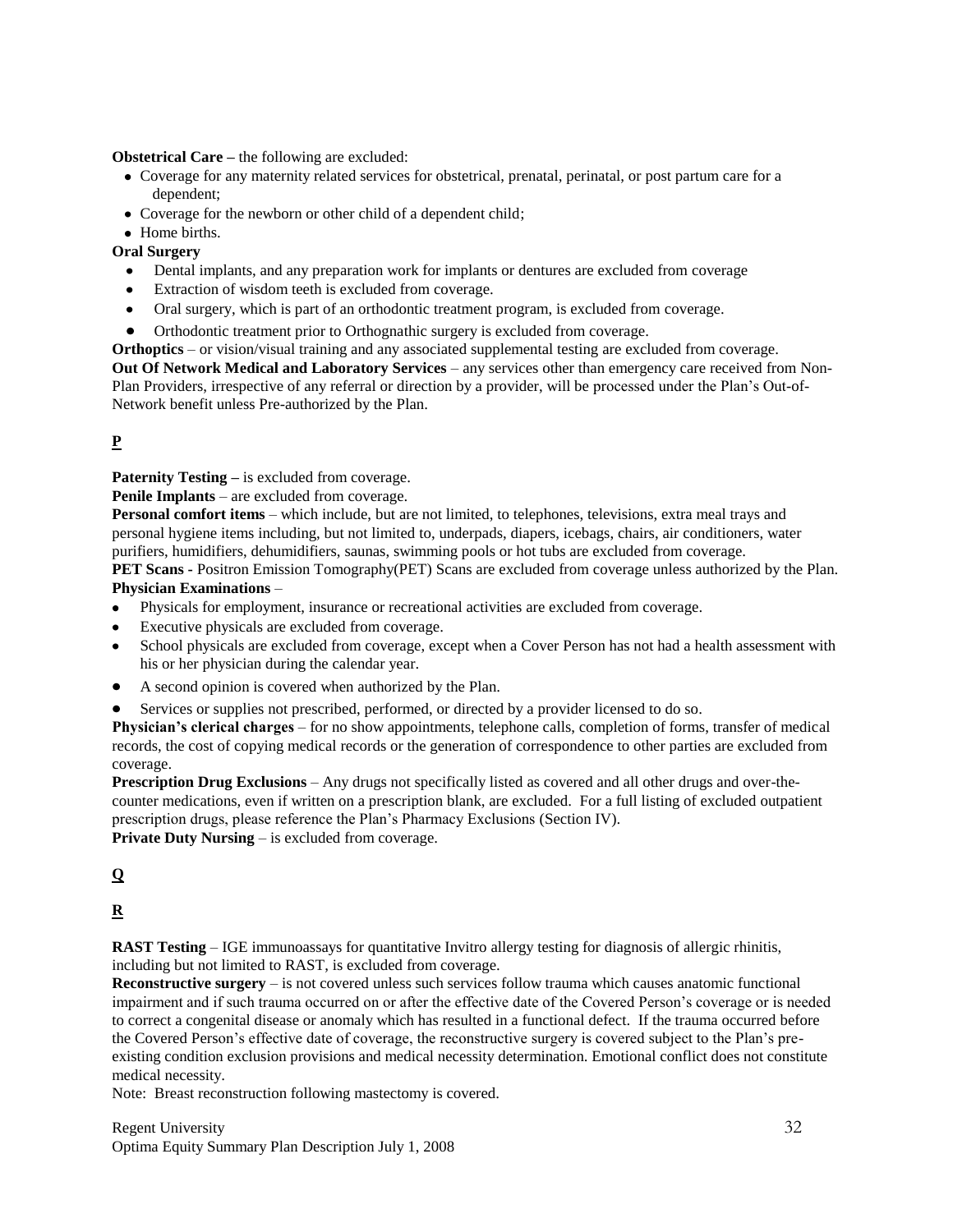**Obstetrical Care –** the following are excluded:

- Coverage for any maternity related services for obstetrical, prenatal, perinatal, or post partum care for a dependent;
- Coverage for the newborn or other child of a dependent child;
- Home births.

**Oral Surgery**

- Dental implants, and any preparation work for implants or dentures are excluded from coverage
- Extraction of wisdom teeth is excluded from coverage.
- Oral surgery, which is part of an orthodontic treatment program, is excluded from coverage.
- Orthodontic treatment prior to Orthognathic surgery is excluded from coverage.

**Orthoptics** – or vision/visual training and any associated supplemental testing are excluded from coverage.

**Out Of Network Medical and Laboratory Services** – any services other than emergency care received from Non-Plan Providers, irrespective of any referral or direction by a provider, will be processed under the Plan's Out-of-Network benefit unless Pre-authorized by the Plan.

## P

**Paternity Testing –** is excluded from coverage.

**Penile Implants** – are excluded from coverage.

**Personal comfort items** – which include, but are not limited, to telephones, televisions, extra meal trays and personal hygiene items including, but not limited to, underpads, diapers, icebags, chairs, air conditioners, water purifiers, humidifiers, dehumidifiers, saunas, swimming pools or hot tubs are excluded from coverage.

**PET Scans -** Positron Emission Tomography(PET) Scans are excluded from coverage unless authorized by the Plan.

**Physician Examinations** –

- Physicals for employment, insurance or recreational activities are excluded from coverage.
- Executive physicals are excluded from coverage.
- School physicals are excluded from coverage, except when a Cover Person has not had a health assessment with his or her physician during the calendar year.
- A second opinion is covered when authorized by the Plan.
- Services or supplies not prescribed, performed, or directed by a provider licensed to do so.

**Physician's clerical charges** – for no show appointments, telephone calls, completion of forms, transfer of medical records, the cost of copying medical records or the generation of correspondence to other parties are excluded from coverage.

**Prescription Drug Exclusions** – Any drugs not specifically listed as covered and all other drugs and over-the-counter medications, even if written on a prescription blank, are excluded. For a full listing of excluded outpatient prescription drugs, please reference the Plan's Pharmacy Exclusions (Section IV).

**Private Duty Nursing** – is excluded from coverage.

## Q

## R

**RAST Testing** – IGE immunoassays for quantitative Invitro allergy testing for diagnosis of allergic rhinitis, including but not limited to RAST, is excluded from coverage.

**Reconstructive surgery** – is not covered unless such services follow trauma which causes anatomic functional impairment and if such trauma occurred on or after the effective date of the Covered Person's coverage or is needed to correct a congenital disease or anomaly which has resulted in a functional defect. If the trauma occurred before the Covered Person's effective date of coverage, the reconstructive surgery is covered subject to the Plan's pre-existing condition exclusion provisions and medical necessity determination. Emotional conflict does not constitute medical necessity.

Note: Breast reconstruction following mastectomy is covered.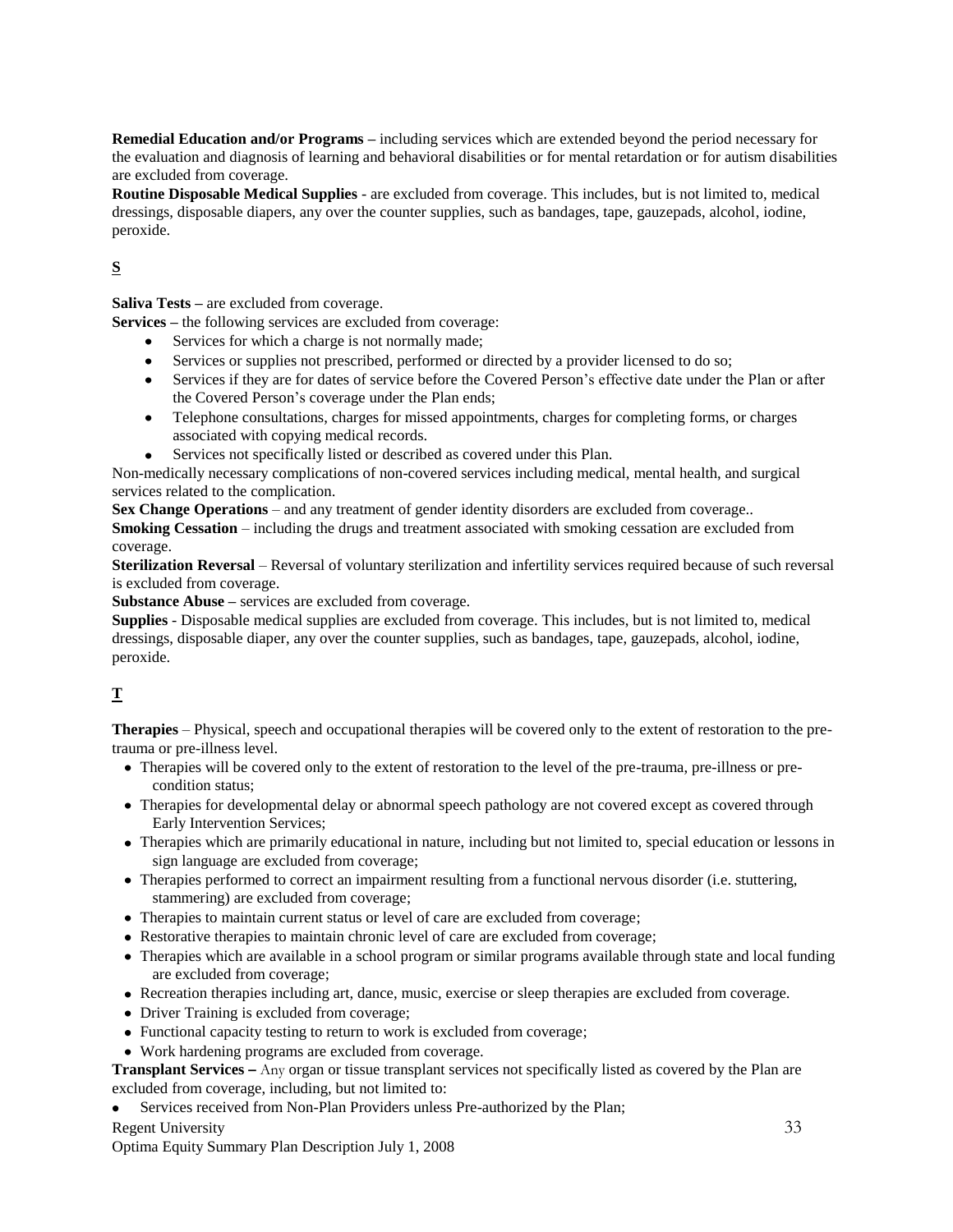**Remedial Education and/or Programs –** including services which are extended beyond the period necessary for the evaluation and diagnosis of learning and behavioral disabilities or for mental retardation or for autism disabilities are excluded from coverage.

**Routine Disposable Medical Supplies** - are excluded from coverage. This includes, but is not limited to, medical dressings, disposable diapers, any over the counter supplies, such as bandages, tape, gauzepads, alcohol, iodine, peroxide.

## S

**Saliva Tests –** are excluded from coverage.

**Services –** the following services are excluded from coverage:

- Services for which a charge is not normally made;
- Services or supplies not prescribed, performed or directed by a provider licensed to do so;
- Services if they are for dates of service before the Covered Person's effective date under the Plan or after the Covered Person's coverage under the Plan ends;
- Telephone consultations, charges for missed appointments, charges for completing forms, or charges associated with copying medical records.
- Services not specifically listed or described as covered under this Plan.

Non-medically necessary complications of non-covered services including medical, mental health, and surgical services related to the complication.

**Sex Change Operations** – and any treatment of gender identity disorders are excluded from coverage..

**Smoking Cessation** – including the drugs and treatment associated with smoking cessation are excluded from coverage.

**Sterilization Reversal** – Reversal of voluntary sterilization and infertility services required because of such reversal is excluded from coverage.

**Substance Abuse –** services are excluded from coverage.

**Supplies** - Disposable medical supplies are excluded from coverage. This includes, but is not limited to, medical dressings, disposable diaper, any over the counter supplies, such as bandages, tape, gauzepads, alcohol, iodine, peroxide.

## T

**Therapies** – Physical, speech and occupational therapies will be covered only to the extent of restoration to the pre-trauma or pre-illness level.

- Therapies will be covered only to the extent of restoration to the level of the pre-trauma, pre-illness or pre-condition status;
- Therapies for developmental delay or abnormal speech pathology are not covered except as covered through Early Intervention Services;
- Therapies which are primarily educational in nature, including but not limited to, special education or lessons in sign language are excluded from coverage;
- Therapies performed to correct an impairment resulting from a functional nervous disorder (i.e. stuttering, stammering) are excluded from coverage;
- Therapies to maintain current status or level of care are excluded from coverage;
- Restorative therapies to maintain chronic level of care are excluded from coverage;
- Therapies which are available in a school program or similar programs available through state and local funding are excluded from coverage;
- Recreation therapies including art, dance, music, exercise or sleep therapies are excluded from coverage.
- Driver Training is excluded from coverage;
- Functional capacity testing to return to work is excluded from coverage;
- Work hardening programs are excluded from coverage.

**Transplant Services –** Any organ or tissue transplant services not specifically listed as covered by the Plan are excluded from coverage, including, but not limited to:

- Services received from Non-Plan Providers unless Pre-authorized by the Plan;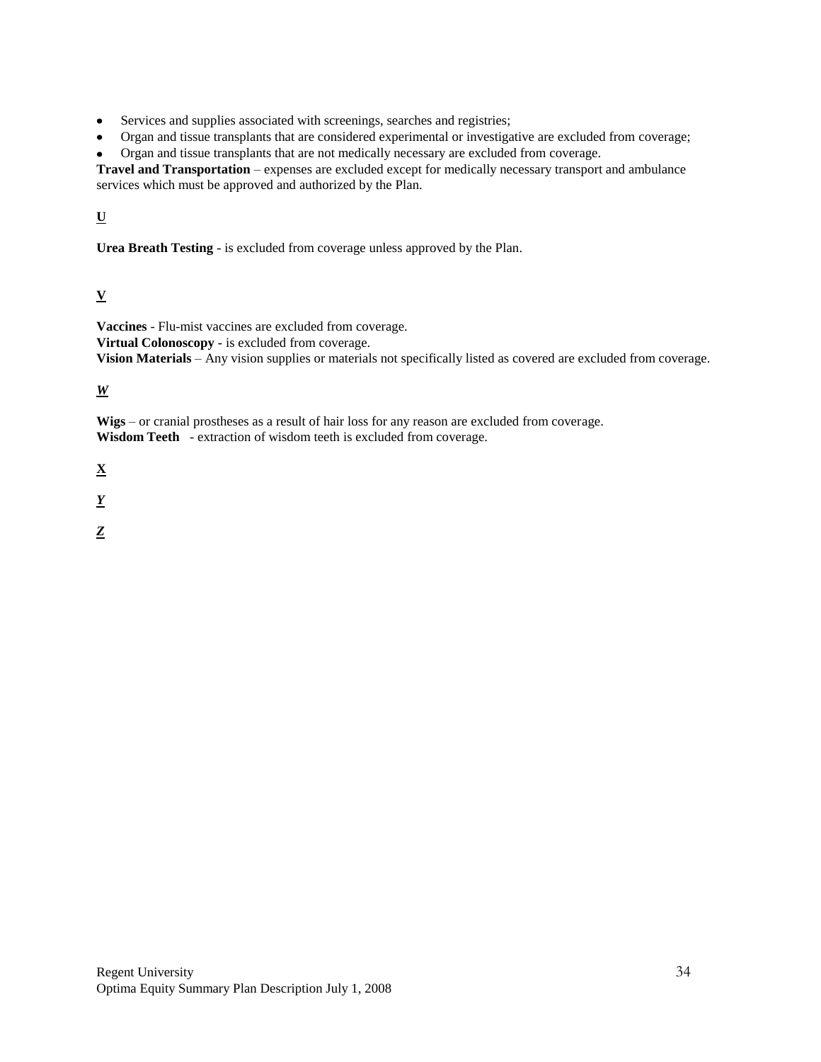- Services and supplies associated with screenings, searches and registries;
- Organ and tissue transplants that are considered experimental or investigative are excluded from coverage;
- Organ and tissue transplants that are not medically necessary are excluded from coverage.

**Travel and Transportation** – expenses are excluded except for medically necessary transport and ambulance services which must be approved and authorized by the Plan.

**U**

**Urea Breath Testing** - is excluded from coverage unless approved by the Plan.

**V**

**Vaccines** - Flu-mist vaccines are excluded from coverage.
**Virtual Colonoscopy** - is excluded from coverage.
**Vision Materials** – Any vision supplies or materials not specifically listed as covered are excluded from coverage.

***W***

**Wigs** – or cranial prostheses as a result of hair loss for any reason are excluded from coverage.
**Wisdom Teeth** - extraction of wisdom teeth is excluded from coverage.

**X**

***Y***

***Z***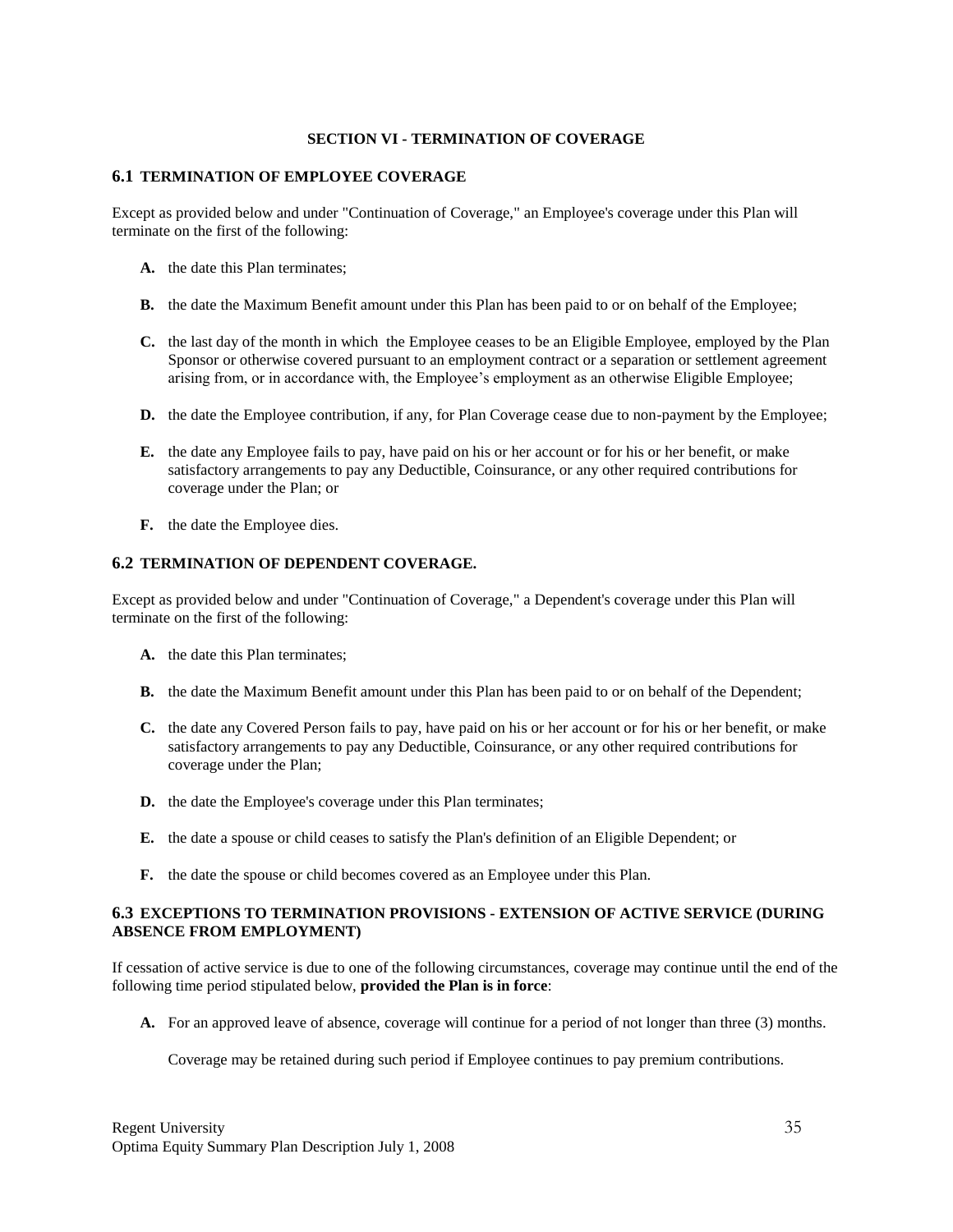## SECTION VI - TERMINATION OF COVERAGE

### 6.1 TERMINATION OF EMPLOYEE COVERAGE

Except as provided below and under "Continuation of Coverage," an Employee's coverage under this Plan will terminate on the first of the following:

- **A.** the date this Plan terminates;
- **B.** the date the Maximum Benefit amount under this Plan has been paid to or on behalf of the Employee;
- **C.** the last day of the month in which the Employee ceases to be an Eligible Employee, employed by the Plan Sponsor or otherwise covered pursuant to an employment contract or a separation or settlement agreement arising from, or in accordance with, the Employee's employment as an otherwise Eligible Employee;
- **D.** the date the Employee contribution, if any, for Plan Coverage cease due to non-payment by the Employee;
- **E.** the date any Employee fails to pay, have paid on his or her account or for his or her benefit, or make satisfactory arrangements to pay any Deductible, Coinsurance, or any other required contributions for coverage under the Plan; or
- **F.** the date the Employee dies.

### 6.2 TERMINATION OF DEPENDENT COVERAGE.

Except as provided below and under "Continuation of Coverage," a Dependent's coverage under this Plan will terminate on the first of the following:

- **A.** the date this Plan terminates;
- **B.** the date the Maximum Benefit amount under this Plan has been paid to or on behalf of the Dependent;
- **C.** the date any Covered Person fails to pay, have paid on his or her account or for his or her benefit, or make satisfactory arrangements to pay any Deductible, Coinsurance, or any other required contributions for coverage under the Plan;
- **D.** the date the Employee's coverage under this Plan terminates;
- **E.** the date a spouse or child ceases to satisfy the Plan's definition of an Eligible Dependent; or
- **F.** the date the spouse or child becomes covered as an Employee under this Plan.

### 6.3 EXCEPTIONS TO TERMINATION PROVISIONS - EXTENSION OF ACTIVE SERVICE (DURING ABSENCE FROM EMPLOYMENT)

If cessation of active service is due to one of the following circumstances, coverage may continue until the end of the following time period stipulated below, **provided the Plan is in force**:

- **A.** For an approved leave of absence, coverage will continue for a period of not longer than three (3) months.

  Coverage may be retained during such period if Employee continues to pay premium contributions.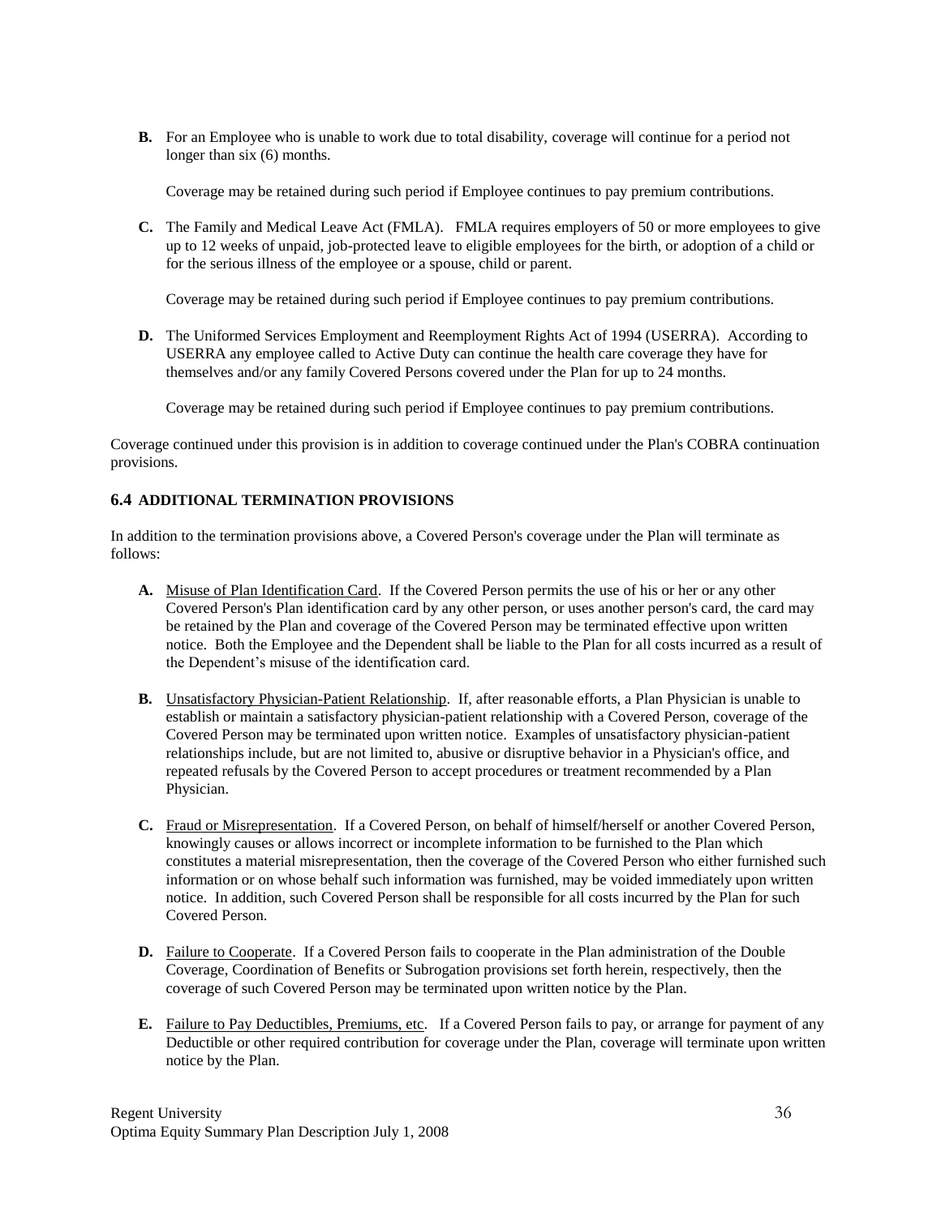**B.** For an Employee who is unable to work due to total disability, coverage will continue for a period not longer than six (6) months.

Coverage may be retained during such period if Employee continues to pay premium contributions.

**C.** The Family and Medical Leave Act (FMLA). FMLA requires employers of 50 or more employees to give up to 12 weeks of unpaid, job-protected leave to eligible employees for the birth, or adoption of a child or for the serious illness of the employee or a spouse, child or parent.

Coverage may be retained during such period if Employee continues to pay premium contributions.

**D.** The Uniformed Services Employment and Reemployment Rights Act of 1994 (USERRA). According to USERRA any employee called to Active Duty can continue the health care coverage they have for themselves and/or any family Covered Persons covered under the Plan for up to 24 months.

Coverage may be retained during such period if Employee continues to pay premium contributions.

Coverage continued under this provision is in addition to coverage continued under the Plan's COBRA continuation provisions.

### 6.4 ADDITIONAL TERMINATION PROVISIONS

In addition to the termination provisions above, a Covered Person's coverage under the Plan will terminate as follows:

**A.** Misuse of Plan Identification Card. If the Covered Person permits the use of his or her or any other Covered Person's Plan identification card by any other person, or uses another person's card, the card may be retained by the Plan and coverage of the Covered Person may be terminated effective upon written notice. Both the Employee and the Dependent shall be liable to the Plan for all costs incurred as a result of the Dependent's misuse of the identification card.

**B.** Unsatisfactory Physician-Patient Relationship. If, after reasonable efforts, a Plan Physician is unable to establish or maintain a satisfactory physician-patient relationship with a Covered Person, coverage of the Covered Person may be terminated upon written notice. Examples of unsatisfactory physician-patient relationships include, but are not limited to, abusive or disruptive behavior in a Physician's office, and repeated refusals by the Covered Person to accept procedures or treatment recommended by a Plan Physician.

**C.** Fraud or Misrepresentation. If a Covered Person, on behalf of himself/herself or another Covered Person, knowingly causes or allows incorrect or incomplete information to be furnished to the Plan which constitutes a material misrepresentation, then the coverage of the Covered Person who either furnished such information or on whose behalf such information was furnished, may be voided immediately upon written notice. In addition, such Covered Person shall be responsible for all costs incurred by the Plan for such Covered Person.

**D.** Failure to Cooperate. If a Covered Person fails to cooperate in the Plan administration of the Double Coverage, Coordination of Benefits or Subrogation provisions set forth herein, respectively, then the coverage of such Covered Person may be terminated upon written notice by the Plan.

**E.** Failure to Pay Deductibles, Premiums, etc. If a Covered Person fails to pay, or arrange for payment of any Deductible or other required contribution for coverage under the Plan, coverage will terminate upon written notice by the Plan.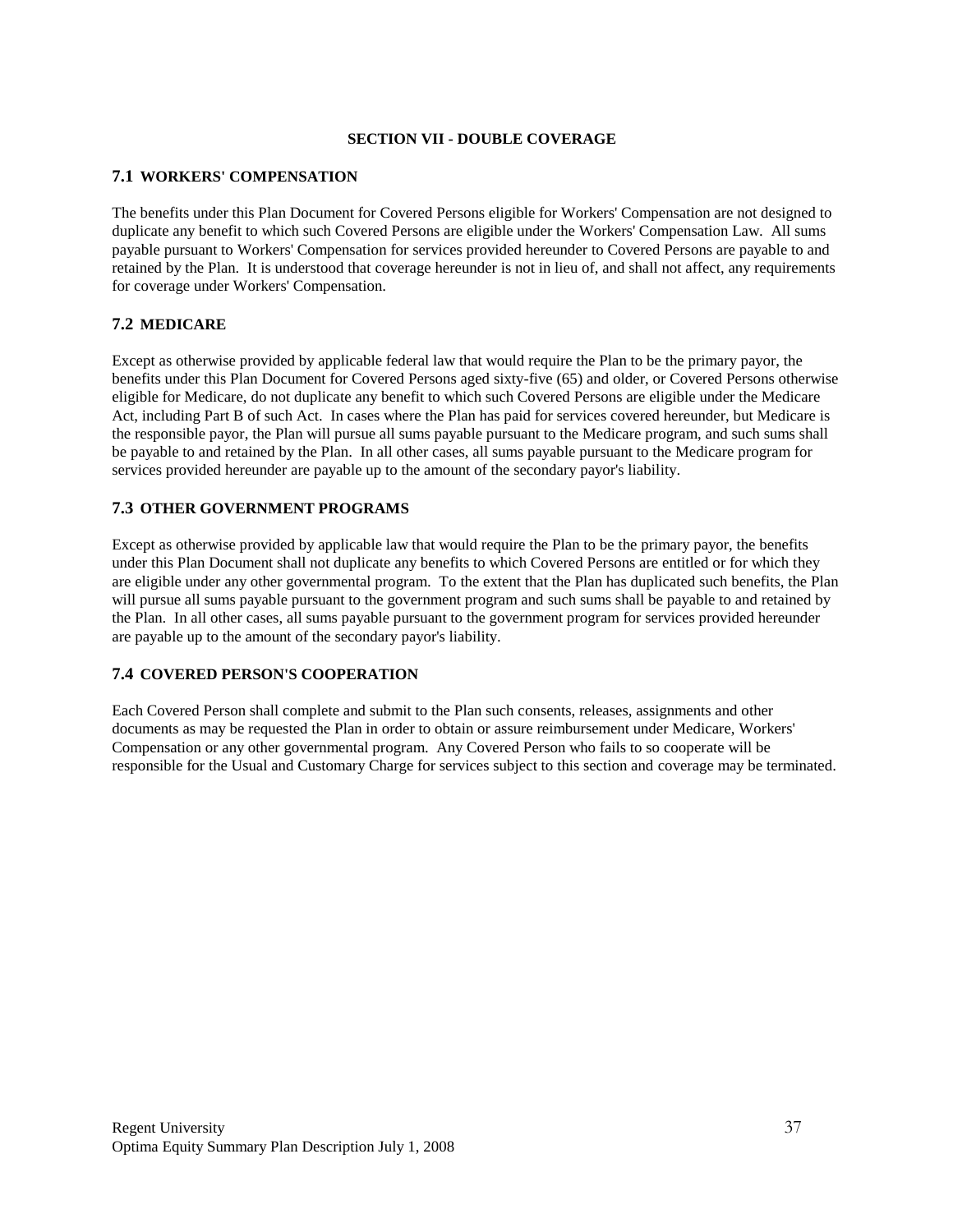# SECTION VII - DOUBLE COVERAGE

## 7.1 WORKERS' COMPENSATION

The benefits under this Plan Document for Covered Persons eligible for Workers' Compensation are not designed to duplicate any benefit to which such Covered Persons are eligible under the Workers' Compensation Law. All sums payable pursuant to Workers' Compensation for services provided hereunder to Covered Persons are payable to and retained by the Plan. It is understood that coverage hereunder is not in lieu of, and shall not affect, any requirements for coverage under Workers' Compensation.

## 7.2 MEDICARE

Except as otherwise provided by applicable federal law that would require the Plan to be the primary payor, the benefits under this Plan Document for Covered Persons aged sixty-five (65) and older, or Covered Persons otherwise eligible for Medicare, do not duplicate any benefit to which such Covered Persons are eligible under the Medicare Act, including Part B of such Act. In cases where the Plan has paid for services covered hereunder, but Medicare is the responsible payor, the Plan will pursue all sums payable pursuant to the Medicare program, and such sums shall be payable to and retained by the Plan. In all other cases, all sums payable pursuant to the Medicare program for services provided hereunder are payable up to the amount of the secondary payor's liability.

## 7.3 OTHER GOVERNMENT PROGRAMS

Except as otherwise provided by applicable law that would require the Plan to be the primary payor, the benefits under this Plan Document shall not duplicate any benefits to which Covered Persons are entitled or for which they are eligible under any other governmental program. To the extent that the Plan has duplicated such benefits, the Plan will pursue all sums payable pursuant to the government program and such sums shall be payable to and retained by the Plan. In all other cases, all sums payable pursuant to the government program for services provided hereunder are payable up to the amount of the secondary payor's liability.

## 7.4 COVERED PERSON'S COOPERATION

Each Covered Person shall complete and submit to the Plan such consents, releases, assignments and other documents as may be requested the Plan in order to obtain or assure reimbursement under Medicare, Workers' Compensation or any other governmental program. Any Covered Person who fails to so cooperate will be responsible for the Usual and Customary Charge for services subject to this section and coverage may be terminated.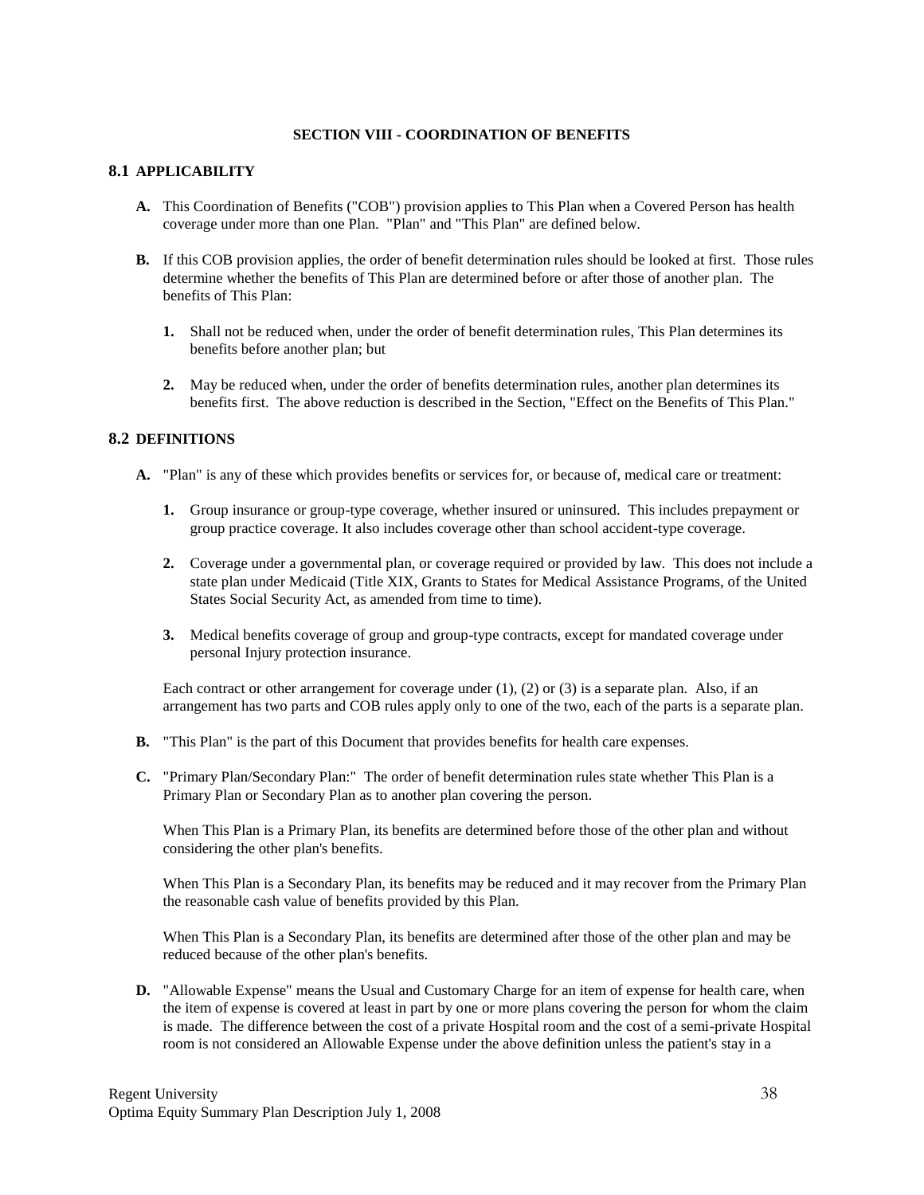## SECTION VIII - COORDINATION OF BENEFITS

### 8.1 APPLICABILITY

**A.** This Coordination of Benefits ("COB") provision applies to This Plan when a Covered Person has health coverage under more than one Plan. "Plan" and "This Plan" are defined below.

**B.** If this COB provision applies, the order of benefit determination rules should be looked at first. Those rules determine whether the benefits of This Plan are determined before or after those of another plan. The benefits of This Plan:

1. Shall not be reduced when, under the order of benefit determination rules, This Plan determines its benefits before another plan; but

2. May be reduced when, under the order of benefits determination rules, another plan determines its benefits first. The above reduction is described in the Section, "Effect on the Benefits of This Plan."

### 8.2 DEFINITIONS

**A.** "Plan" is any of these which provides benefits or services for, or because of, medical care or treatment:

1. Group insurance or group-type coverage, whether insured or uninsured. This includes prepayment or group practice coverage. It also includes coverage other than school accident-type coverage.

2. Coverage under a governmental plan, or coverage required or provided by law. This does not include a state plan under Medicaid (Title XIX, Grants to States for Medical Assistance Programs, of the United States Social Security Act, as amended from time to time).

3. Medical benefits coverage of group and group-type contracts, except for mandated coverage under personal Injury protection insurance.

Each contract or other arrangement for coverage under (1), (2) or (3) is a separate plan. Also, if an arrangement has two parts and COB rules apply only to one of the two, each of the parts is a separate plan.

**B.** "This Plan" is the part of this Document that provides benefits for health care expenses.

**C.** "Primary Plan/Secondary Plan:" The order of benefit determination rules state whether This Plan is a Primary Plan or Secondary Plan as to another plan covering the person.

When This Plan is a Primary Plan, its benefits are determined before those of the other plan and without considering the other plan's benefits.

When This Plan is a Secondary Plan, its benefits may be reduced and it may recover from the Primary Plan the reasonable cash value of benefits provided by this Plan.

When This Plan is a Secondary Plan, its benefits are determined after those of the other plan and may be reduced because of the other plan's benefits.

**D.** "Allowable Expense" means the Usual and Customary Charge for an item of expense for health care, when the item of expense is covered at least in part by one or more plans covering the person for whom the claim is made. The difference between the cost of a private Hospital room and the cost of a semi-private Hospital room is not considered an Allowable Expense under the above definition unless the patient's stay in a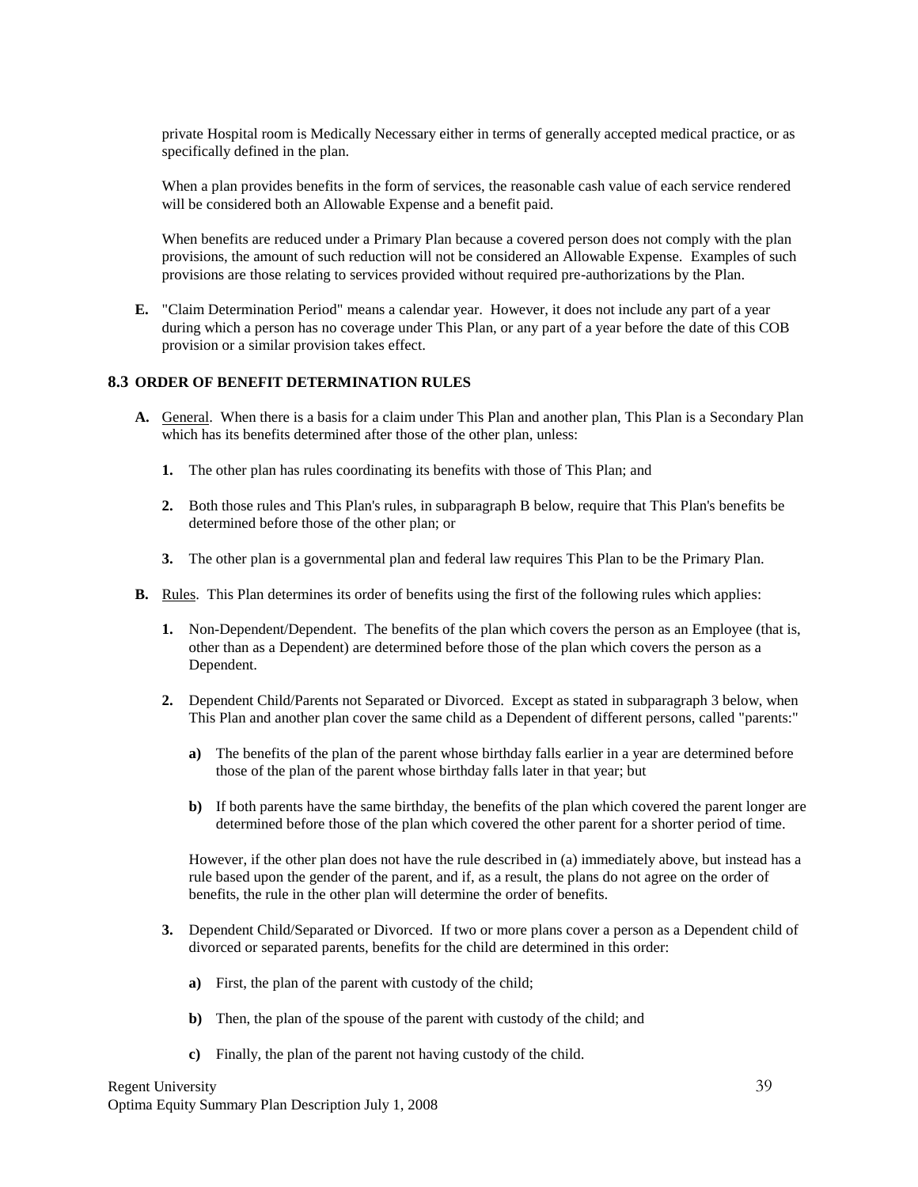private Hospital room is Medically Necessary either in terms of generally accepted medical practice, or as specifically defined in the plan.

When a plan provides benefits in the form of services, the reasonable cash value of each service rendered will be considered both an Allowable Expense and a benefit paid.

When benefits are reduced under a Primary Plan because a covered person does not comply with the plan provisions, the amount of such reduction will not be considered an Allowable Expense. Examples of such provisions are those relating to services provided without required pre-authorizations by the Plan.

**E.** "Claim Determination Period" means a calendar year. However, it does not include any part of a year during which a person has no coverage under This Plan, or any part of a year before the date of this COB provision or a similar provision takes effect.

### 8.3 ORDER OF BENEFIT DETERMINATION RULES

**A.** General. When there is a basis for a claim under This Plan and another plan, This Plan is a Secondary Plan which has its benefits determined after those of the other plan, unless:

1. The other plan has rules coordinating its benefits with those of This Plan; and

2. Both those rules and This Plan's rules, in subparagraph B below, require that This Plan's benefits be determined before those of the other plan; or

3. The other plan is a governmental plan and federal law requires This Plan to be the Primary Plan.

**B.** Rules. This Plan determines its order of benefits using the first of the following rules which applies:

1. Non-Dependent/Dependent. The benefits of the plan which covers the person as an Employee (that is, other than as a Dependent) are determined before those of the plan which covers the person as a Dependent.

2. Dependent Child/Parents not Separated or Divorced. Except as stated in subparagraph 3 below, when This Plan and another plan cover the same child as a Dependent of different persons, called "parents:"

   **a)** The benefits of the plan of the parent whose birthday falls earlier in a year are determined before those of the plan of the parent whose birthday falls later in that year; but

   **b)** If both parents have the same birthday, the benefits of the plan which covered the parent longer are determined before those of the plan which covered the other parent for a shorter period of time.

   However, if the other plan does not have the rule described in (a) immediately above, but instead has a rule based upon the gender of the parent, and if, as a result, the plans do not agree on the order of benefits, the rule in the other plan will determine the order of benefits.

3. Dependent Child/Separated or Divorced. If two or more plans cover a person as a Dependent child of divorced or separated parents, benefits for the child are determined in this order:

   **a)** First, the plan of the parent with custody of the child;

   **b)** Then, the plan of the spouse of the parent with custody of the child; and

   **c)** Finally, the plan of the parent not having custody of the child.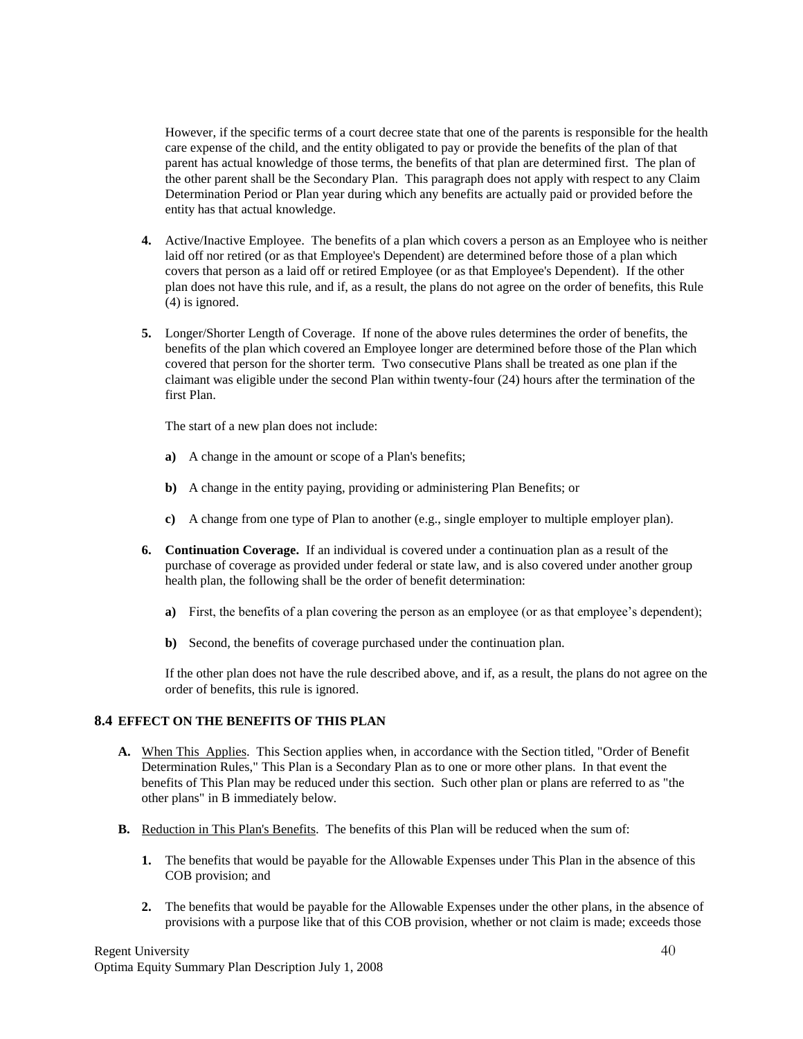However, if the specific terms of a court decree state that one of the parents is responsible for the health care expense of the child, and the entity obligated to pay or provide the benefits of the plan of that parent has actual knowledge of those terms, the benefits of that plan are determined first. The plan of the other parent shall be the Secondary Plan. This paragraph does not apply with respect to any Claim Determination Period or Plan year during which any benefits are actually paid or provided before the entity has that actual knowledge.

**4.** Active/Inactive Employee. The benefits of a plan which covers a person as an Employee who is neither laid off nor retired (or as that Employee's Dependent) are determined before those of a plan which covers that person as a laid off or retired Employee (or as that Employee's Dependent). If the other plan does not have this rule, and if, as a result, the plans do not agree on the order of benefits, this Rule (4) is ignored.

**5.** Longer/Shorter Length of Coverage. If none of the above rules determines the order of benefits, the benefits of the plan which covered an Employee longer are determined before those of the Plan which covered that person for the shorter term. Two consecutive Plans shall be treated as one plan if the claimant was eligible under the second Plan within twenty-four (24) hours after the termination of the first Plan.

The start of a new plan does not include:

**a)** A change in the amount or scope of a Plan's benefits;

**b)** A change in the entity paying, providing or administering Plan Benefits; or

**c)** A change from one type of Plan to another (e.g., single employer to multiple employer plan).

**6. Continuation Coverage.** If an individual is covered under a continuation plan as a result of the purchase of coverage as provided under federal or state law, and is also covered under another group health plan, the following shall be the order of benefit determination:

**a)** First, the benefits of a plan covering the person as an employee (or as that employee's dependent);

**b)** Second, the benefits of coverage purchased under the continuation plan.

If the other plan does not have the rule described above, and if, as a result, the plans do not agree on the order of benefits, this rule is ignored.

### 8.4 EFFECT ON THE BENEFITS OF THIS PLAN

**A.** When This Applies. This Section applies when, in accordance with the Section titled, "Order of Benefit Determination Rules," This Plan is a Secondary Plan as to one or more other plans. In that event the benefits of This Plan may be reduced under this section. Such other plan or plans are referred to as "the other plans" in B immediately below.

**B.** Reduction in This Plan's Benefits. The benefits of this Plan will be reduced when the sum of:

**1.** The benefits that would be payable for the Allowable Expenses under This Plan in the absence of this COB provision; and

**2.** The benefits that would be payable for the Allowable Expenses under the other plans, in the absence of provisions with a purpose like that of this COB provision, whether or not claim is made; exceeds those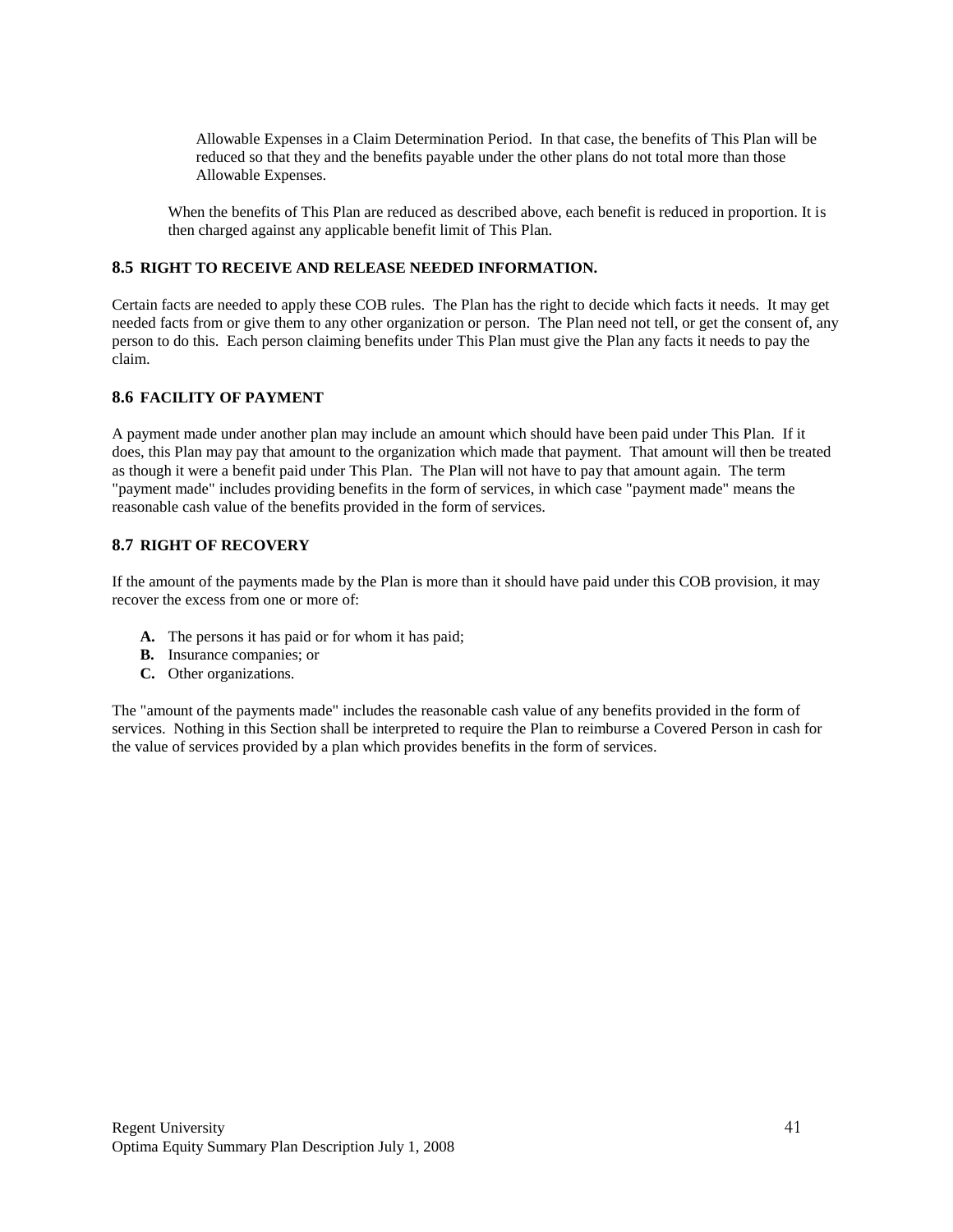Allowable Expenses in a Claim Determination Period. In that case, the benefits of This Plan will be reduced so that they and the benefits payable under the other plans do not total more than those Allowable Expenses.

When the benefits of This Plan are reduced as described above, each benefit is reduced in proportion. It is then charged against any applicable benefit limit of This Plan.

### 8.5 RIGHT TO RECEIVE AND RELEASE NEEDED INFORMATION.

Certain facts are needed to apply these COB rules. The Plan has the right to decide which facts it needs. It may get needed facts from or give them to any other organization or person. The Plan need not tell, or get the consent of, any person to do this. Each person claiming benefits under This Plan must give the Plan any facts it needs to pay the claim.

### 8.6 FACILITY OF PAYMENT

A payment made under another plan may include an amount which should have been paid under This Plan. If it does, this Plan may pay that amount to the organization which made that payment. That amount will then be treated as though it were a benefit paid under This Plan. The Plan will not have to pay that amount again. The term "payment made" includes providing benefits in the form of services, in which case "payment made" means the reasonable cash value of the benefits provided in the form of services.

### 8.7 RIGHT OF RECOVERY

If the amount of the payments made by the Plan is more than it should have paid under this COB provision, it may recover the excess from one or more of:

- **A.** The persons it has paid or for whom it has paid;
- **B.** Insurance companies; or
- **C.** Other organizations.

The "amount of the payments made" includes the reasonable cash value of any benefits provided in the form of services. Nothing in this Section shall be interpreted to require the Plan to reimburse a Covered Person in cash for the value of services provided by a plan which provides benefits in the form of services.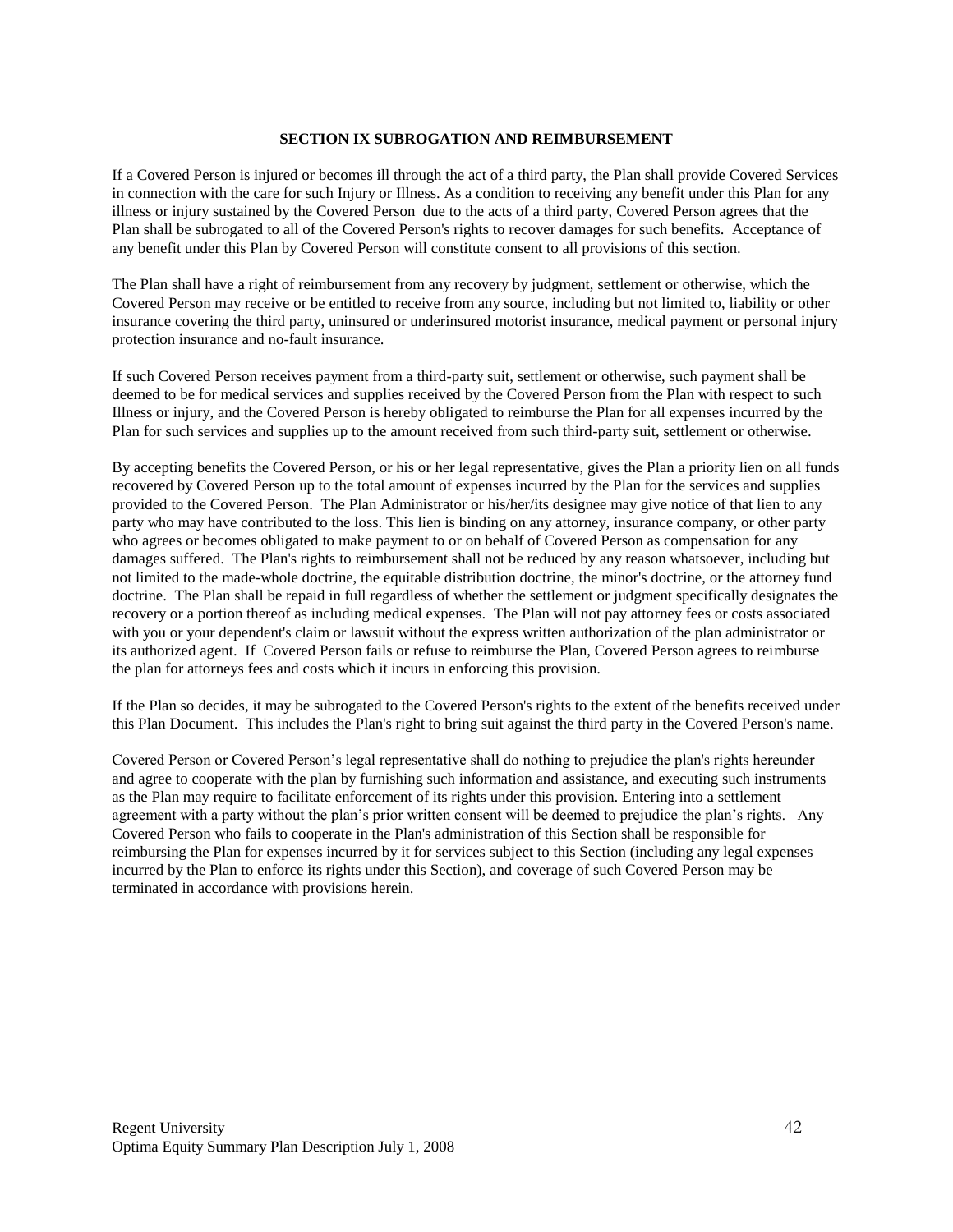## SECTION IX SUBROGATION AND REIMBURSEMENT

If a Covered Person is injured or becomes ill through the act of a third party, the Plan shall provide Covered Services in connection with the care for such Injury or Illness. As a condition to receiving any benefit under this Plan for any illness or injury sustained by the Covered Person due to the acts of a third party, Covered Person agrees that the Plan shall be subrogated to all of the Covered Person's rights to recover damages for such benefits. Acceptance of any benefit under this Plan by Covered Person will constitute consent to all provisions of this section.

The Plan shall have a right of reimbursement from any recovery by judgment, settlement or otherwise, which the Covered Person may receive or be entitled to receive from any source, including but not limited to, liability or other insurance covering the third party, uninsured or underinsured motorist insurance, medical payment or personal injury protection insurance and no-fault insurance.

If such Covered Person receives payment from a third-party suit, settlement or otherwise, such payment shall be deemed to be for medical services and supplies received by the Covered Person from the Plan with respect to such Illness or injury, and the Covered Person is hereby obligated to reimburse the Plan for all expenses incurred by the Plan for such services and supplies up to the amount received from such third-party suit, settlement or otherwise.

By accepting benefits the Covered Person, or his or her legal representative, gives the Plan a priority lien on all funds recovered by Covered Person up to the total amount of expenses incurred by the Plan for the services and supplies provided to the Covered Person. The Plan Administrator or his/her/its designee may give notice of that lien to any party who may have contributed to the loss. This lien is binding on any attorney, insurance company, or other party who agrees or becomes obligated to make payment to or on behalf of Covered Person as compensation for any damages suffered. The Plan's rights to reimbursement shall not be reduced by any reason whatsoever, including but not limited to the made-whole doctrine, the equitable distribution doctrine, the minor's doctrine, or the attorney fund doctrine. The Plan shall be repaid in full regardless of whether the settlement or judgment specifically designates the recovery or a portion thereof as including medical expenses. The Plan will not pay attorney fees or costs associated with you or your dependent's claim or lawsuit without the express written authorization of the plan administrator or its authorized agent. If Covered Person fails or refuse to reimburse the Plan, Covered Person agrees to reimburse the plan for attorneys fees and costs which it incurs in enforcing this provision.

If the Plan so decides, it may be subrogated to the Covered Person's rights to the extent of the benefits received under this Plan Document. This includes the Plan's right to bring suit against the third party in the Covered Person's name.

Covered Person or Covered Person's legal representative shall do nothing to prejudice the plan's rights hereunder and agree to cooperate with the plan by furnishing such information and assistance, and executing such instruments as the Plan may require to facilitate enforcement of its rights under this provision. Entering into a settlement agreement with a party without the plan's prior written consent will be deemed to prejudice the plan's rights. Any Covered Person who fails to cooperate in the Plan's administration of this Section shall be responsible for reimbursing the Plan for expenses incurred by it for services subject to this Section (including any legal expenses incurred by the Plan to enforce its rights under this Section), and coverage of such Covered Person may be terminated in accordance with provisions herein.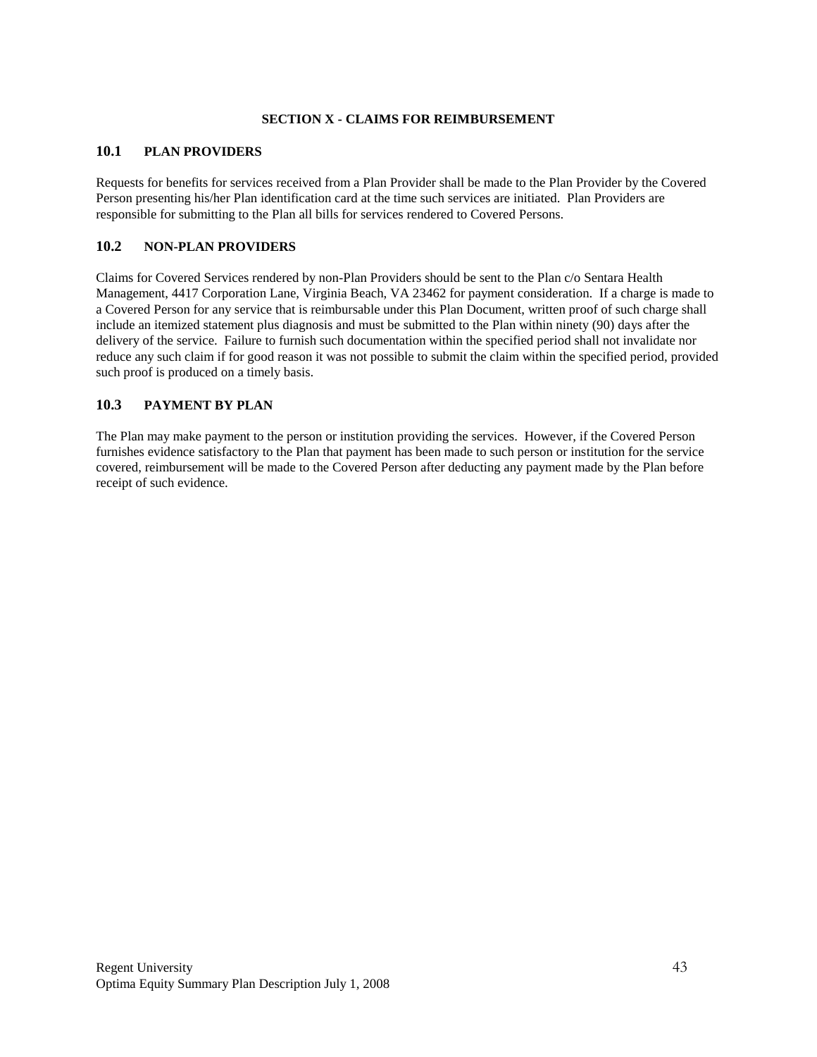## SECTION X - CLAIMS FOR REIMBURSEMENT

### 10.1 PLAN PROVIDERS

Requests for benefits for services received from a Plan Provider shall be made to the Plan Provider by the Covered Person presenting his/her Plan identification card at the time such services are initiated. Plan Providers are responsible for submitting to the Plan all bills for services rendered to Covered Persons.

### 10.2 NON-PLAN PROVIDERS

Claims for Covered Services rendered by non-Plan Providers should be sent to the Plan c/o Sentara Health Management, 4417 Corporation Lane, Virginia Beach, VA 23462 for payment consideration. If a charge is made to a Covered Person for any service that is reimbursable under this Plan Document, written proof of such charge shall include an itemized statement plus diagnosis and must be submitted to the Plan within ninety (90) days after the delivery of the service. Failure to furnish such documentation within the specified period shall not invalidate nor reduce any such claim if for good reason it was not possible to submit the claim within the specified period, provided such proof is produced on a timely basis.

### 10.3 PAYMENT BY PLAN

The Plan may make payment to the person or institution providing the services. However, if the Covered Person furnishes evidence satisfactory to the Plan that payment has been made to such person or institution for the service covered, reimbursement will be made to the Covered Person after deducting any payment made by the Plan before receipt of such evidence.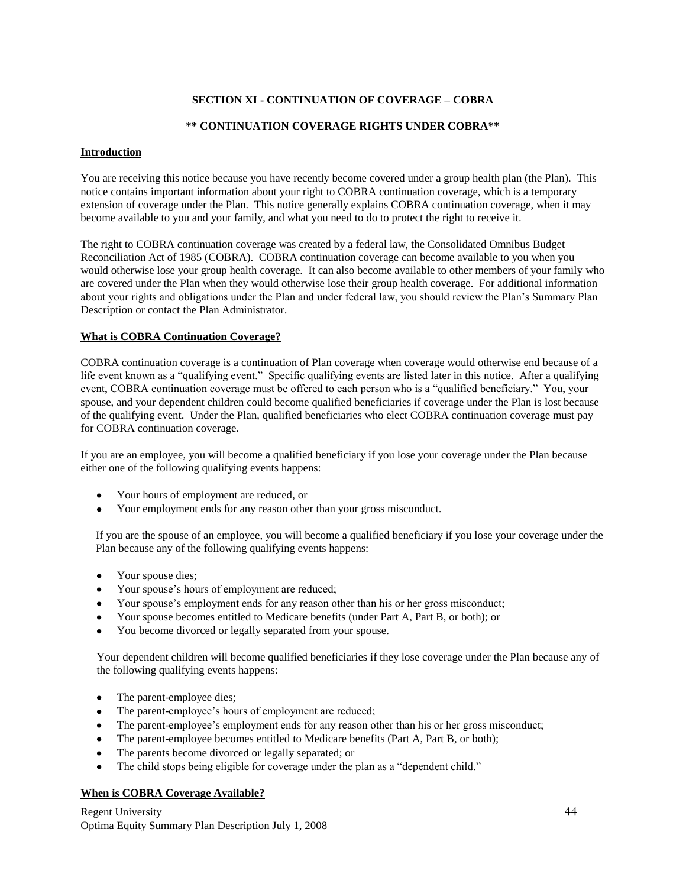## SECTION XI - CONTINUATION OF COVERAGE – COBRA

### ** CONTINUATION COVERAGE RIGHTS UNDER COBRA**

**Introduction**

You are receiving this notice because you have recently become covered under a group health plan (the Plan). This notice contains important information about your right to COBRA continuation coverage, which is a temporary extension of coverage under the Plan. This notice generally explains COBRA continuation coverage, when it may become available to you and your family, and what you need to do to protect the right to receive it.

The right to COBRA continuation coverage was created by a federal law, the Consolidated Omnibus Budget Reconciliation Act of 1985 (COBRA). COBRA continuation coverage can become available to you when you would otherwise lose your group health coverage. It can also become available to other members of your family who are covered under the Plan when they would otherwise lose their group health coverage. For additional information about your rights and obligations under the Plan and under federal law, you should review the Plan's Summary Plan Description or contact the Plan Administrator.

**What is COBRA Continuation Coverage?**

COBRA continuation coverage is a continuation of Plan coverage when coverage would otherwise end because of a life event known as a "qualifying event." Specific qualifying events are listed later in this notice. After a qualifying event, COBRA continuation coverage must be offered to each person who is a "qualified beneficiary." You, your spouse, and your dependent children could become qualified beneficiaries if coverage under the Plan is lost because of the qualifying event. Under the Plan, qualified beneficiaries who elect COBRA continuation coverage must pay for COBRA continuation coverage.

If you are an employee, you will become a qualified beneficiary if you lose your coverage under the Plan because either one of the following qualifying events happens:

- Your hours of employment are reduced, or
- Your employment ends for any reason other than your gross misconduct.

If you are the spouse of an employee, you will become a qualified beneficiary if you lose your coverage under the Plan because any of the following qualifying events happens:

- Your spouse dies;
- Your spouse's hours of employment are reduced;
- Your spouse's employment ends for any reason other than his or her gross misconduct;
- Your spouse becomes entitled to Medicare benefits (under Part A, Part B, or both); or
- You become divorced or legally separated from your spouse.

Your dependent children will become qualified beneficiaries if they lose coverage under the Plan because any of the following qualifying events happens:

- The parent-employee dies;
- The parent-employee's hours of employment are reduced;
- The parent-employee's employment ends for any reason other than his or her gross misconduct;
- The parent-employee becomes entitled to Medicare benefits (Part A, Part B, or both);
- The parents become divorced or legally separated; or
- The child stops being eligible for coverage under the plan as a "dependent child."

**When is COBRA Coverage Available?**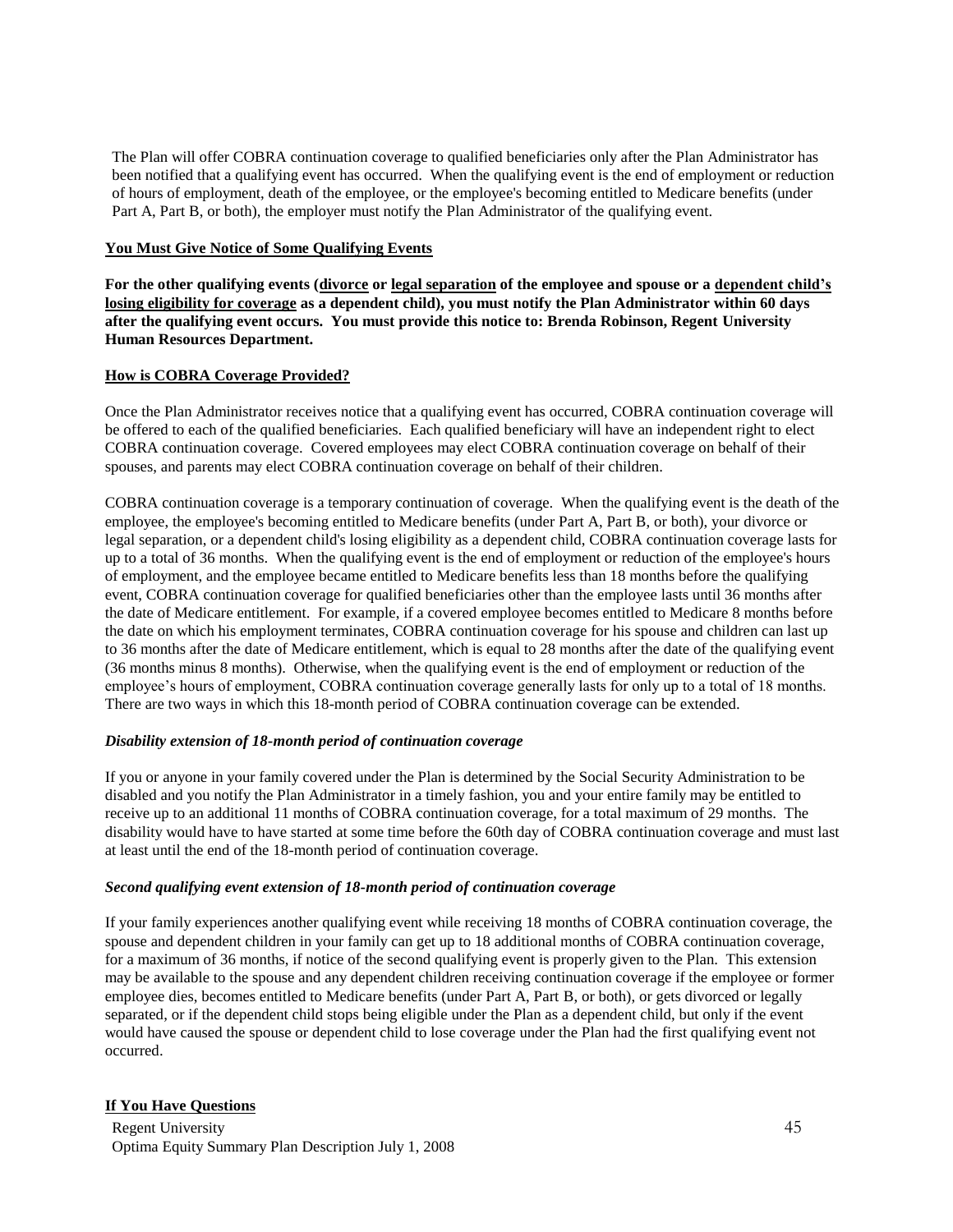The Plan will offer COBRA continuation coverage to qualified beneficiaries only after the Plan Administrator has been notified that a qualifying event has occurred. When the qualifying event is the end of employment or reduction of hours of employment, death of the employee, or the employee's becoming entitled to Medicare benefits (under Part A, Part B, or both), the employer must notify the Plan Administrator of the qualifying event.

**You Must Give Notice of Some Qualifying Events**

**For the other qualifying events (divorce or legal separation of the employee and spouse or a dependent child's losing eligibility for coverage as a dependent child), you must notify the Plan Administrator within 60 days after the qualifying event occurs. You must provide this notice to: Brenda Robinson, Regent University Human Resources Department.**

**How is COBRA Coverage Provided?**

Once the Plan Administrator receives notice that a qualifying event has occurred, COBRA continuation coverage will be offered to each of the qualified beneficiaries. Each qualified beneficiary will have an independent right to elect COBRA continuation coverage. Covered employees may elect COBRA continuation coverage on behalf of their spouses, and parents may elect COBRA continuation coverage on behalf of their children.

COBRA continuation coverage is a temporary continuation of coverage. When the qualifying event is the death of the employee, the employee's becoming entitled to Medicare benefits (under Part A, Part B, or both), your divorce or legal separation, or a dependent child's losing eligibility as a dependent child, COBRA continuation coverage lasts for up to a total of 36 months. When the qualifying event is the end of employment or reduction of the employee's hours of employment, and the employee became entitled to Medicare benefits less than 18 months before the qualifying event, COBRA continuation coverage for qualified beneficiaries other than the employee lasts until 36 months after the date of Medicare entitlement. For example, if a covered employee becomes entitled to Medicare 8 months before the date on which his employment terminates, COBRA continuation coverage for his spouse and children can last up to 36 months after the date of Medicare entitlement, which is equal to 28 months after the date of the qualifying event (36 months minus 8 months). Otherwise, when the qualifying event is the end of employment or reduction of the employee's hours of employment, COBRA continuation coverage generally lasts for only up to a total of 18 months. There are two ways in which this 18-month period of COBRA continuation coverage can be extended.

***Disability extension of 18-month period of continuation coverage***

If you or anyone in your family covered under the Plan is determined by the Social Security Administration to be disabled and you notify the Plan Administrator in a timely fashion, you and your entire family may be entitled to receive up to an additional 11 months of COBRA continuation coverage, for a total maximum of 29 months. The disability would have to have started at some time before the 60th day of COBRA continuation coverage and must last at least until the end of the 18-month period of continuation coverage.

***Second qualifying event extension of 18-month period of continuation coverage***

If your family experiences another qualifying event while receiving 18 months of COBRA continuation coverage, the spouse and dependent children in your family can get up to 18 additional months of COBRA continuation coverage, for a maximum of 36 months, if notice of the second qualifying event is properly given to the Plan. This extension may be available to the spouse and any dependent children receiving continuation coverage if the employee or former employee dies, becomes entitled to Medicare benefits (under Part A, Part B, or both), or gets divorced or legally separated, or if the dependent child stops being eligible under the Plan as a dependent child, but only if the event would have caused the spouse or dependent child to lose coverage under the Plan had the first qualifying event not occurred.

**If You Have Questions**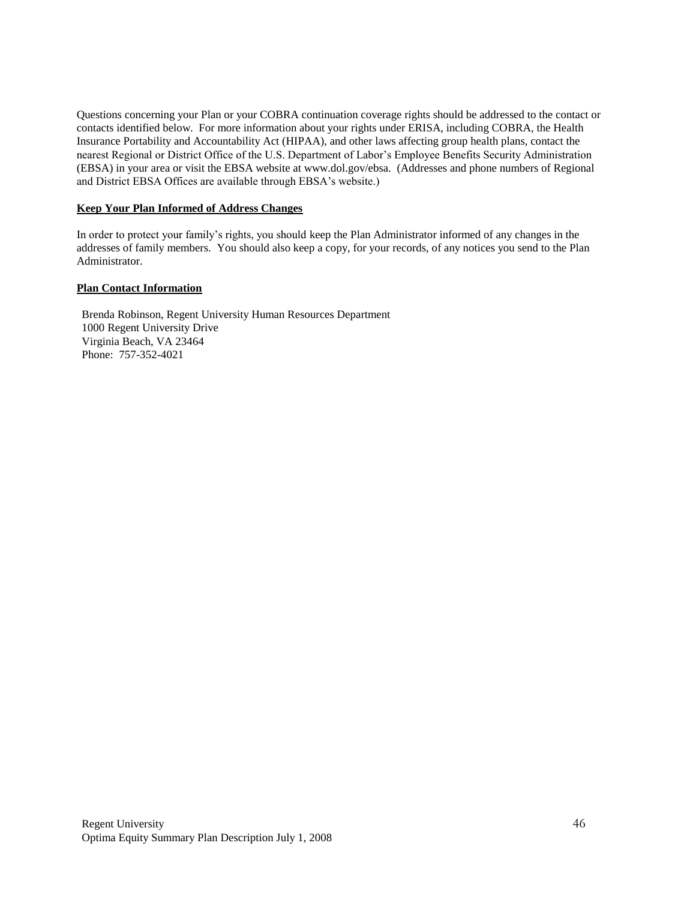Questions concerning your Plan or your COBRA continuation coverage rights should be addressed to the contact or contacts identified below. For more information about your rights under ERISA, including COBRA, the Health Insurance Portability and Accountability Act (HIPAA), and other laws affecting group health plans, contact the nearest Regional or District Office of the U.S. Department of Labor's Employee Benefits Security Administration (EBSA) in your area or visit the EBSA website at www.dol.gov/ebsa. (Addresses and phone numbers of Regional and District EBSA Offices are available through EBSA's website.)

**Keep Your Plan Informed of Address Changes**

In order to protect your family's rights, you should keep the Plan Administrator informed of any changes in the addresses of family members. You should also keep a copy, for your records, of any notices you send to the Plan Administrator.

**Plan Contact Information**

Brenda Robinson, Regent University Human Resources Department
1000 Regent University Drive
Virginia Beach, VA 23464
Phone: 757-352-4021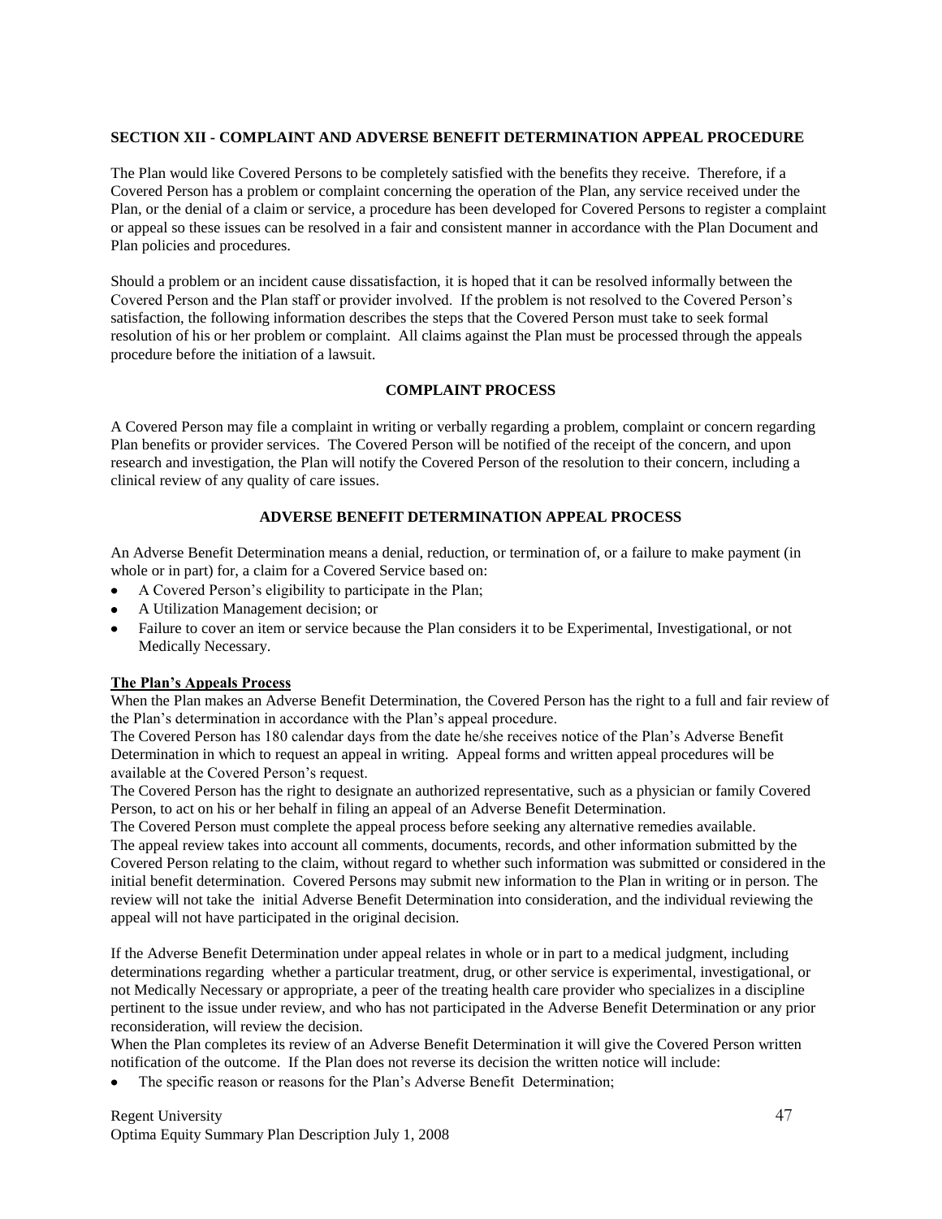## SECTION XII - COMPLAINT AND ADVERSE BENEFIT DETERMINATION APPEAL PROCEDURE

The Plan would like Covered Persons to be completely satisfied with the benefits they receive. Therefore, if a Covered Person has a problem or complaint concerning the operation of the Plan, any service received under the Plan, or the denial of a claim or service, a procedure has been developed for Covered Persons to register a complaint or appeal so these issues can be resolved in a fair and consistent manner in accordance with the Plan Document and Plan policies and procedures.

Should a problem or an incident cause dissatisfaction, it is hoped that it can be resolved informally between the Covered Person and the Plan staff or provider involved. If the problem is not resolved to the Covered Person's satisfaction, the following information describes the steps that the Covered Person must take to seek formal resolution of his or her problem or complaint. All claims against the Plan must be processed through the appeals procedure before the initiation of a lawsuit.

### COMPLAINT PROCESS

A Covered Person may file a complaint in writing or verbally regarding a problem, complaint or concern regarding Plan benefits or provider services. The Covered Person will be notified of the receipt of the concern, and upon research and investigation, the Plan will notify the Covered Person of the resolution to their concern, including a clinical review of any quality of care issues.

### ADVERSE BENEFIT DETERMINATION APPEAL PROCESS

An Adverse Benefit Determination means a denial, reduction, or termination of, or a failure to make payment (in whole or in part) for, a claim for a Covered Service based on:

- A Covered Person's eligibility to participate in the Plan;
- A Utilization Management decision; or
- Failure to cover an item or service because the Plan considers it to be Experimental, Investigational, or not Medically Necessary.

**The Plan's Appeals Process**

When the Plan makes an Adverse Benefit Determination, the Covered Person has the right to a full and fair review of the Plan's determination in accordance with the Plan's appeal procedure.

The Covered Person has 180 calendar days from the date he/she receives notice of the Plan's Adverse Benefit Determination in which to request an appeal in writing. Appeal forms and written appeal procedures will be available at the Covered Person's request.

The Covered Person has the right to designate an authorized representative, such as a physician or family Covered Person, to act on his or her behalf in filing an appeal of an Adverse Benefit Determination.

The Covered Person must complete the appeal process before seeking any alternative remedies available.

The appeal review takes into account all comments, documents, records, and other information submitted by the Covered Person relating to the claim, without regard to whether such information was submitted or considered in the initial benefit determination. Covered Persons may submit new information to the Plan in writing or in person. The review will not take the initial Adverse Benefit Determination into consideration, and the individual reviewing the appeal will not have participated in the original decision.

If the Adverse Benefit Determination under appeal relates in whole or in part to a medical judgment, including determinations regarding whether a particular treatment, drug, or other service is experimental, investigational, or not Medically Necessary or appropriate, a peer of the treating health care provider who specializes in a discipline pertinent to the issue under review, and who has not participated in the Adverse Benefit Determination or any prior reconsideration, will review the decision.

When the Plan completes its review of an Adverse Benefit Determination it will give the Covered Person written notification of the outcome. If the Plan does not reverse its decision the written notice will include:

- The specific reason or reasons for the Plan's Adverse Benefit Determination;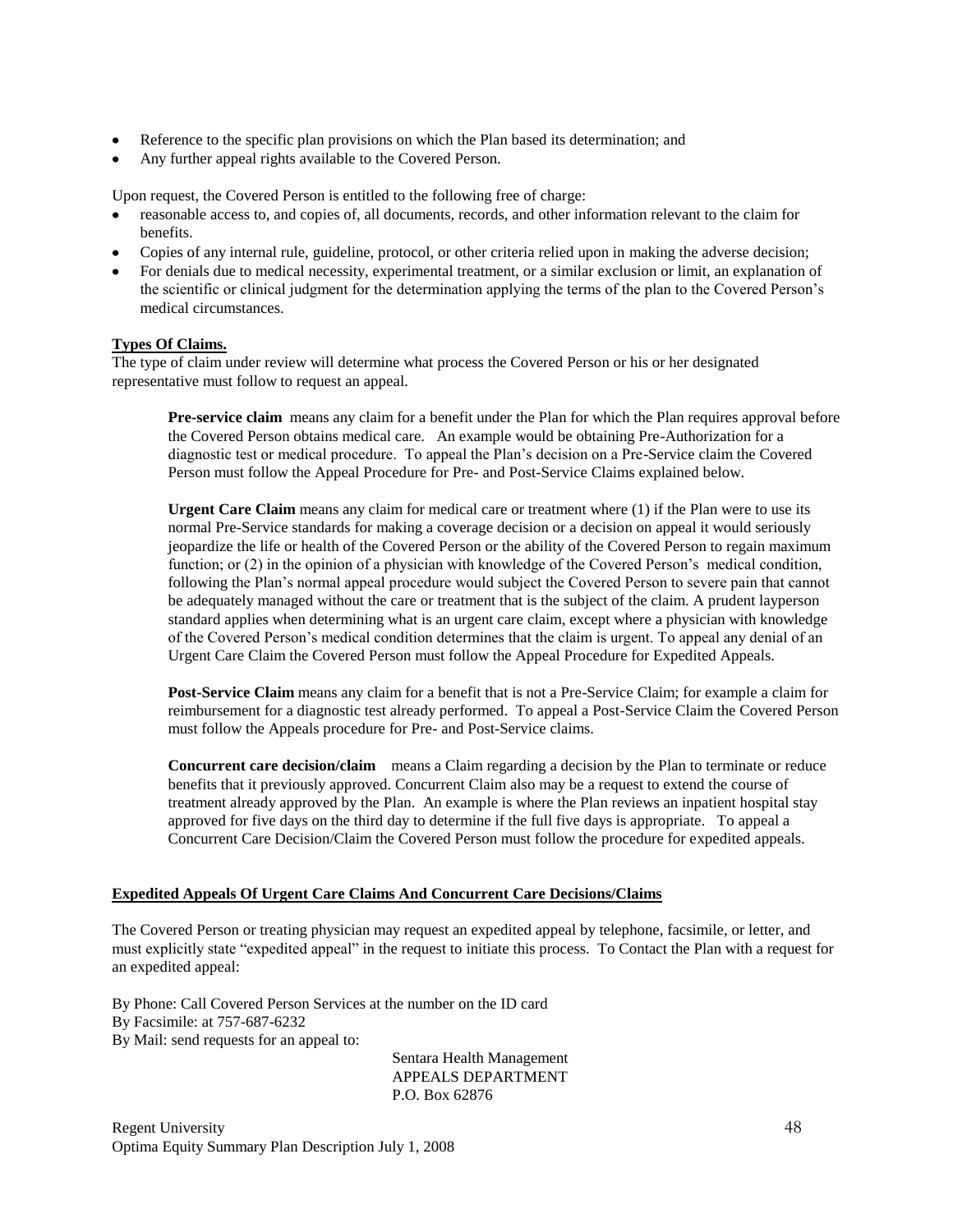- Reference to the specific plan provisions on which the Plan based its determination; and
- Any further appeal rights available to the Covered Person.

Upon request, the Covered Person is entitled to the following free of charge:

- reasonable access to, and copies of, all documents, records, and other information relevant to the claim for benefits.
- Copies of any internal rule, guideline, protocol, or other criteria relied upon in making the adverse decision;
- For denials due to medical necessity, experimental treatment, or a similar exclusion or limit, an explanation of the scientific or clinical judgment for the determination applying the terms of the plan to the Covered Person's medical circumstances.

**Types Of Claims.**

The type of claim under review will determine what process the Covered Person or his or her designated representative must follow to request an appeal.

> **Pre-service claim** means any claim for a benefit under the Plan for which the Plan requires approval before the Covered Person obtains medical care. An example would be obtaining Pre-Authorization for a diagnostic test or medical procedure. To appeal the Plan's decision on a Pre-Service claim the Covered Person must follow the Appeal Procedure for Pre- and Post-Service Claims explained below.
>
> **Urgent Care Claim** means any claim for medical care or treatment where (1) if the Plan were to use its normal Pre-Service standards for making a coverage decision or a decision on appeal it would seriously jeopardize the life or health of the Covered Person or the ability of the Covered Person to regain maximum function; or (2) in the opinion of a physician with knowledge of the Covered Person's medical condition, following the Plan's normal appeal procedure would subject the Covered Person to severe pain that cannot be adequately managed without the care or treatment that is the subject of the claim. A prudent layperson standard applies when determining what is an urgent care claim, except where a physician with knowledge of the Covered Person's medical condition determines that the claim is urgent. To appeal any denial of an Urgent Care Claim the Covered Person must follow the Appeal Procedure for Expedited Appeals.
>
> **Post-Service Claim** means any claim for a benefit that is not a Pre-Service Claim; for example a claim for reimbursement for a diagnostic test already performed. To appeal a Post-Service Claim the Covered Person must follow the Appeals procedure for Pre- and Post-Service claims.
>
> **Concurrent care decision/claim** means a Claim regarding a decision by the Plan to terminate or reduce benefits that it previously approved. Concurrent Claim also may be a request to extend the course of treatment already approved by the Plan. An example is where the Plan reviews an inpatient hospital stay approved for five days on the third day to determine if the full five days is appropriate. To appeal a Concurrent Care Decision/Claim the Covered Person must follow the procedure for expedited appeals.

**Expedited Appeals Of Urgent Care Claims And Concurrent Care Decisions/Claims**

The Covered Person or treating physician may request an expedited appeal by telephone, facsimile, or letter, and must explicitly state "expedited appeal" in the request to initiate this process. To Contact the Plan with a request for an expedited appeal:

By Phone: Call Covered Person Services at the number on the ID card
By Facsimile: at 757-687-6232
By Mail: send requests for an appeal to:

Sentara Health Management
APPEALS DEPARTMENT
P.O. Box 62876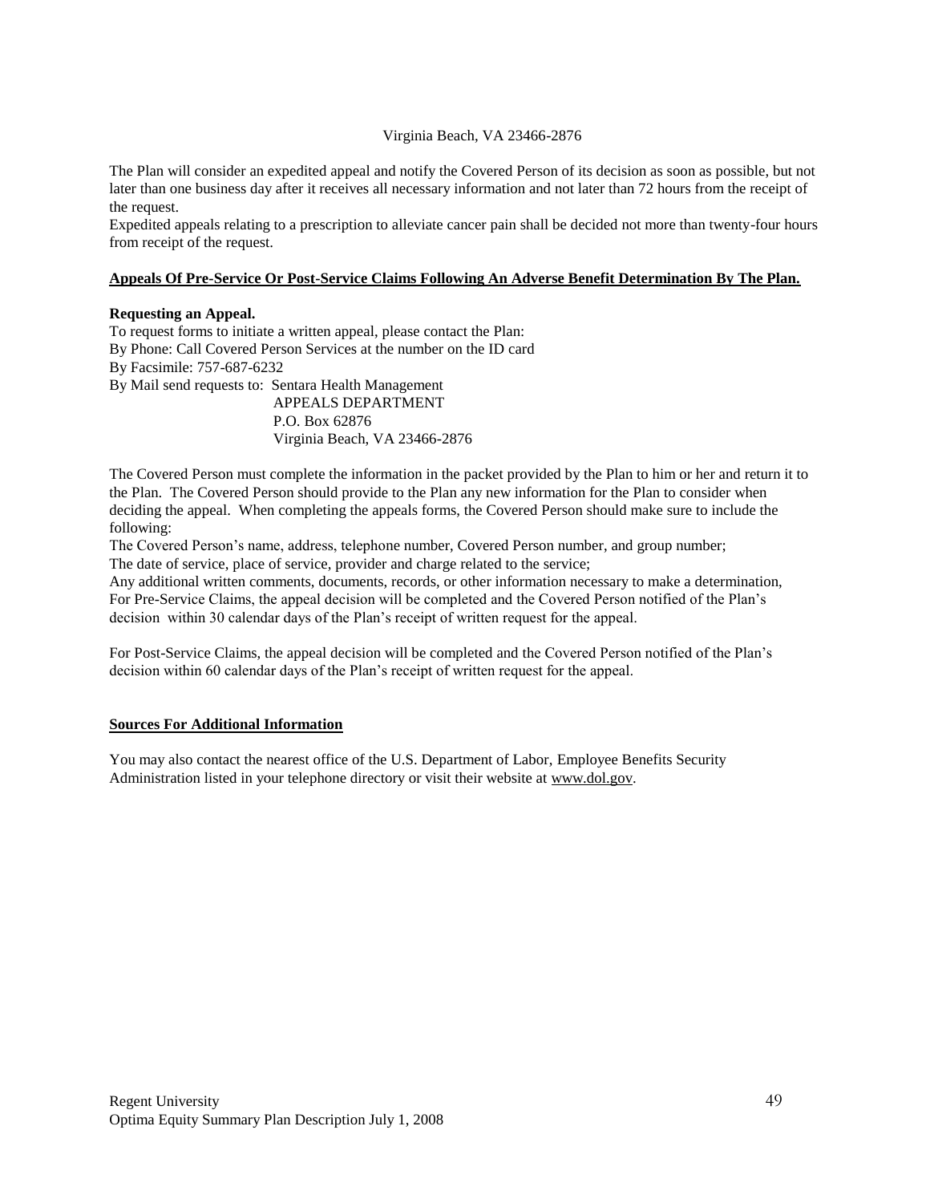Virginia Beach, VA 23466-2876

The Plan will consider an expedited appeal and notify the Covered Person of its decision as soon as possible, but not later than one business day after it receives all necessary information and not later than 72 hours from the receipt of the request.

Expedited appeals relating to a prescription to alleviate cancer pain shall be decided not more than twenty-four hours from receipt of the request.

**Appeals Of Pre-Service Or Post-Service Claims Following An Adverse Benefit Determination By The Plan.**

**Requesting an Appeal.**

To request forms to initiate a written appeal, please contact the Plan:
By Phone: Call Covered Person Services at the number on the ID card
By Facsimile: 757-687-6232
By Mail send requests to: Sentara Health Management
APPEALS DEPARTMENT
P.O. Box 62876
Virginia Beach, VA 23466-2876

The Covered Person must complete the information in the packet provided by the Plan to him or her and return it to the Plan. The Covered Person should provide to the Plan any new information for the Plan to consider when deciding the appeal. When completing the appeals forms, the Covered Person should make sure to include the following:

The Covered Person's name, address, telephone number, Covered Person number, and group number;
The date of service, place of service, provider and charge related to the service;
Any additional written comments, documents, records, or other information necessary to make a determination,
For Pre-Service Claims, the appeal decision will be completed and the Covered Person notified of the Plan's decision within 30 calendar days of the Plan's receipt of written request for the appeal.

For Post-Service Claims, the appeal decision will be completed and the Covered Person notified of the Plan's decision within 60 calendar days of the Plan's receipt of written request for the appeal.

**Sources For Additional Information**

You may also contact the nearest office of the U.S. Department of Labor, Employee Benefits Security Administration listed in your telephone directory or visit their website at www.dol.gov.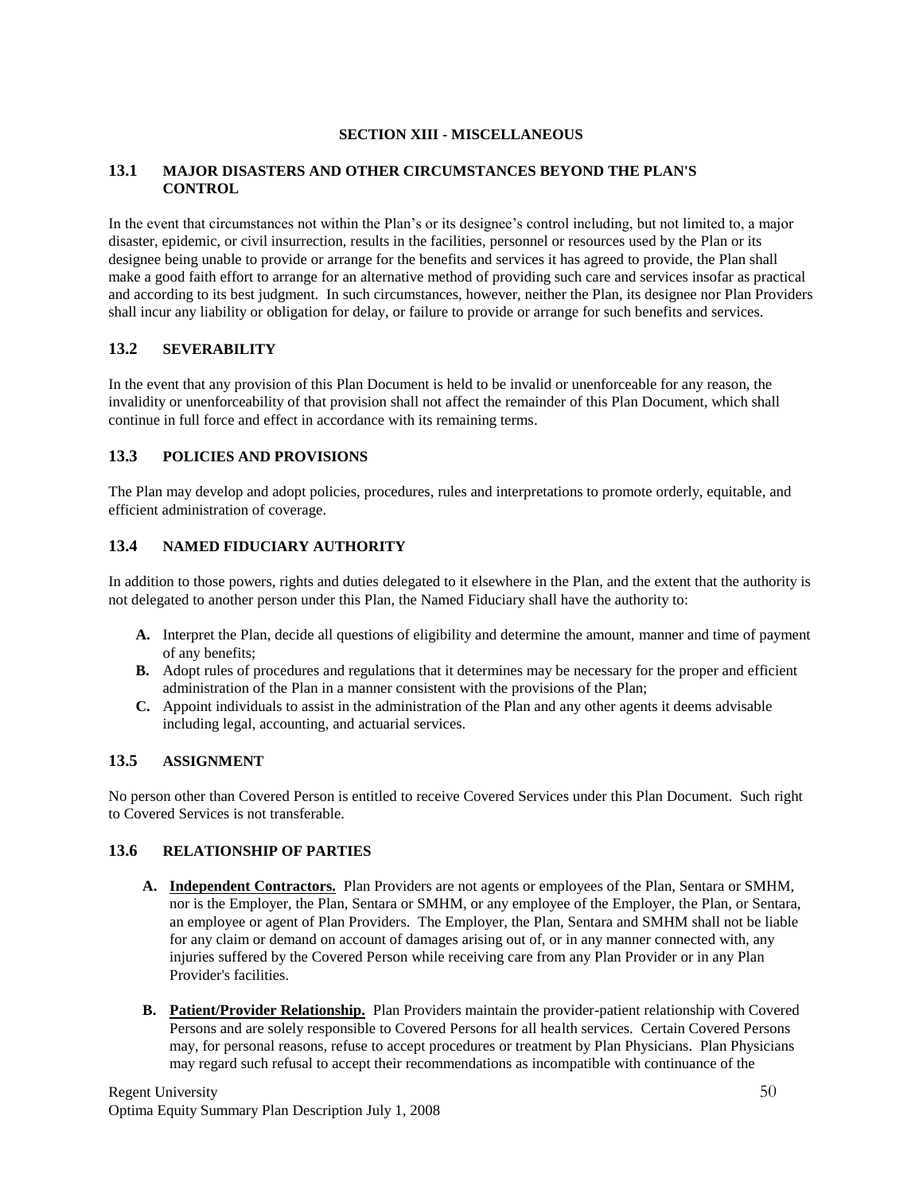## SECTION XIII - MISCELLANEOUS

### 13.1 MAJOR DISASTERS AND OTHER CIRCUMSTANCES BEYOND THE PLAN'S CONTROL

In the event that circumstances not within the Plan's or its designee's control including, but not limited to, a major disaster, epidemic, or civil insurrection, results in the facilities, personnel or resources used by the Plan or its designee being unable to provide or arrange for the benefits and services it has agreed to provide, the Plan shall make a good faith effort to arrange for an alternative method of providing such care and services insofar as practical and according to its best judgment. In such circumstances, however, neither the Plan, its designee nor Plan Providers shall incur any liability or obligation for delay, or failure to provide or arrange for such benefits and services.

### 13.2 SEVERABILITY

In the event that any provision of this Plan Document is held to be invalid or unenforceable for any reason, the invalidity or unenforceability of that provision shall not affect the remainder of this Plan Document, which shall continue in full force and effect in accordance with its remaining terms.

### 13.3 POLICIES AND PROVISIONS

The Plan may develop and adopt policies, procedures, rules and interpretations to promote orderly, equitable, and efficient administration of coverage.

### 13.4 NAMED FIDUCIARY AUTHORITY

In addition to those powers, rights and duties delegated to it elsewhere in the Plan, and the extent that the authority is not delegated to another person under this Plan, the Named Fiduciary shall have the authority to:

- **A.** Interpret the Plan, decide all questions of eligibility and determine the amount, manner and time of payment of any benefits;
- **B.** Adopt rules of procedures and regulations that it determines may be necessary for the proper and efficient administration of the Plan in a manner consistent with the provisions of the Plan;
- **C.** Appoint individuals to assist in the administration of the Plan and any other agents it deems advisable including legal, accounting, and actuarial services.

### 13.5 ASSIGNMENT

No person other than Covered Person is entitled to receive Covered Services under this Plan Document. Such right to Covered Services is not transferable.

### 13.6 RELATIONSHIP OF PARTIES

- **A. <u>Independent Contractors.</u>** Plan Providers are not agents or employees of the Plan, Sentara or SMHM, nor is the Employer, the Plan, Sentara or SMHM, or any employee of the Employer, the Plan, or Sentara, an employee or agent of Plan Providers. The Employer, the Plan, Sentara and SMHM shall not be liable for any claim or demand on account of damages arising out of, or in any manner connected with, any injuries suffered by the Covered Person while receiving care from any Plan Provider or in any Plan Provider's facilities.

- **B. <u>Patient/Provider Relationship.</u>** Plan Providers maintain the provider-patient relationship with Covered Persons and are solely responsible to Covered Persons for all health services. Certain Covered Persons may, for personal reasons, refuse to accept procedures or treatment by Plan Physicians. Plan Physicians may regard such refusal to accept their recommendations as incompatible with continuance of the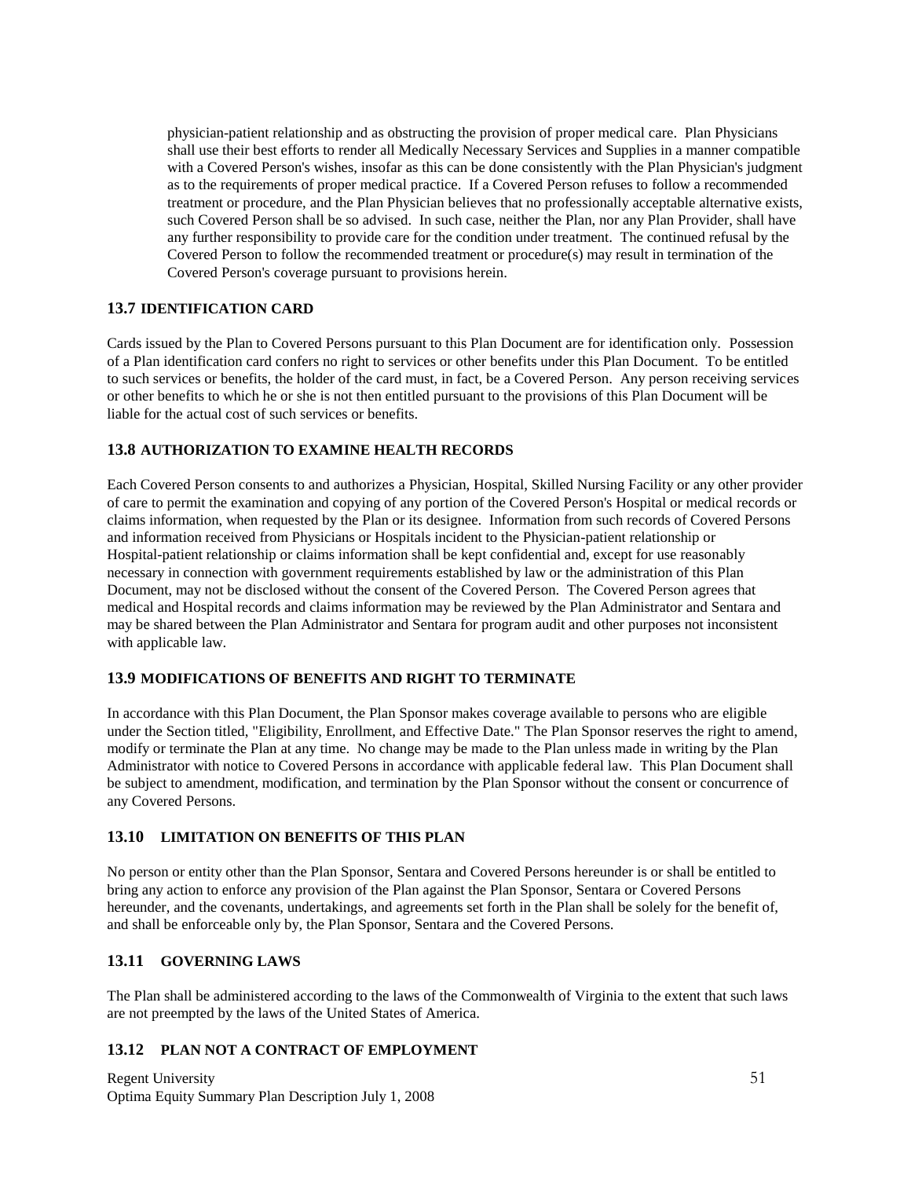physician-patient relationship and as obstructing the provision of proper medical care. Plan Physicians shall use their best efforts to render all Medically Necessary Services and Supplies in a manner compatible with a Covered Person's wishes, insofar as this can be done consistently with the Plan Physician's judgment as to the requirements of proper medical practice. If a Covered Person refuses to follow a recommended treatment or procedure, and the Plan Physician believes that no professionally acceptable alternative exists, such Covered Person shall be so advised. In such case, neither the Plan, nor any Plan Provider, shall have any further responsibility to provide care for the condition under treatment. The continued refusal by the Covered Person to follow the recommended treatment or procedure(s) may result in termination of the Covered Person's coverage pursuant to provisions herein.

### 13.7 IDENTIFICATION CARD

Cards issued by the Plan to Covered Persons pursuant to this Plan Document are for identification only. Possession of a Plan identification card confers no right to services or other benefits under this Plan Document. To be entitled to such services or benefits, the holder of the card must, in fact, be a Covered Person. Any person receiving services or other benefits to which he or she is not then entitled pursuant to the provisions of this Plan Document will be liable for the actual cost of such services or benefits.

### 13.8 AUTHORIZATION TO EXAMINE HEALTH RECORDS

Each Covered Person consents to and authorizes a Physician, Hospital, Skilled Nursing Facility or any other provider of care to permit the examination and copying of any portion of the Covered Person's Hospital or medical records or claims information, when requested by the Plan or its designee. Information from such records of Covered Persons and information received from Physicians or Hospitals incident to the Physician-patient relationship or Hospital-patient relationship or claims information shall be kept confidential and, except for use reasonably necessary in connection with government requirements established by law or the administration of this Plan Document, may not be disclosed without the consent of the Covered Person. The Covered Person agrees that medical and Hospital records and claims information may be reviewed by the Plan Administrator and Sentara and may be shared between the Plan Administrator and Sentara for program audit and other purposes not inconsistent with applicable law.

### 13.9 MODIFICATIONS OF BENEFITS AND RIGHT TO TERMINATE

In accordance with this Plan Document, the Plan Sponsor makes coverage available to persons who are eligible under the Section titled, "Eligibility, Enrollment, and Effective Date." The Plan Sponsor reserves the right to amend, modify or terminate the Plan at any time. No change may be made to the Plan unless made in writing by the Plan Administrator with notice to Covered Persons in accordance with applicable federal law. This Plan Document shall be subject to amendment, modification, and termination by the Plan Sponsor without the consent or concurrence of any Covered Persons.

### 13.10 LIMITATION ON BENEFITS OF THIS PLAN

No person or entity other than the Plan Sponsor, Sentara and Covered Persons hereunder is or shall be entitled to bring any action to enforce any provision of the Plan against the Plan Sponsor, Sentara or Covered Persons hereunder, and the covenants, undertakings, and agreements set forth in the Plan shall be solely for the benefit of, and shall be enforceable only by, the Plan Sponsor, Sentara and the Covered Persons.

### 13.11 GOVERNING LAWS

The Plan shall be administered according to the laws of the Commonwealth of Virginia to the extent that such laws are not preempted by the laws of the United States of America.

### 13.12 PLAN NOT A CONTRACT OF EMPLOYMENT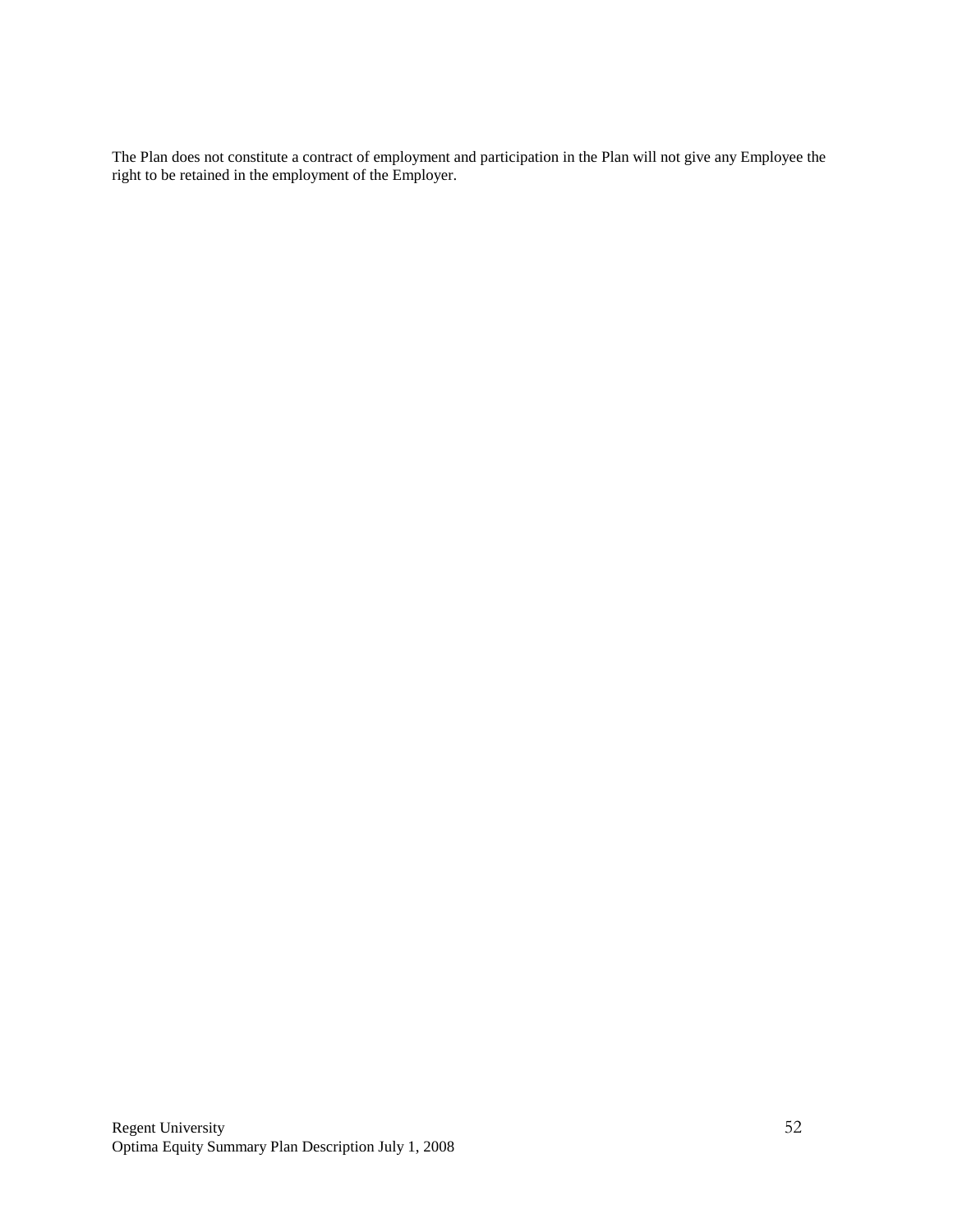The Plan does not constitute a contract of employment and participation in the Plan will not give any Employee the right to be retained in the employment of the Employer.